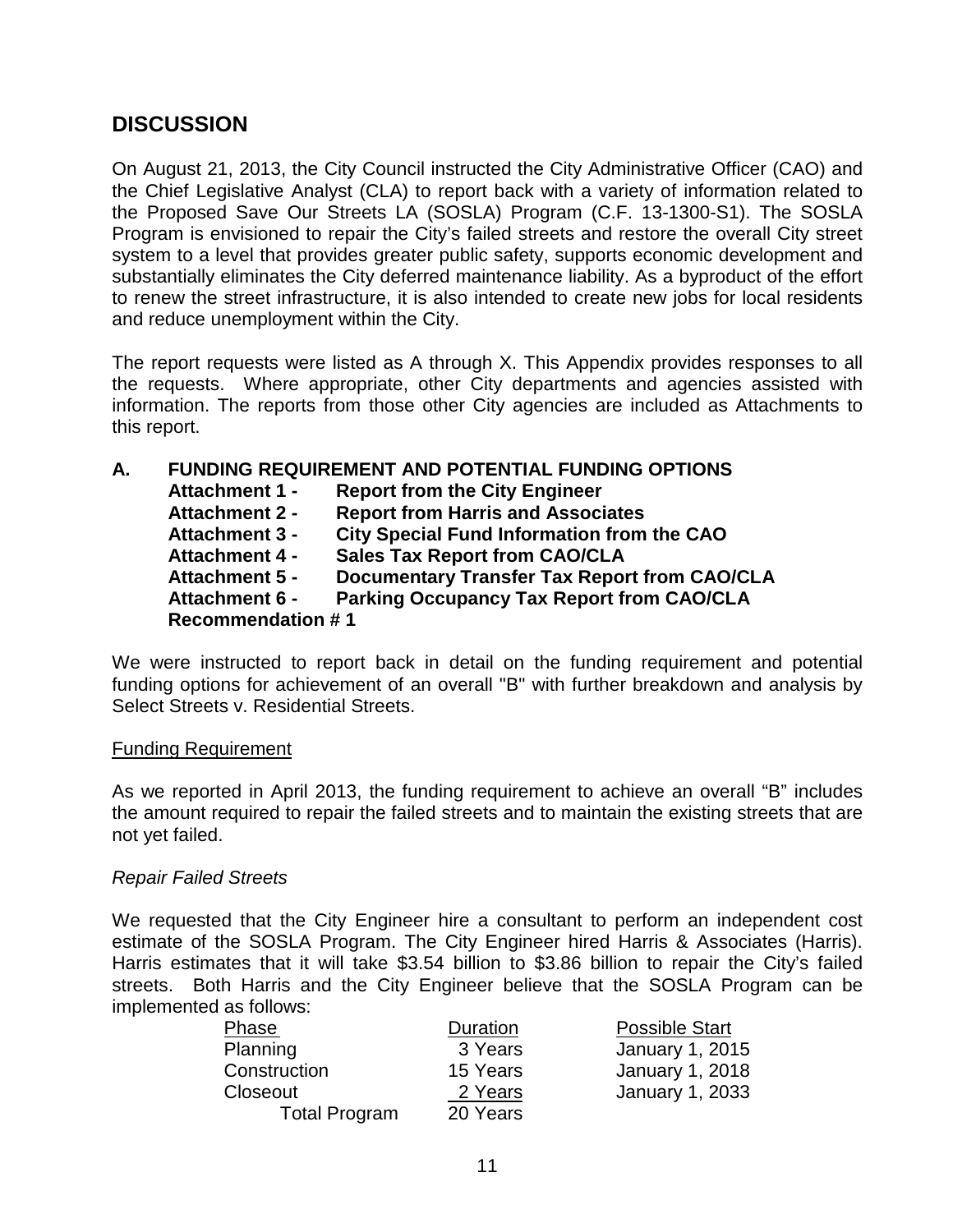## DISCUSSION

On August 21, 2013, the City Council instructed the City Administrative Officer (CAO) and the Chief Legislative Analyst (CLA) to report back with a variety of information related to the Proposed Save Our Streets LA (SOSLA) Program (C.F. 13-1300-S1). The SOSLA Program is envisioned to repair the City's failed streets and restore the overall City street system to a level that provides greater public safety, supports economic development and substantially eliminates the City deferred maintenance liability. As a byproduct of the effort to renew the street infrastructure, it is also intended to create new jobs for local residents and reduce unemployment within the City.

The report requests were listed as A through X. This Appendix provides responses to all the requests. Where appropriate, other City departments and agencies assisted with information. The reports from those other City agencies are included as Attachments to this report.

**A. FUNDING REQUIREMENT AND POTENTIAL FUNDING OPTIONS**

**Attachment 1 - Report from the City Engineer**
**Attachment 2 - Report from Harris and Associates**
**Attachment 3 - City Special Fund Information from the CAO**
**Attachment 4 - Sales Tax Report from CAO/CLA**
**Attachment 5 - Documentary Transfer Tax Report from CAO/CLA**
**Attachment 6 - Parking Occupancy Tax Report from CAO/CLA**
**Recommendation # 1**

We were instructed to report back in detail on the funding requirement and potential funding options for achievement of an overall "B" with further breakdown and analysis by Select Streets v. Residential Streets.

Funding Requirement

As we reported in April 2013, the funding requirement to achieve an overall "B" includes the amount required to repair the failed streets and to maintain the existing streets that are not yet failed.

*Repair Failed Streets*

We requested that the City Engineer hire a consultant to perform an independent cost estimate of the SOSLA Program. The City Engineer hired Harris & Associates (Harris). Harris estimates that it will take $3.54 billion to $3.86 billion to repair the City's failed streets. Both Harris and the City Engineer believe that the SOSLA Program can be implemented as follows:

| Phase | Duration | Possible Start |
|---|---|---|
| Planning | 3 Years | January 1, 2015 |
| Construction | 15 Years | January 1, 2018 |
| Closeout | 2 Years | January 1, 2033 |
| Total Program | 20 Years | |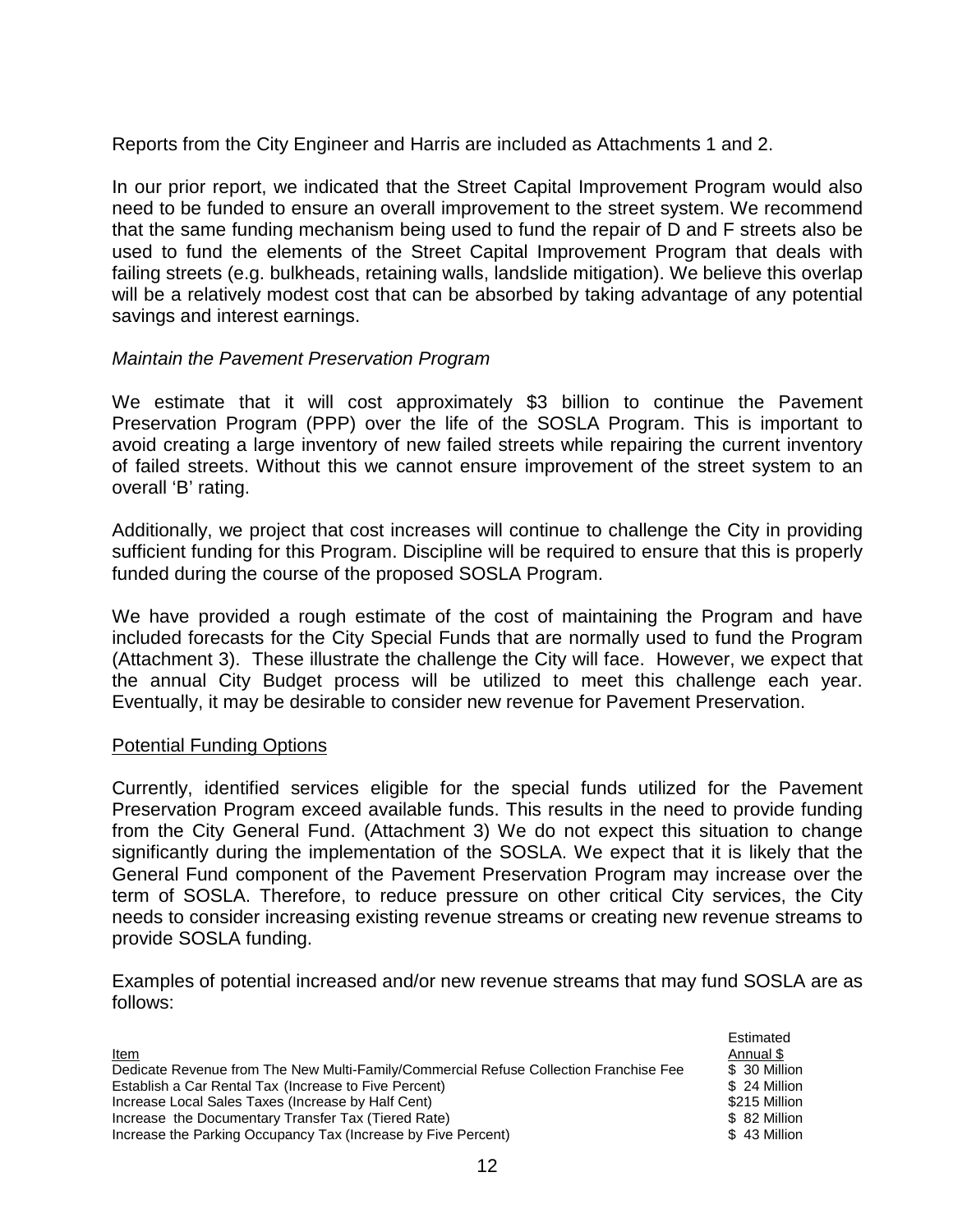Reports from the City Engineer and Harris are included as Attachments 1 and 2.

In our prior report, we indicated that the Street Capital Improvement Program would also need to be funded to ensure an overall improvement to the street system. We recommend that the same funding mechanism being used to fund the repair of D and F streets also be used to fund the elements of the Street Capital Improvement Program that deals with failing streets (e.g. bulkheads, retaining walls, landslide mitigation). We believe this overlap will be a relatively modest cost that can be absorbed by taking advantage of any potential savings and interest earnings.

*Maintain the Pavement Preservation Program*

We estimate that it will cost approximately $3 billion to continue the Pavement Preservation Program (PPP) over the life of the SOSLA Program. This is important to avoid creating a large inventory of new failed streets while repairing the current inventory of failed streets. Without this we cannot ensure improvement of the street system to an overall 'B' rating.

Additionally, we project that cost increases will continue to challenge the City in providing sufficient funding for this Program. Discipline will be required to ensure that this is properly funded during the course of the proposed SOSLA Program.

We have provided a rough estimate of the cost of maintaining the Program and have included forecasts for the City Special Funds that are normally used to fund the Program (Attachment 3). These illustrate the challenge the City will face. However, we expect that the annual City Budget process will be utilized to meet this challenge each year. Eventually, it may be desirable to consider new revenue for Pavement Preservation.

<u>Potential Funding Options</u>

Currently, identified services eligible for the special funds utilized for the Pavement Preservation Program exceed available funds. This results in the need to provide funding from the City General Fund. (Attachment 3) We do not expect this situation to change significantly during the implementation of the SOSLA. We expect that it is likely that the General Fund component of the Pavement Preservation Program may increase over the term of SOSLA. Therefore, to reduce pressure on other critical City services, the City needs to consider increasing existing revenue streams or creating new revenue streams to provide SOSLA funding.

Examples of potential increased and/or new revenue streams that may fund SOSLA are as follows:

| Item | Estimated Annual $ |
|---|---|
| Dedicate Revenue from The New Multi-Family/Commercial Refuse Collection Franchise Fee | $ 30 Million |
| Establish a Car Rental Tax (Increase to Five Percent) | $ 24 Million |
| Increase Local Sales Taxes (Increase by Half Cent) | $215 Million |
| Increase the Documentary Transfer Tax (Tiered Rate) | $ 82 Million |
| Increase the Parking Occupancy Tax (Increase by Five Percent) | $ 43 Million |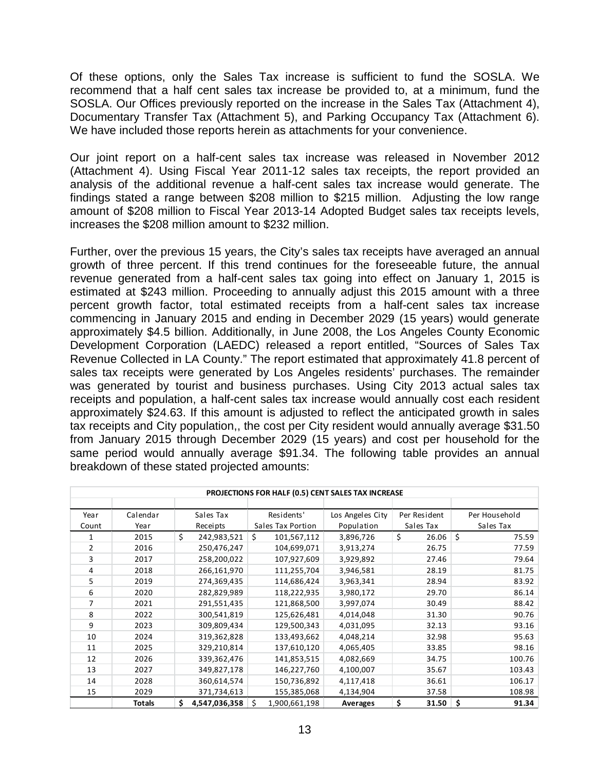Of these options, only the Sales Tax increase is sufficient to fund the SOSLA. We recommend that a half cent sales tax increase be provided to, at a minimum, fund the SOSLA. Our Offices previously reported on the increase in the Sales Tax (Attachment 4), Documentary Transfer Tax (Attachment 5), and Parking Occupancy Tax (Attachment 6). We have included those reports herein as attachments for your convenience.

Our joint report on a half-cent sales tax increase was released in November 2012 (Attachment 4). Using Fiscal Year 2011-12 sales tax receipts, the report provided an analysis of the additional revenue a half-cent sales tax increase would generate. The findings stated a range between $208 million to $215 million. Adjusting the low range amount of $208 million to Fiscal Year 2013-14 Adopted Budget sales tax receipts levels, increases the $208 million amount to $232 million.

Further, over the previous 15 years, the City's sales tax receipts have averaged an annual growth of three percent. If this trend continues for the foreseeable future, the annual revenue generated from a half-cent sales tax going into effect on January 1, 2015 is estimated at $243 million. Proceeding to annually adjust this 2015 amount with a three percent growth factor, total estimated receipts from a half-cent sales tax increase commencing in January 2015 and ending in December 2029 (15 years) would generate approximately $4.5 billion. Additionally, in June 2008, the Los Angeles County Economic Development Corporation (LAEDC) released a report entitled, "Sources of Sales Tax Revenue Collected in LA County." The report estimated that approximately 41.8 percent of sales tax receipts were generated by Los Angeles residents' purchases. The remainder was generated by tourist and business purchases. Using City 2013 actual sales tax receipts and population, a half-cent sales tax increase would annually cost each resident approximately $24.63. If this amount is adjusted to reflect the anticipated growth in sales tax receipts and City population,, the cost per City resident would annually average $31.50 from January 2015 through December 2029 (15 years) and cost per household for the same period would annually average $91.34. The following table provides an annual breakdown of these stated projected amounts:

**PROJECTIONS FOR HALF (0.5) CENT SALES TAX INCREASE**

| Year Count | Calendar Year | Sales Tax Receipts | Residents' Sales Tax Portion | Los Angeles City Population | Per Resident Sales Tax | Per Household Sales Tax |
|---|---|---|---|---|---|---|
| 1 | 2015 | $ 242,983,521 | $ 101,567,112 | 3,896,726 | $ 26.06 | $ 75.59 |
| 2 | 2016 | 250,476,247 | 104,699,071 | 3,913,274 | 26.75 | 77.59 |
| 3 | 2017 | 258,200,022 | 107,927,609 | 3,929,892 | 27.46 | 79.64 |
| 4 | 2018 | 266,161,970 | 111,255,704 | 3,946,581 | 28.19 | 81.75 |
| 5 | 2019 | 274,369,435 | 114,686,424 | 3,963,341 | 28.94 | 83.92 |
| 6 | 2020 | 282,829,989 | 118,222,935 | 3,980,172 | 29.70 | 86.14 |
| 7 | 2021 | 291,551,435 | 121,868,500 | 3,997,074 | 30.49 | 88.42 |
| 8 | 2022 | 300,541,819 | 125,626,481 | 4,014,048 | 31.30 | 90.76 |
| 9 | 2023 | 309,809,434 | 129,500,343 | 4,031,095 | 32.13 | 93.16 |
| 10 | 2024 | 319,362,828 | 133,493,662 | 4,048,214 | 32.98 | 95.63 |
| 11 | 2025 | 329,210,814 | 137,610,120 | 4,065,405 | 33.85 | 98.16 |
| 12 | 2026 | 339,362,476 | 141,853,515 | 4,082,669 | 34.75 | 100.76 |
| 13 | 2027 | 349,827,178 | 146,227,760 | 4,100,007 | 35.67 | 103.43 |
| 14 | 2028 | 360,614,574 | 150,736,892 | 4,117,418 | 36.61 | 106.17 |
| 15 | 2029 | 371,734,613 | 155,385,068 | 4,134,904 | 37.58 | 108.98 |
| | **Totals** | **$ 4,547,036,358** | $ 1,900,661,198 | **Averages** | **$ 31.50** | **$ 91.34** |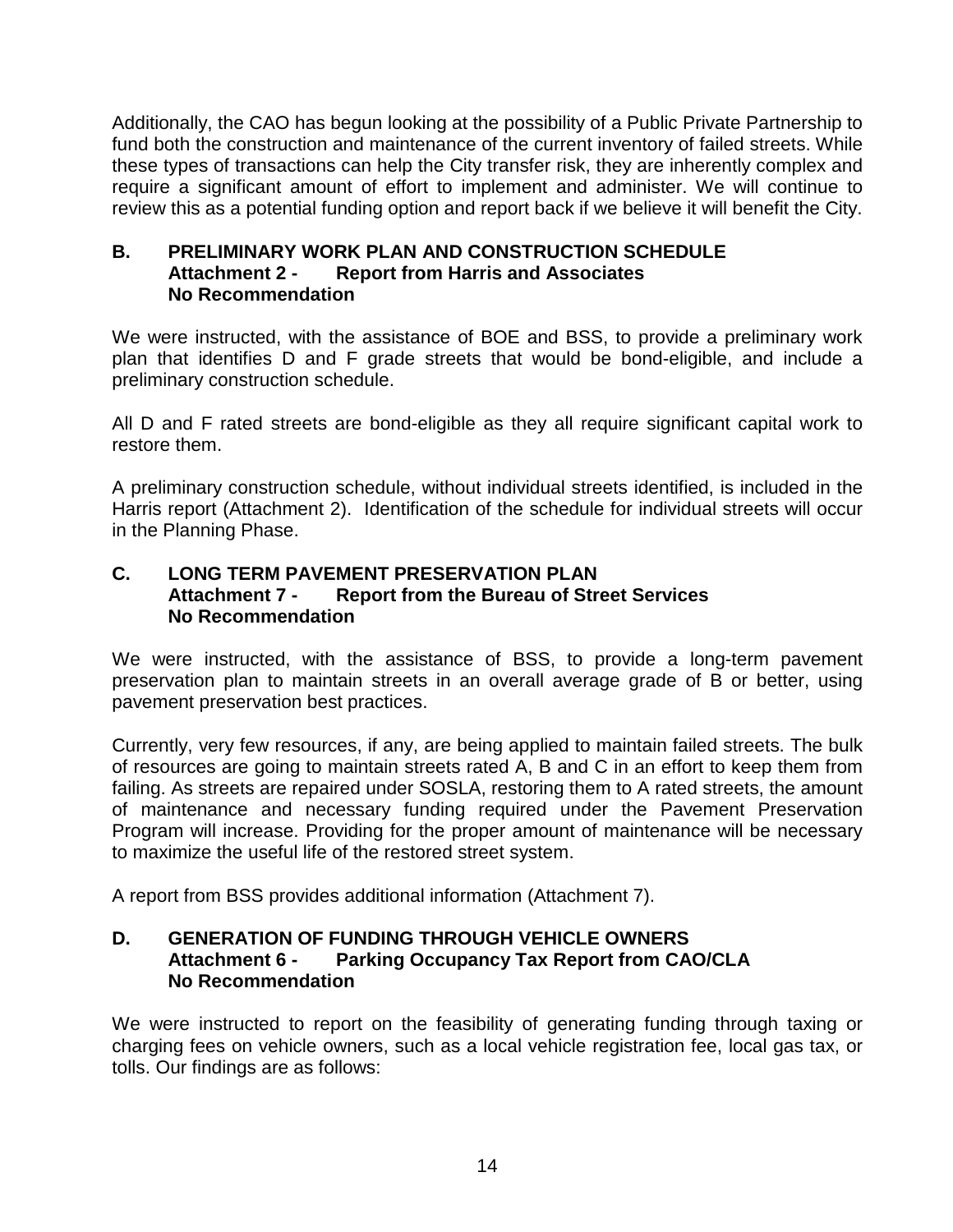Additionally, the CAO has begun looking at the possibility of a Public Private Partnership to fund both the construction and maintenance of the current inventory of failed streets. While these types of transactions can help the City transfer risk, they are inherently complex and require a significant amount of effort to implement and administer. We will continue to review this as a potential funding option and report back if we believe it will benefit the City.

### B. PRELIMINARY WORK PLAN AND CONSTRUCTION SCHEDULE
**Attachment 2 - Report from Harris and Associates**
**No Recommendation**

We were instructed, with the assistance of BOE and BSS, to provide a preliminary work plan that identifies D and F grade streets that would be bond-eligible, and include a preliminary construction schedule.

All D and F rated streets are bond-eligible as they all require significant capital work to restore them.

A preliminary construction schedule, without individual streets identified, is included in the Harris report (Attachment 2). Identification of the schedule for individual streets will occur in the Planning Phase.

### C. LONG TERM PAVEMENT PRESERVATION PLAN
**Attachment 7 - Report from the Bureau of Street Services**
**No Recommendation**

We were instructed, with the assistance of BSS, to provide a long-term pavement preservation plan to maintain streets in an overall average grade of B or better, using pavement preservation best practices.

Currently, very few resources, if any, are being applied to maintain failed streets. The bulk of resources are going to maintain streets rated A, B and C in an effort to keep them from failing. As streets are repaired under SOSLA, restoring them to A rated streets, the amount of maintenance and necessary funding required under the Pavement Preservation Program will increase. Providing for the proper amount of maintenance will be necessary to maximize the useful life of the restored street system.

A report from BSS provides additional information (Attachment 7).

### D. GENERATION OF FUNDING THROUGH VEHICLE OWNERS
**Attachment 6 - Parking Occupancy Tax Report from CAO/CLA**
**No Recommendation**

We were instructed to report on the feasibility of generating funding through taxing or charging fees on vehicle owners, such as a local vehicle registration fee, local gas tax, or tolls. Our findings are as follows: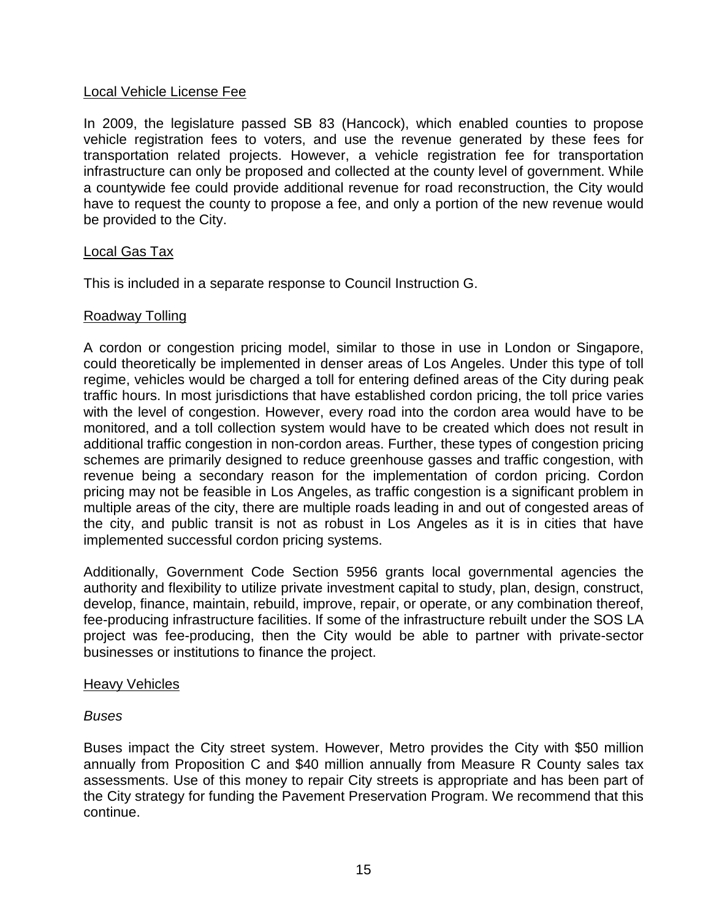Local Vehicle License Fee

In 2009, the legislature passed SB 83 (Hancock), which enabled counties to propose vehicle registration fees to voters, and use the revenue generated by these fees for transportation related projects. However, a vehicle registration fee for transportation infrastructure can only be proposed and collected at the county level of government. While a countywide fee could provide additional revenue for road reconstruction, the City would have to request the county to propose a fee, and only a portion of the new revenue would be provided to the City.

Local Gas Tax

This is included in a separate response to Council Instruction G.

Roadway Tolling

A cordon or congestion pricing model, similar to those in use in London or Singapore, could theoretically be implemented in denser areas of Los Angeles. Under this type of toll regime, vehicles would be charged a toll for entering defined areas of the City during peak traffic hours. In most jurisdictions that have established cordon pricing, the toll price varies with the level of congestion. However, every road into the cordon area would have to be monitored, and a toll collection system would have to be created which does not result in additional traffic congestion in non-cordon areas. Further, these types of congestion pricing schemes are primarily designed to reduce greenhouse gasses and traffic congestion, with revenue being a secondary reason for the implementation of cordon pricing. Cordon pricing may not be feasible in Los Angeles, as traffic congestion is a significant problem in multiple areas of the city, there are multiple roads leading in and out of congested areas of the city, and public transit is not as robust in Los Angeles as it is in cities that have implemented successful cordon pricing systems.

Additionally, Government Code Section 5956 grants local governmental agencies the authority and flexibility to utilize private investment capital to study, plan, design, construct, develop, finance, maintain, rebuild, improve, repair, or operate, or any combination thereof, fee-producing infrastructure facilities. If some of the infrastructure rebuilt under the SOS LA project was fee-producing, then the City would be able to partner with private-sector businesses or institutions to finance the project.

Heavy Vehicles

*Buses*

Buses impact the City street system. However, Metro provides the City with $50 million annually from Proposition C and $40 million annually from Measure R County sales tax assessments. Use of this money to repair City streets is appropriate and has been part of the City strategy for funding the Pavement Preservation Program. We recommend that this continue.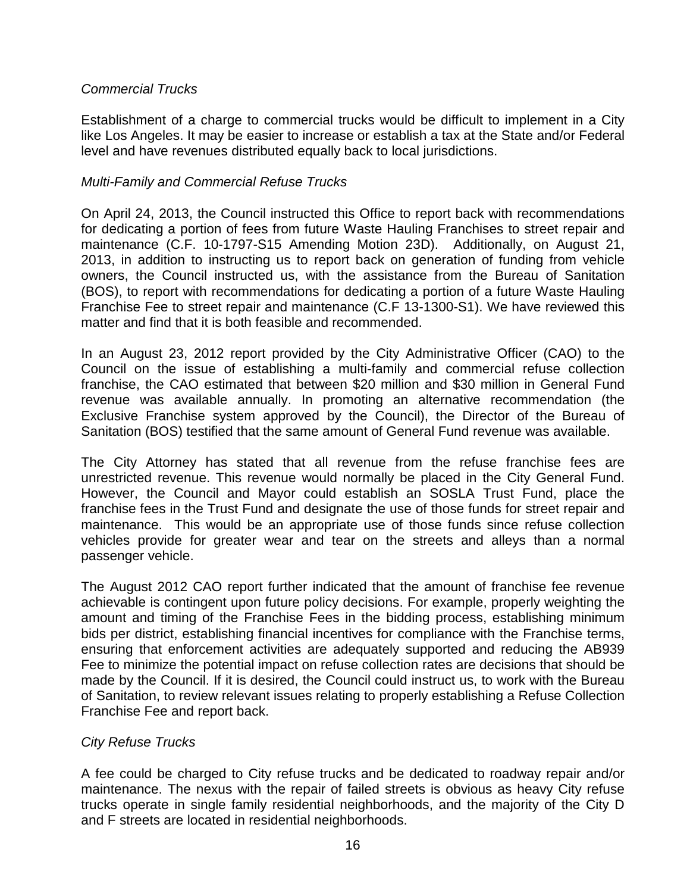*Commercial Trucks*

Establishment of a charge to commercial trucks would be difficult to implement in a City like Los Angeles. It may be easier to increase or establish a tax at the State and/or Federal level and have revenues distributed equally back to local jurisdictions.

*Multi-Family and Commercial Refuse Trucks*

On April 24, 2013, the Council instructed this Office to report back with recommendations for dedicating a portion of fees from future Waste Hauling Franchises to street repair and maintenance (C.F. 10-1797-S15 Amending Motion 23D). Additionally, on August 21, 2013, in addition to instructing us to report back on generation of funding from vehicle owners, the Council instructed us, with the assistance from the Bureau of Sanitation (BOS), to report with recommendations for dedicating a portion of a future Waste Hauling Franchise Fee to street repair and maintenance (C.F 13-1300-S1). We have reviewed this matter and find that it is both feasible and recommended.

In an August 23, 2012 report provided by the City Administrative Officer (CAO) to the Council on the issue of establishing a multi-family and commercial refuse collection franchise, the CAO estimated that between $20 million and $30 million in General Fund revenue was available annually. In promoting an alternative recommendation (the Exclusive Franchise system approved by the Council), the Director of the Bureau of Sanitation (BOS) testified that the same amount of General Fund revenue was available.

The City Attorney has stated that all revenue from the refuse franchise fees are unrestricted revenue. This revenue would normally be placed in the City General Fund. However, the Council and Mayor could establish an SOSLA Trust Fund, place the franchise fees in the Trust Fund and designate the use of those funds for street repair and maintenance. This would be an appropriate use of those funds since refuse collection vehicles provide for greater wear and tear on the streets and alleys than a normal passenger vehicle.

The August 2012 CAO report further indicated that the amount of franchise fee revenue achievable is contingent upon future policy decisions. For example, properly weighting the amount and timing of the Franchise Fees in the bidding process, establishing minimum bids per district, establishing financial incentives for compliance with the Franchise terms, ensuring that enforcement activities are adequately supported and reducing the AB939 Fee to minimize the potential impact on refuse collection rates are decisions that should be made by the Council. If it is desired, the Council could instruct us, to work with the Bureau of Sanitation, to review relevant issues relating to properly establishing a Refuse Collection Franchise Fee and report back.

*City Refuse Trucks*

A fee could be charged to City refuse trucks and be dedicated to roadway repair and/or maintenance. The nexus with the repair of failed streets is obvious as heavy City refuse trucks operate in single family residential neighborhoods, and the majority of the City D and F streets are located in residential neighborhoods.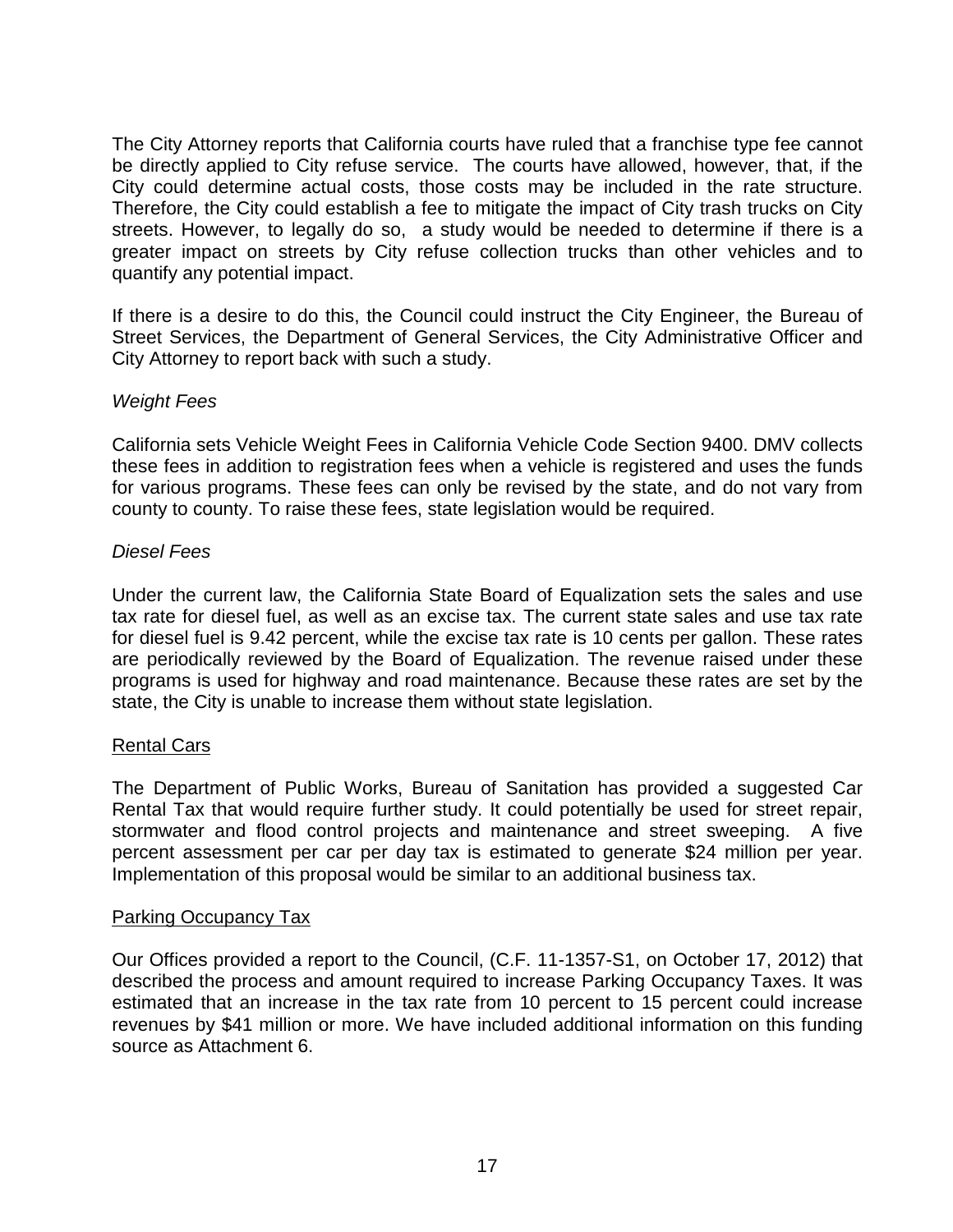The City Attorney reports that California courts have ruled that a franchise type fee cannot be directly applied to City refuse service. The courts have allowed, however, that, if the City could determine actual costs, those costs may be included in the rate structure. Therefore, the City could establish a fee to mitigate the impact of City trash trucks on City streets. However, to legally do so, a study would be needed to determine if there is a greater impact on streets by City refuse collection trucks than other vehicles and to quantify any potential impact.

If there is a desire to do this, the Council could instruct the City Engineer, the Bureau of Street Services, the Department of General Services, the City Administrative Officer and City Attorney to report back with such a study.

*Weight Fees*

California sets Vehicle Weight Fees in California Vehicle Code Section 9400. DMV collects these fees in addition to registration fees when a vehicle is registered and uses the funds for various programs. These fees can only be revised by the state, and do not vary from county to county. To raise these fees, state legislation would be required.

*Diesel Fees*

Under the current law, the California State Board of Equalization sets the sales and use tax rate for diesel fuel, as well as an excise tax. The current state sales and use tax rate for diesel fuel is 9.42 percent, while the excise tax rate is 10 cents per gallon. These rates are periodically reviewed by the Board of Equalization. The revenue raised under these programs is used for highway and road maintenance. Because these rates are set by the state, the City is unable to increase them without state legislation.

<u>Rental Cars</u>

The Department of Public Works, Bureau of Sanitation has provided a suggested Car Rental Tax that would require further study. It could potentially be used for street repair, stormwater and flood control projects and maintenance and street sweeping. A five percent assessment per car per day tax is estimated to generate $24 million per year. Implementation of this proposal would be similar to an additional business tax.

<u>Parking Occupancy Tax</u>

Our Offices provided a report to the Council, (C.F. 11-1357-S1, on October 17, 2012) that described the process and amount required to increase Parking Occupancy Taxes. It was estimated that an increase in the tax rate from 10 percent to 15 percent could increase revenues by $41 million or more. We have included additional information on this funding source as Attachment 6.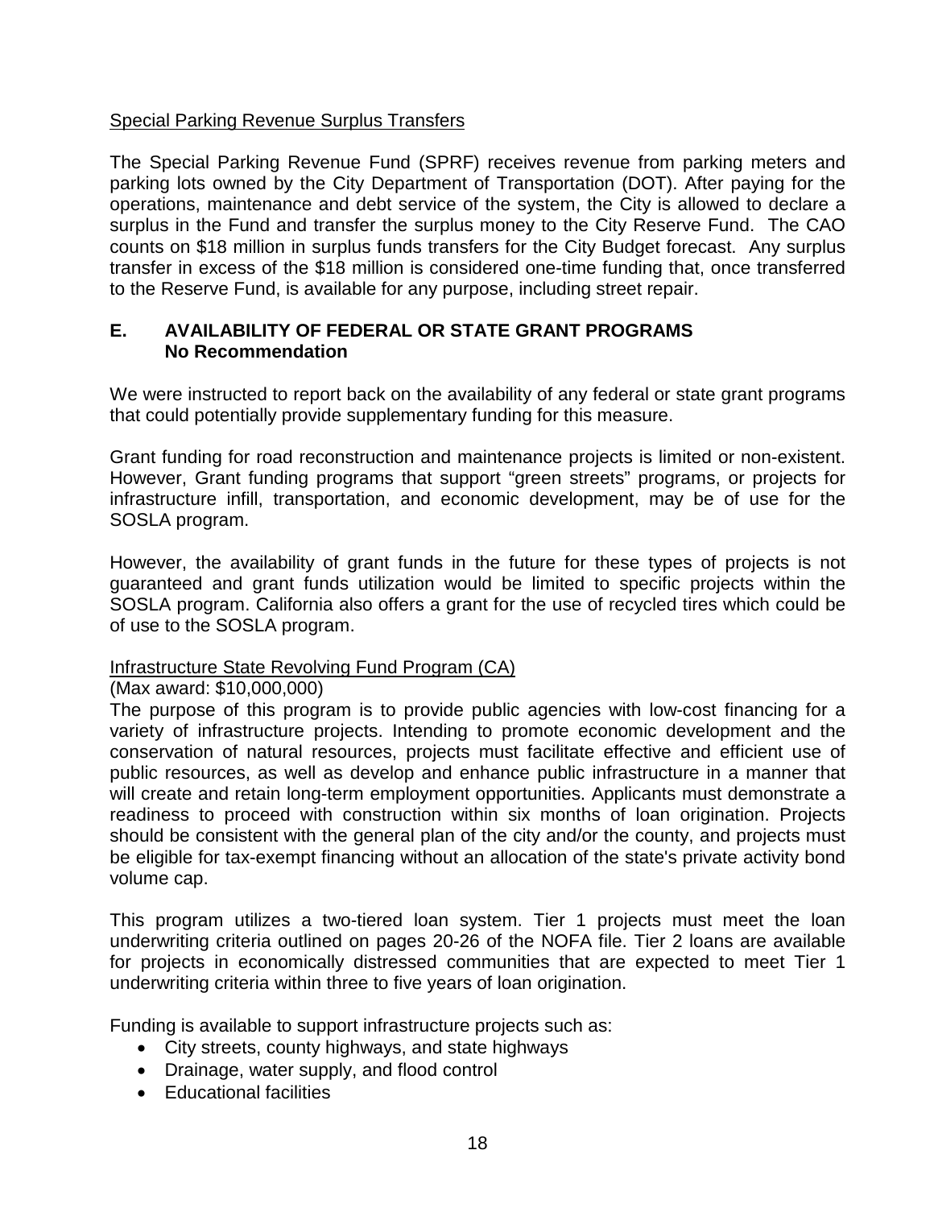Special Parking Revenue Surplus Transfers

The Special Parking Revenue Fund (SPRF) receives revenue from parking meters and parking lots owned by the City Department of Transportation (DOT). After paying for the operations, maintenance and debt service of the system, the City is allowed to declare a surplus in the Fund and transfer the surplus money to the City Reserve Fund. The CAO counts on $18 million in surplus funds transfers for the City Budget forecast. Any surplus transfer in excess of the $18 million is considered one-time funding that, once transferred to the Reserve Fund, is available for any purpose, including street repair.

## E. AVAILABILITY OF FEDERAL OR STATE GRANT PROGRAMS
**No Recommendation**

We were instructed to report back on the availability of any federal or state grant programs that could potentially provide supplementary funding for this measure.

Grant funding for road reconstruction and maintenance projects is limited or non-existent. However, Grant funding programs that support "green streets" programs, or projects for infrastructure infill, transportation, and economic development, may be of use for the SOSLA program.

However, the availability of grant funds in the future for these types of projects is not guaranteed and grant funds utilization would be limited to specific projects within the SOSLA program. California also offers a grant for the use of recycled tires which could be of use to the SOSLA program.

Infrastructure State Revolving Fund Program (CA)

(Max award: $10,000,000)

The purpose of this program is to provide public agencies with low-cost financing for a variety of infrastructure projects. Intending to promote economic development and the conservation of natural resources, projects must facilitate effective and efficient use of public resources, as well as develop and enhance public infrastructure in a manner that will create and retain long-term employment opportunities. Applicants must demonstrate a readiness to proceed with construction within six months of loan origination. Projects should be consistent with the general plan of the city and/or the county, and projects must be eligible for tax-exempt financing without an allocation of the state's private activity bond volume cap.

This program utilizes a two-tiered loan system. Tier 1 projects must meet the loan underwriting criteria outlined on pages 20-26 of the NOFA file. Tier 2 loans are available for projects in economically distressed communities that are expected to meet Tier 1 underwriting criteria within three to five years of loan origination.

Funding is available to support infrastructure projects such as:

- City streets, county highways, and state highways
- Drainage, water supply, and flood control
- Educational facilities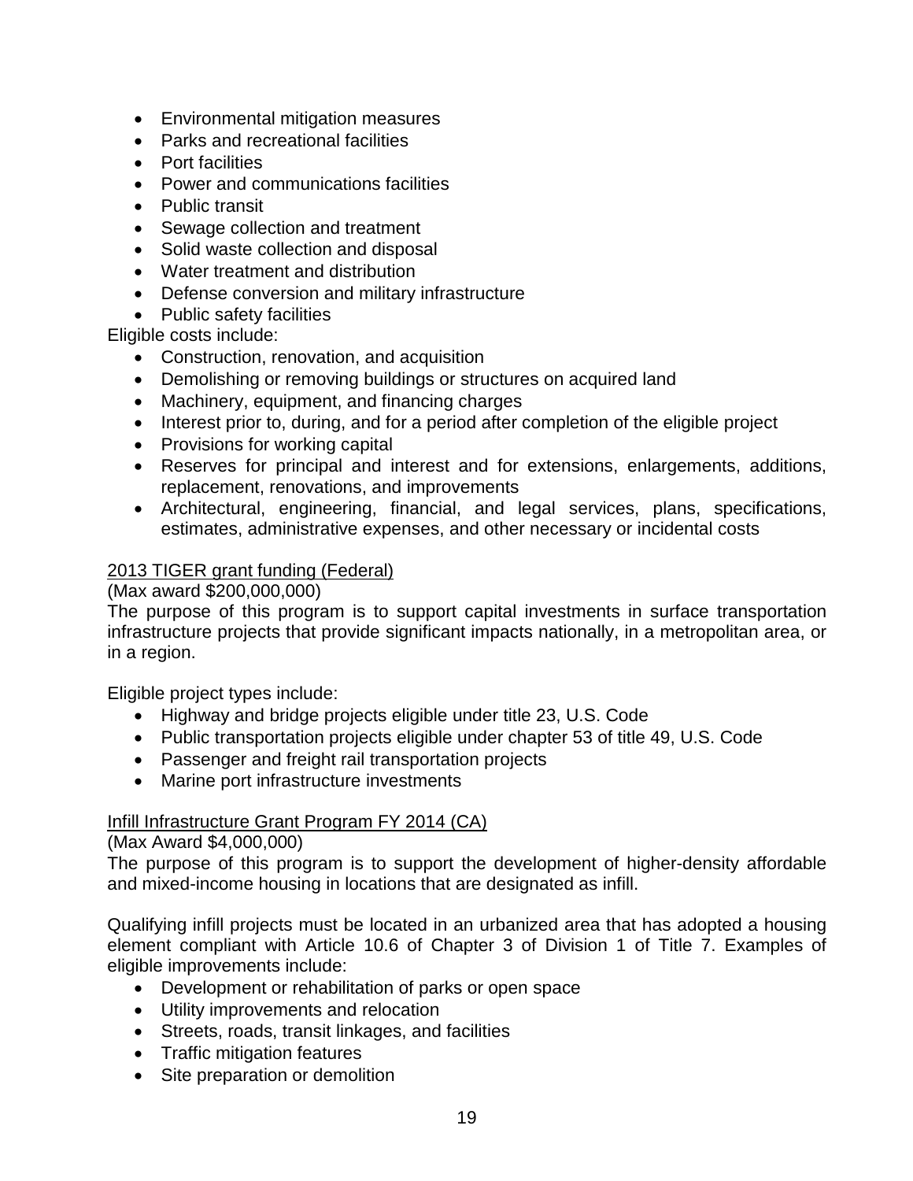- Environmental mitigation measures
- Parks and recreational facilities
- Port facilities
- Power and communications facilities
- Public transit
- Sewage collection and treatment
- Solid waste collection and disposal
- Water treatment and distribution
- Defense conversion and military infrastructure
- Public safety facilities

Eligible costs include:

- Construction, renovation, and acquisition
- Demolishing or removing buildings or structures on acquired land
- Machinery, equipment, and financing charges
- Interest prior to, during, and for a period after completion of the eligible project
- Provisions for working capital
- Reserves for principal and interest and for extensions, enlargements, additions, replacement, renovations, and improvements
- Architectural, engineering, financial, and legal services, plans, specifications, estimates, administrative expenses, and other necessary or incidental costs

<u>2013 TIGER grant funding (Federal)</u>

(Max award $200,000,000)

The purpose of this program is to support capital investments in surface transportation infrastructure projects that provide significant impacts nationally, in a metropolitan area, or in a region.

Eligible project types include:

- Highway and bridge projects eligible under title 23, U.S. Code
- Public transportation projects eligible under chapter 53 of title 49, U.S. Code
- Passenger and freight rail transportation projects
- Marine port infrastructure investments

<u>Infill Infrastructure Grant Program FY 2014 (CA)</u>

(Max Award $4,000,000)

The purpose of this program is to support the development of higher-density affordable and mixed-income housing in locations that are designated as infill.

Qualifying infill projects must be located in an urbanized area that has adopted a housing element compliant with Article 10.6 of Chapter 3 of Division 1 of Title 7. Examples of eligible improvements include:

- Development or rehabilitation of parks or open space
- Utility improvements and relocation
- Streets, roads, transit linkages, and facilities
- Traffic mitigation features
- Site preparation or demolition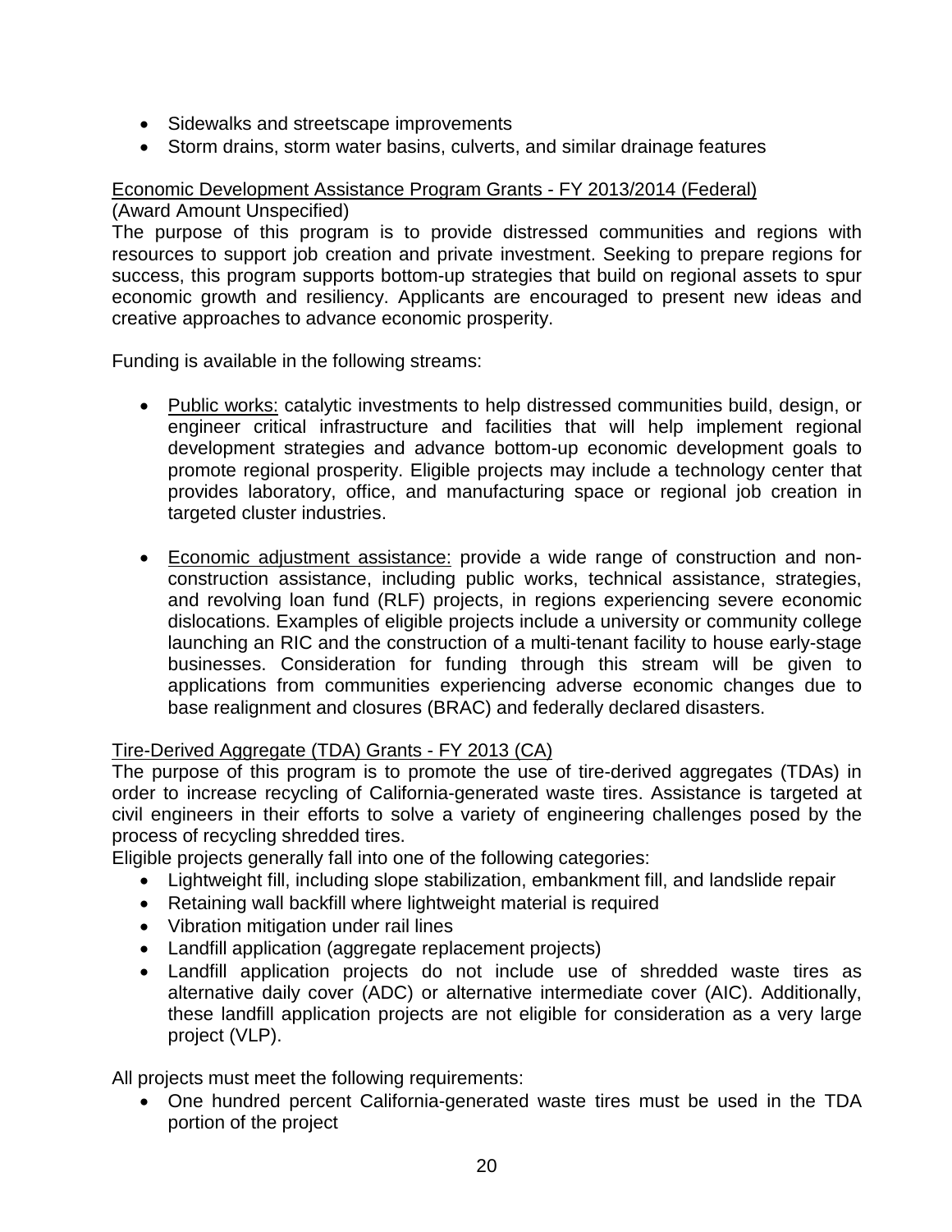- Sidewalks and streetscape improvements
- Storm drains, storm water basins, culverts, and similar drainage features

<u>Economic Development Assistance Program Grants - FY 2013/2014 (Federal)</u>
(Award Amount Unspecified)
The purpose of this program is to provide distressed communities and regions with resources to support job creation and private investment. Seeking to prepare regions for success, this program supports bottom-up strategies that build on regional assets to spur economic growth and resiliency. Applicants are encouraged to present new ideas and creative approaches to advance economic prosperity.

Funding is available in the following streams:

- <u>Public works:</u> catalytic investments to help distressed communities build, design, or engineer critical infrastructure and facilities that will help implement regional development strategies and advance bottom-up economic development goals to promote regional prosperity. Eligible projects may include a technology center that provides laboratory, office, and manufacturing space or regional job creation in targeted cluster industries.

- <u>Economic adjustment assistance:</u> provide a wide range of construction and non-construction assistance, including public works, technical assistance, strategies, and revolving loan fund (RLF) projects, in regions experiencing severe economic dislocations. Examples of eligible projects include a university or community college launching an RIC and the construction of a multi-tenant facility to house early-stage businesses. Consideration for funding through this stream will be given to applications from communities experiencing adverse economic changes due to base realignment and closures (BRAC) and federally declared disasters.

<u>Tire-Derived Aggregate (TDA) Grants - FY 2013 (CA)</u>
The purpose of this program is to promote the use of tire-derived aggregates (TDAs) in order to increase recycling of California-generated waste tires. Assistance is targeted at civil engineers in their efforts to solve a variety of engineering challenges posed by the process of recycling shredded tires.
Eligible projects generally fall into one of the following categories:

- Lightweight fill, including slope stabilization, embankment fill, and landslide repair
- Retaining wall backfill where lightweight material is required
- Vibration mitigation under rail lines
- Landfill application (aggregate replacement projects)
- Landfill application projects do not include use of shredded waste tires as alternative daily cover (ADC) or alternative intermediate cover (AIC). Additionally, these landfill application projects are not eligible for consideration as a very large project (VLP).

All projects must meet the following requirements:

- One hundred percent California-generated waste tires must be used in the TDA portion of the project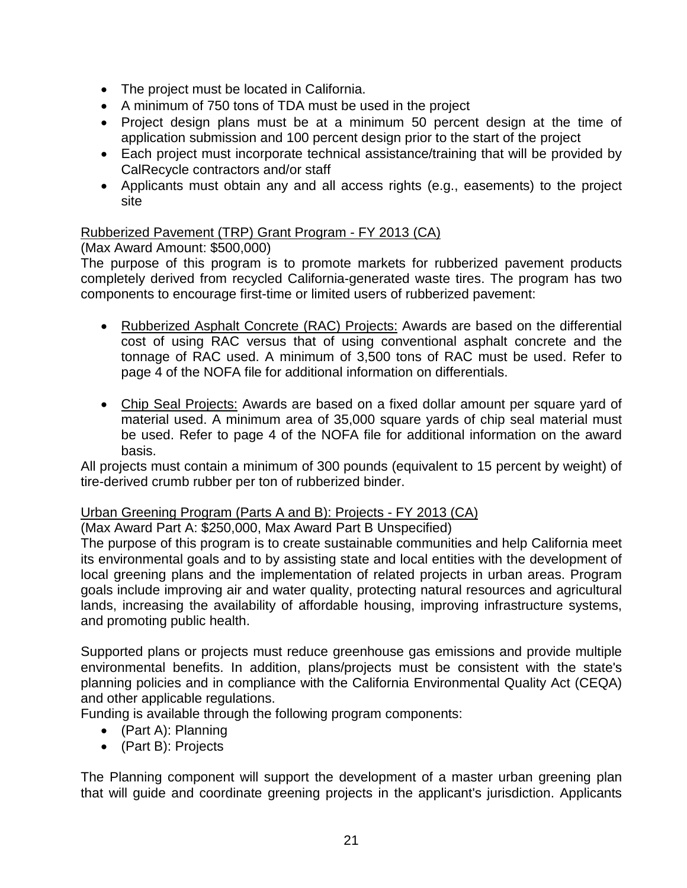- The project must be located in California.
- A minimum of 750 tons of TDA must be used in the project
- Project design plans must be at a minimum 50 percent design at the time of application submission and 100 percent design prior to the start of the project
- Each project must incorporate technical assistance/training that will be provided by CalRecycle contractors and/or staff
- Applicants must obtain any and all access rights (e.g., easements) to the project site

Rubberized Pavement (TRP) Grant Program - FY 2013 (CA)

(Max Award Amount: $500,000)

The purpose of this program is to promote markets for rubberized pavement products completely derived from recycled California-generated waste tires. The program has two components to encourage first-time or limited users of rubberized pavement:

- Rubberized Asphalt Concrete (RAC) Projects: Awards are based on the differential cost of using RAC versus that of using conventional asphalt concrete and the tonnage of RAC used. A minimum of 3,500 tons of RAC must be used. Refer to page 4 of the NOFA file for additional information on differentials.

- Chip Seal Projects: Awards are based on a fixed dollar amount per square yard of material used. A minimum area of 35,000 square yards of chip seal material must be used. Refer to page 4 of the NOFA file for additional information on the award basis.

All projects must contain a minimum of 300 pounds (equivalent to 15 percent by weight) of tire-derived crumb rubber per ton of rubberized binder.

Urban Greening Program (Parts A and B): Projects - FY 2013 (CA)

(Max Award Part A: $250,000, Max Award Part B Unspecified)

The purpose of this program is to create sustainable communities and help California meet its environmental goals and to by assisting state and local entities with the development of local greening plans and the implementation of related projects in urban areas. Program goals include improving air and water quality, protecting natural resources and agricultural lands, increasing the availability of affordable housing, improving infrastructure systems, and promoting public health.

Supported plans or projects must reduce greenhouse gas emissions and provide multiple environmental benefits. In addition, plans/projects must be consistent with the state's planning policies and in compliance with the California Environmental Quality Act (CEQA) and other applicable regulations.

Funding is available through the following program components:

- (Part A): Planning
- (Part B): Projects

The Planning component will support the development of a master urban greening plan that will guide and coordinate greening projects in the applicant's jurisdiction. Applicants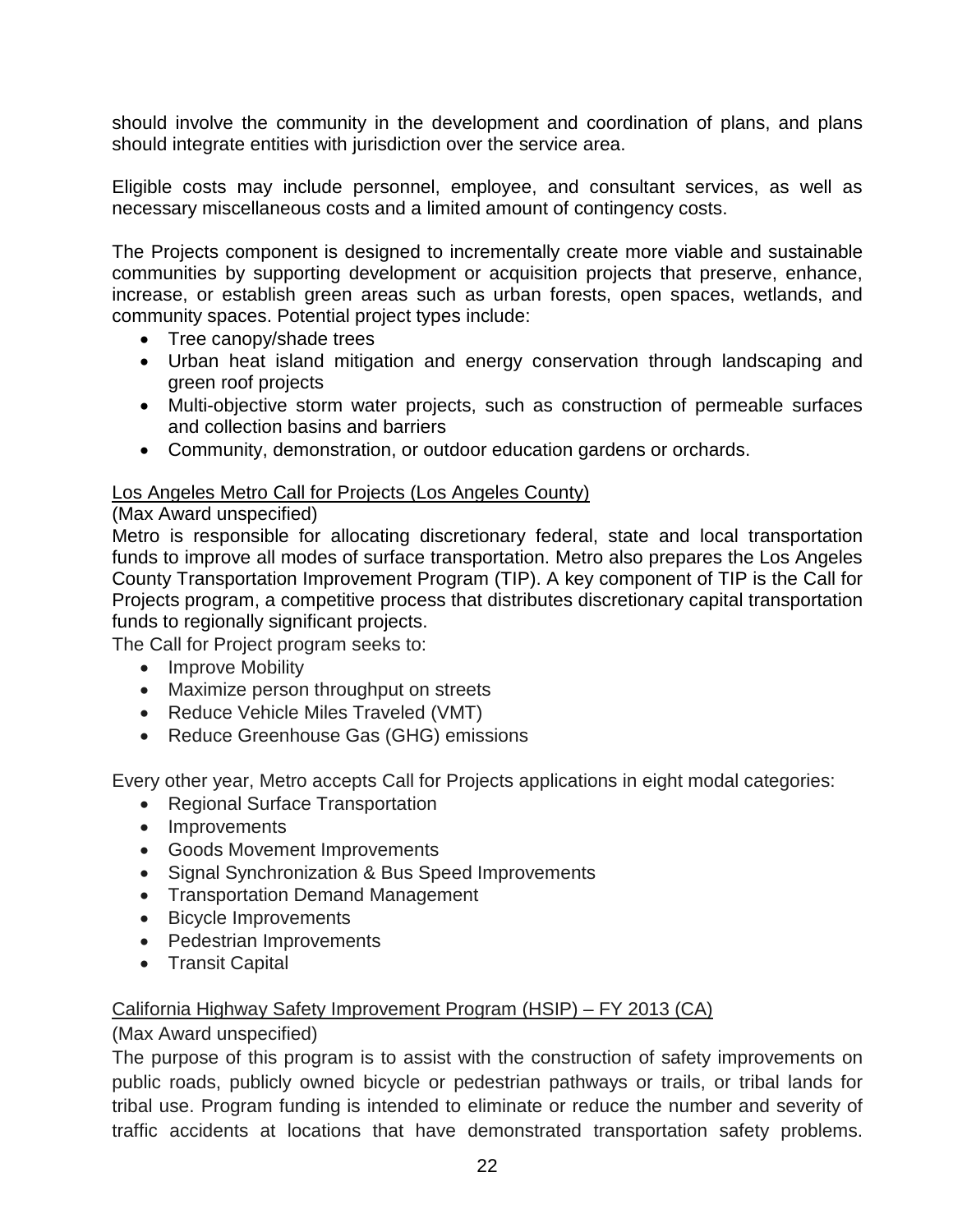should involve the community in the development and coordination of plans, and plans should integrate entities with jurisdiction over the service area.

Eligible costs may include personnel, employee, and consultant services, as well as necessary miscellaneous costs and a limited amount of contingency costs.

The Projects component is designed to incrementally create more viable and sustainable communities by supporting development or acquisition projects that preserve, enhance, increase, or establish green areas such as urban forests, open spaces, wetlands, and community spaces. Potential project types include:

- Tree canopy/shade trees
- Urban heat island mitigation and energy conservation through landscaping and green roof projects
- Multi-objective storm water projects, such as construction of permeable surfaces and collection basins and barriers
- Community, demonstration, or outdoor education gardens or orchards.

<u>Los Angeles Metro Call for Projects (Los Angeles County)</u>

(Max Award unspecified)

Metro is responsible for allocating discretionary federal, state and local transportation funds to improve all modes of surface transportation. Metro also prepares the Los Angeles County Transportation Improvement Program (TIP). A key component of TIP is the Call for Projects program, a competitive process that distributes discretionary capital transportation funds to regionally significant projects.

The Call for Project program seeks to:

- Improve Mobility
- Maximize person throughput on streets
- Reduce Vehicle Miles Traveled (VMT)
- Reduce Greenhouse Gas (GHG) emissions

Every other year, Metro accepts Call for Projects applications in eight modal categories:

- Regional Surface Transportation
- Improvements
- Goods Movement Improvements
- Signal Synchronization & Bus Speed Improvements
- Transportation Demand Management
- Bicycle Improvements
- Pedestrian Improvements
- Transit Capital

<u>California Highway Safety Improvement Program (HSIP) – FY 2013 (CA)</u>

(Max Award unspecified)

The purpose of this program is to assist with the construction of safety improvements on public roads, publicly owned bicycle or pedestrian pathways or trails, or tribal lands for tribal use. Program funding is intended to eliminate or reduce the number and severity of traffic accidents at locations that have demonstrated transportation safety problems.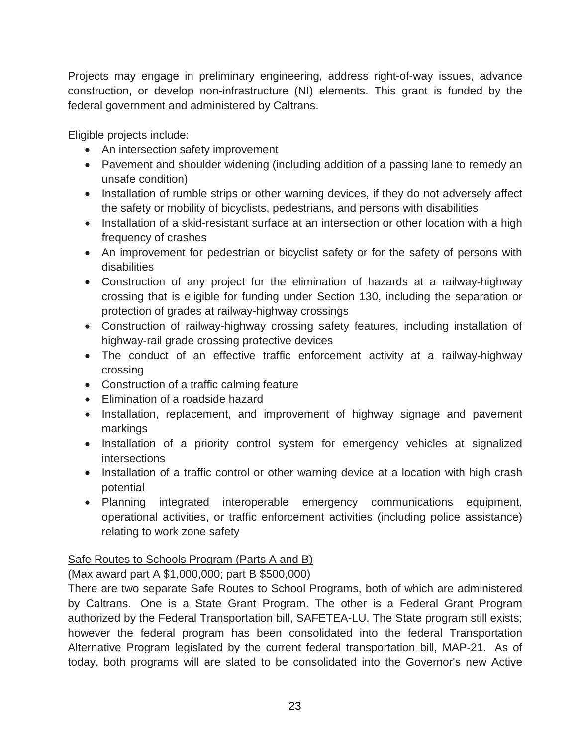Projects may engage in preliminary engineering, address right-of-way issues, advance construction, or develop non-infrastructure (NI) elements. This grant is funded by the federal government and administered by Caltrans.

Eligible projects include:

- An intersection safety improvement
- Pavement and shoulder widening (including addition of a passing lane to remedy an unsafe condition)
- Installation of rumble strips or other warning devices, if they do not adversely affect the safety or mobility of bicyclists, pedestrians, and persons with disabilities
- Installation of a skid-resistant surface at an intersection or other location with a high frequency of crashes
- An improvement for pedestrian or bicyclist safety or for the safety of persons with disabilities
- Construction of any project for the elimination of hazards at a railway-highway crossing that is eligible for funding under Section 130, including the separation or protection of grades at railway-highway crossings
- Construction of railway-highway crossing safety features, including installation of highway-rail grade crossing protective devices
- The conduct of an effective traffic enforcement activity at a railway-highway crossing
- Construction of a traffic calming feature
- Elimination of a roadside hazard
- Installation, replacement, and improvement of highway signage and pavement markings
- Installation of a priority control system for emergency vehicles at signalized intersections
- Installation of a traffic control or other warning device at a location with high crash potential
- Planning integrated interoperable emergency communications equipment, operational activities, or traffic enforcement activities (including police assistance) relating to work zone safety

<u>Safe Routes to Schools Program (Parts A and B)</u>

(Max award part A $1,000,000; part B $500,000)

There are two separate Safe Routes to School Programs, both of which are administered by Caltrans. One is a State Grant Program. The other is a Federal Grant Program authorized by the Federal Transportation bill, SAFETEA-LU. The State program still exists; however the federal program has been consolidated into the federal Transportation Alternative Program legislated by the current federal transportation bill, MAP-21. As of today, both programs will are slated to be consolidated into the Governor's new Active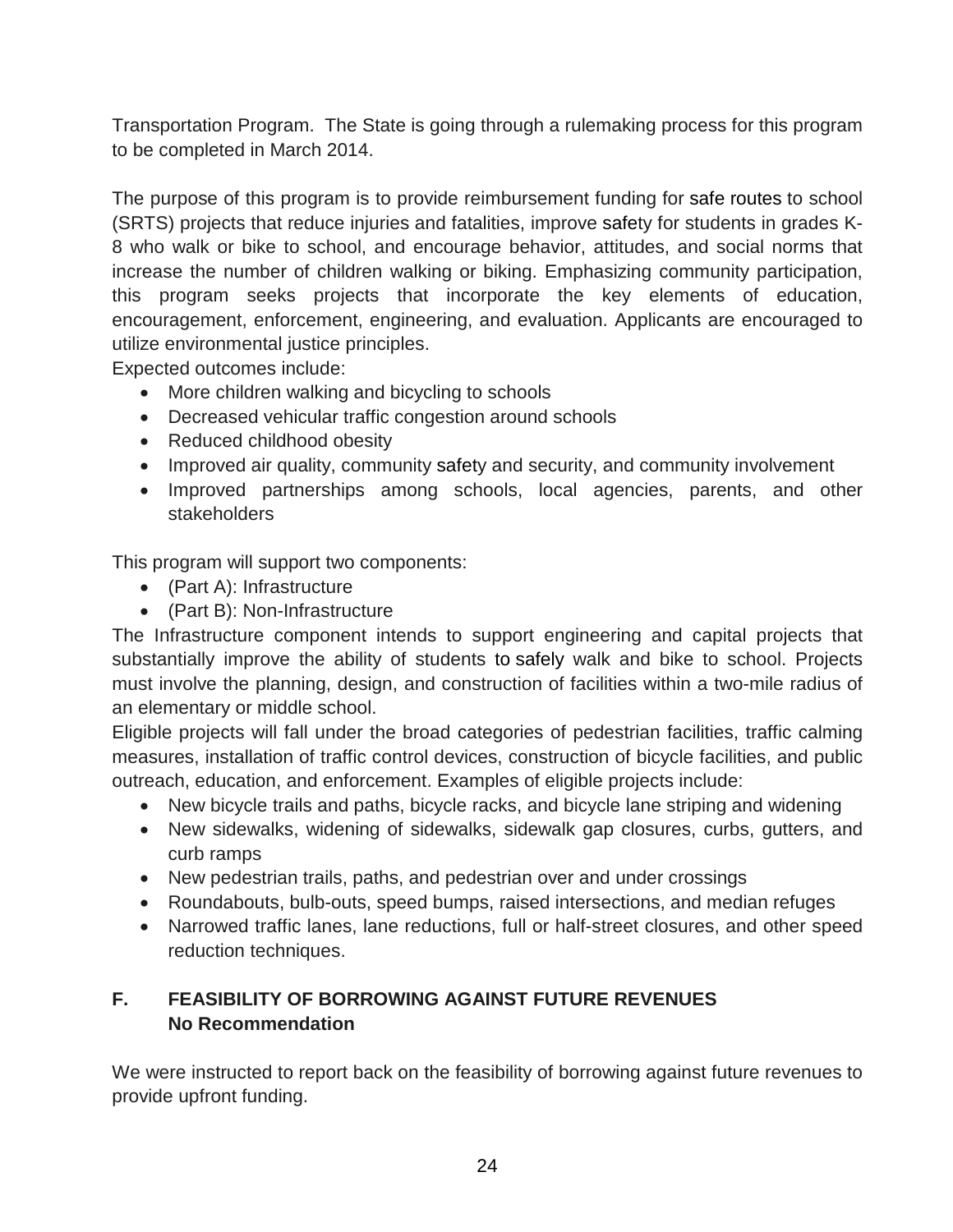Transportation Program. The State is going through a rulemaking process for this program to be completed in March 2014.

The purpose of this program is to provide reimbursement funding for safe routes to school (SRTS) projects that reduce injuries and fatalities, improve safety for students in grades K-8 who walk or bike to school, and encourage behavior, attitudes, and social norms that increase the number of children walking or biking. Emphasizing community participation, this program seeks projects that incorporate the key elements of education, encouragement, enforcement, engineering, and evaluation. Applicants are encouraged to utilize environmental justice principles.

Expected outcomes include:

- More children walking and bicycling to schools
- Decreased vehicular traffic congestion around schools
- Reduced childhood obesity
- Improved air quality, community safety and security, and community involvement
- Improved partnerships among schools, local agencies, parents, and other stakeholders

This program will support two components:

- (Part A): Infrastructure
- (Part B): Non-Infrastructure

The Infrastructure component intends to support engineering and capital projects that substantially improve the ability of students to safely walk and bike to school. Projects must involve the planning, design, and construction of facilities within a two-mile radius of an elementary or middle school.

Eligible projects will fall under the broad categories of pedestrian facilities, traffic calming measures, installation of traffic control devices, construction of bicycle facilities, and public outreach, education, and enforcement. Examples of eligible projects include:

- New bicycle trails and paths, bicycle racks, and bicycle lane striping and widening
- New sidewalks, widening of sidewalks, sidewalk gap closures, curbs, gutters, and curb ramps
- New pedestrian trails, paths, and pedestrian over and under crossings
- Roundabouts, bulb-outs, speed bumps, raised intersections, and median refuges
- Narrowed traffic lanes, lane reductions, full or half-street closures, and other speed reduction techniques.

## F. FEASIBILITY OF BORROWING AGAINST FUTURE REVENUES

**No Recommendation**

We were instructed to report back on the feasibility of borrowing against future revenues to provide upfront funding.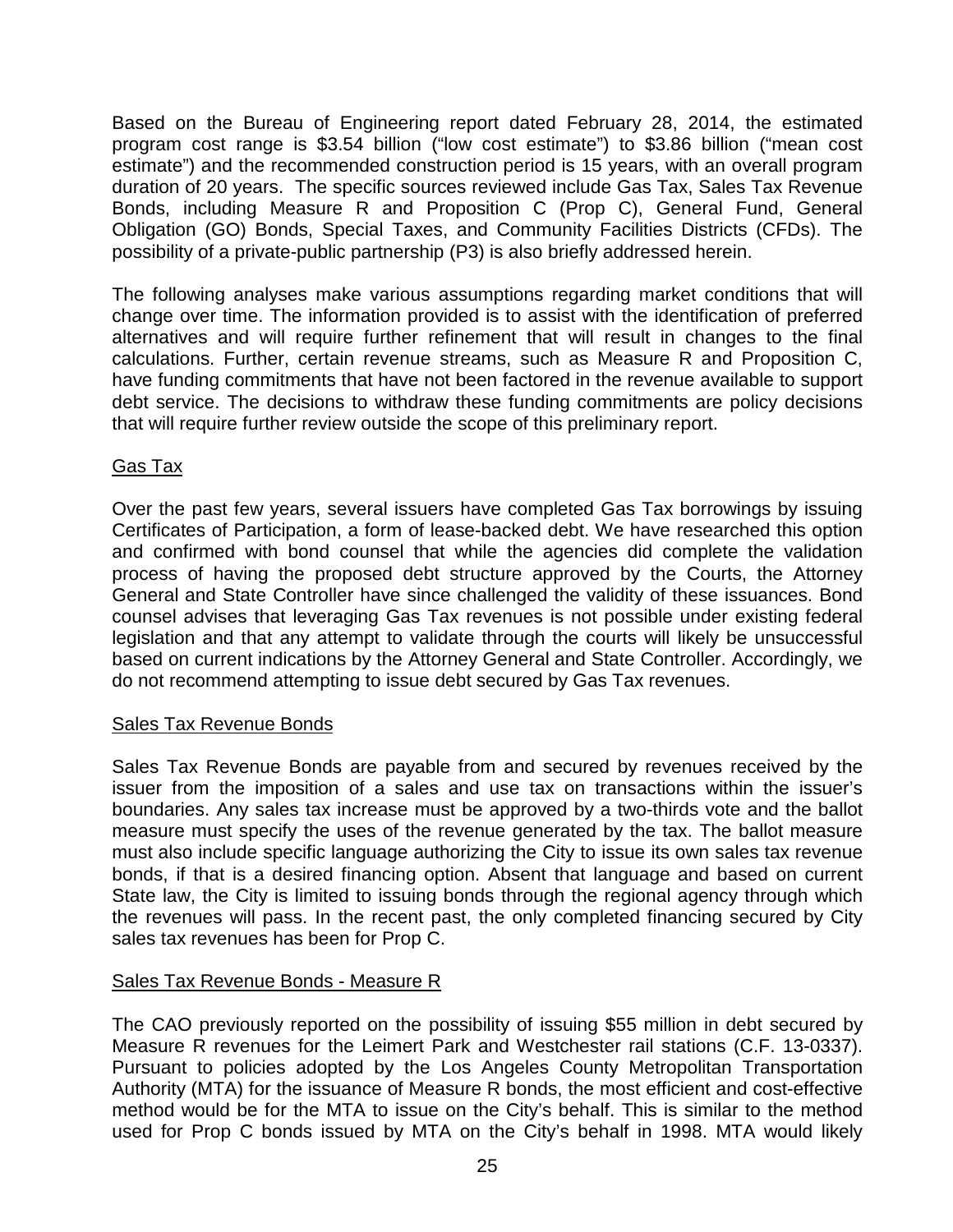Based on the Bureau of Engineering report dated February 28, 2014, the estimated program cost range is $3.54 billion ("low cost estimate") to $3.86 billion ("mean cost estimate") and the recommended construction period is 15 years, with an overall program duration of 20 years. The specific sources reviewed include Gas Tax, Sales Tax Revenue Bonds, including Measure R and Proposition C (Prop C), General Fund, General Obligation (GO) Bonds, Special Taxes, and Community Facilities Districts (CFDs). The possibility of a private-public partnership (P3) is also briefly addressed herein.

The following analyses make various assumptions regarding market conditions that will change over time. The information provided is to assist with the identification of preferred alternatives and will require further refinement that will result in changes to the final calculations. Further, certain revenue streams, such as Measure R and Proposition C, have funding commitments that have not been factored in the revenue available to support debt service. The decisions to withdraw these funding commitments are policy decisions that will require further review outside the scope of this preliminary report.

## Gas Tax

Over the past few years, several issuers have completed Gas Tax borrowings by issuing Certificates of Participation, a form of lease-backed debt. We have researched this option and confirmed with bond counsel that while the agencies did complete the validation process of having the proposed debt structure approved by the Courts, the Attorney General and State Controller have since challenged the validity of these issuances. Bond counsel advises that leveraging Gas Tax revenues is not possible under existing federal legislation and that any attempt to validate through the courts will likely be unsuccessful based on current indications by the Attorney General and State Controller. Accordingly, we do not recommend attempting to issue debt secured by Gas Tax revenues.

## Sales Tax Revenue Bonds

Sales Tax Revenue Bonds are payable from and secured by revenues received by the issuer from the imposition of a sales and use tax on transactions within the issuer's boundaries. Any sales tax increase must be approved by a two-thirds vote and the ballot measure must specify the uses of the revenue generated by the tax. The ballot measure must also include specific language authorizing the City to issue its own sales tax revenue bonds, if that is a desired financing option. Absent that language and based on current State law, the City is limited to issuing bonds through the regional agency through which the revenues will pass. In the recent past, the only completed financing secured by City sales tax revenues has been for Prop C.

## Sales Tax Revenue Bonds - Measure R

The CAO previously reported on the possibility of issuing $55 million in debt secured by Measure R revenues for the Leimert Park and Westchester rail stations (C.F. 13-0337). Pursuant to policies adopted by the Los Angeles County Metropolitan Transportation Authority (MTA) for the issuance of Measure R bonds, the most efficient and cost-effective method would be for the MTA to issue on the City's behalf. This is similar to the method used for Prop C bonds issued by MTA on the City's behalf in 1998. MTA would likely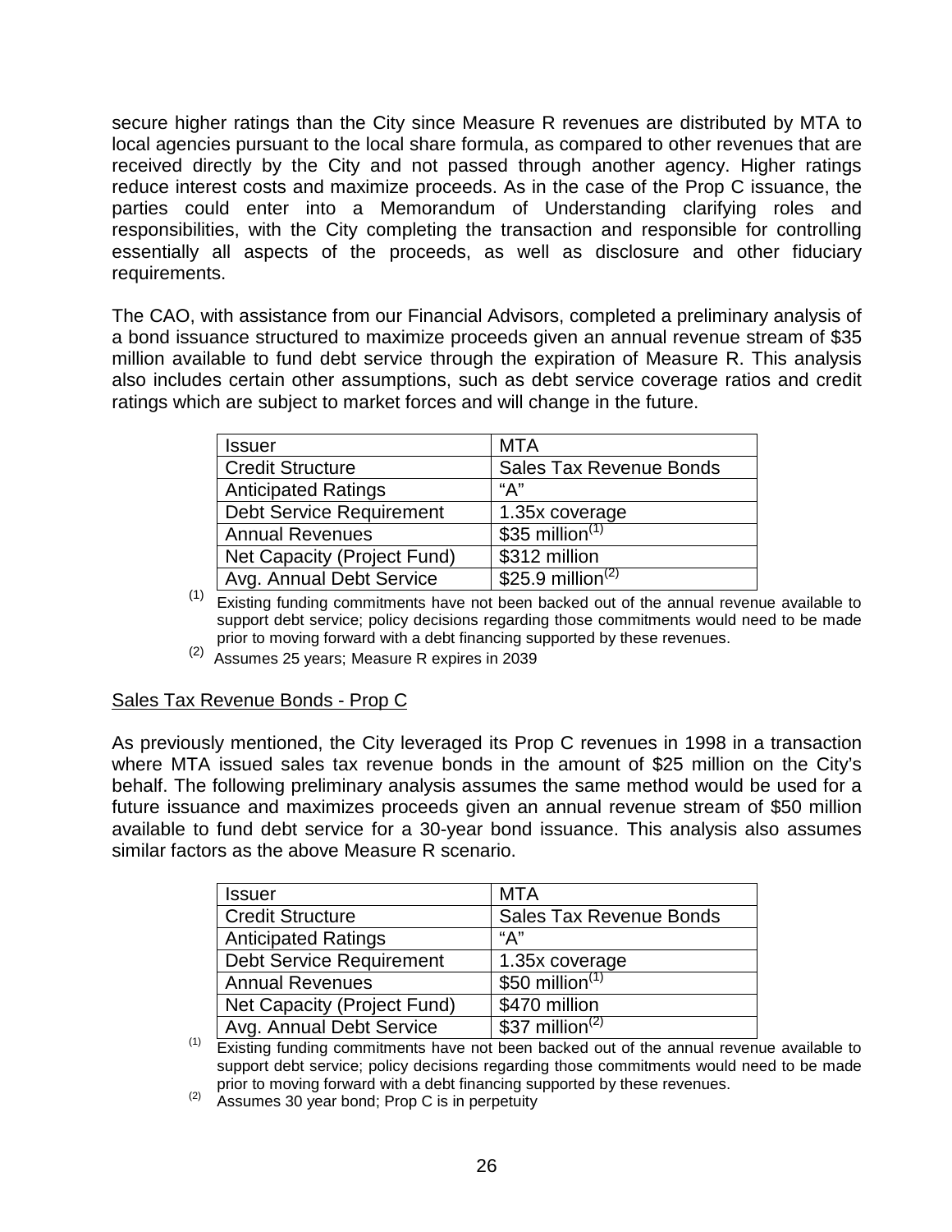secure higher ratings than the City since Measure R revenues are distributed by MTA to local agencies pursuant to the local share formula, as compared to other revenues that are received directly by the City and not passed through another agency. Higher ratings reduce interest costs and maximize proceeds. As in the case of the Prop C issuance, the parties could enter into a Memorandum of Understanding clarifying roles and responsibilities, with the City completing the transaction and responsible for controlling essentially all aspects of the proceeds, as well as disclosure and other fiduciary requirements.

The CAO, with assistance from our Financial Advisors, completed a preliminary analysis of a bond issuance structured to maximize proceeds given an annual revenue stream of $35 million available to fund debt service through the expiration of Measure R. This analysis also includes certain other assumptions, such as debt service coverage ratios and credit ratings which are subject to market forces and will change in the future.

| Issuer | MTA |
|---|---|
| Credit Structure | Sales Tax Revenue Bonds |
| Anticipated Ratings | "A" |
| Debt Service Requirement | 1.35x coverage |
| Annual Revenues | $35 million[1] |
| Net Capacity (Project Fund) | $312 million |
| Avg. Annual Debt Service | $25.9 million[2] |

(1) Existing funding commitments have not been backed out of the annual revenue available to support debt service; policy decisions regarding those commitments would need to be made prior to moving forward with a debt financing supported by these revenues.

(2) Assumes 25 years; Measure R expires in 2039

Sales Tax Revenue Bonds - Prop C

As previously mentioned, the City leveraged its Prop C revenues in 1998 in a transaction where MTA issued sales tax revenue bonds in the amount of $25 million on the City's behalf. The following preliminary analysis assumes the same method would be used for a future issuance and maximizes proceeds given an annual revenue stream of $50 million available to fund debt service for a 30-year bond issuance. This analysis also assumes similar factors as the above Measure R scenario.

| Issuer | MTA |
|---|---|
| Credit Structure | Sales Tax Revenue Bonds |
| Anticipated Ratings | "A" |
| Debt Service Requirement | 1.35x coverage |
| Annual Revenues | $50 million[1] |
| Net Capacity (Project Fund) | $470 million |
| Avg. Annual Debt Service | $37 million[2] |

(1) Existing funding commitments have not been backed out of the annual revenue available to support debt service; policy decisions regarding those commitments would need to be made prior to moving forward with a debt financing supported by these revenues.

(2) Assumes 30 year bond; Prop C is in perpetuity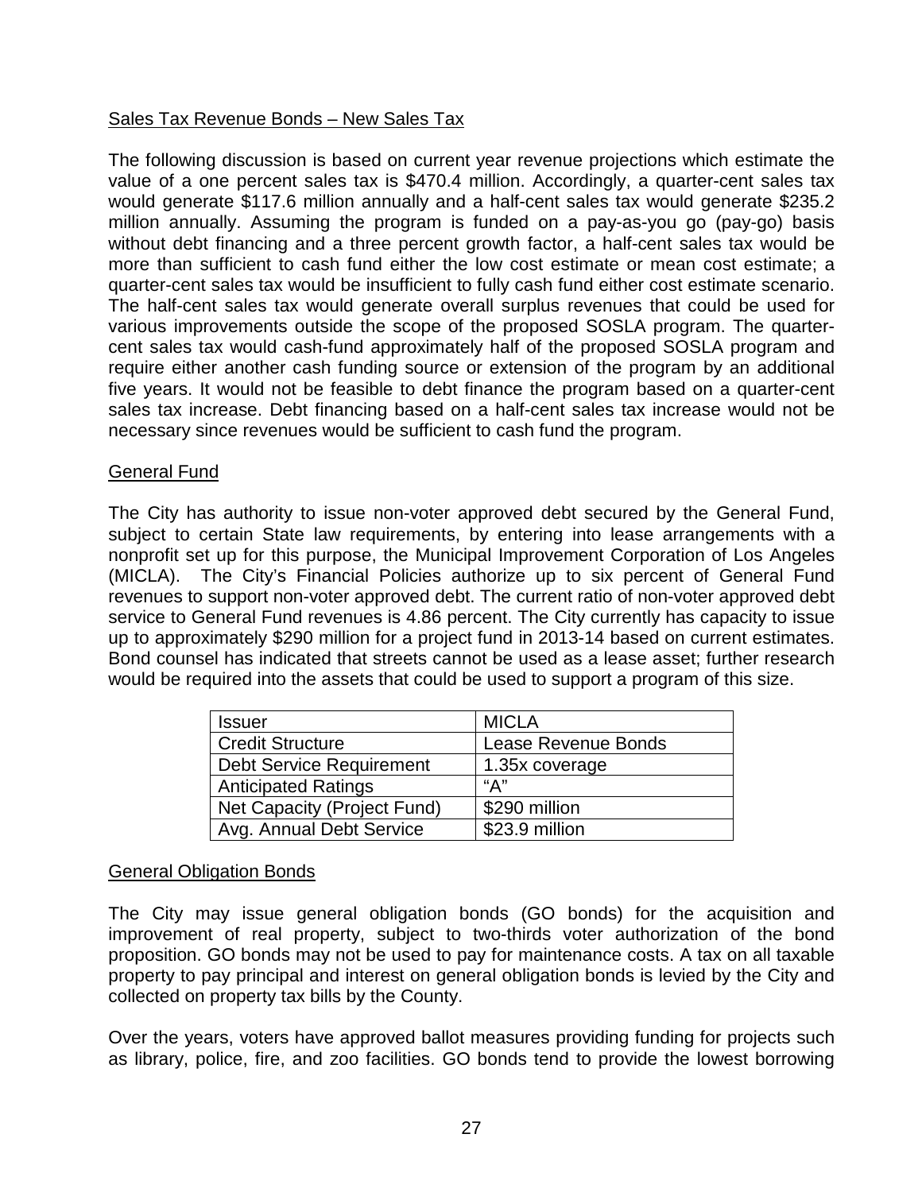<u>Sales Tax Revenue Bonds – New Sales Tax</u>

The following discussion is based on current year revenue projections which estimate the value of a one percent sales tax is $470.4 million. Accordingly, a quarter-cent sales tax would generate $117.6 million annually and a half-cent sales tax would generate $235.2 million annually. Assuming the program is funded on a pay-as-you go (pay-go) basis without debt financing and a three percent growth factor, a half-cent sales tax would be more than sufficient to cash fund either the low cost estimate or mean cost estimate; a quarter-cent sales tax would be insufficient to fully cash fund either cost estimate scenario. The half-cent sales tax would generate overall surplus revenues that could be used for various improvements outside the scope of the proposed SOSLA program. The quarter-cent sales tax would cash-fund approximately half of the proposed SOSLA program and require either another cash funding source or extension of the program by an additional five years. It would not be feasible to debt finance the program based on a quarter-cent sales tax increase. Debt financing based on a half-cent sales tax increase would not be necessary since revenues would be sufficient to cash fund the program.

<u>General Fund</u>

The City has authority to issue non-voter approved debt secured by the General Fund, subject to certain State law requirements, by entering into lease arrangements with a nonprofit set up for this purpose, the Municipal Improvement Corporation of Los Angeles (MICLA). The City's Financial Policies authorize up to six percent of General Fund revenues to support non-voter approved debt. The current ratio of non-voter approved debt service to General Fund revenues is 4.86 percent. The City currently has capacity to issue up to approximately $290 million for a project fund in 2013-14 based on current estimates. Bond counsel has indicated that streets cannot be used as a lease asset; further research would be required into the assets that could be used to support a program of this size.

| Issuer | MICLA |
|---|---|
| Credit Structure | Lease Revenue Bonds |
| Debt Service Requirement | 1.35x coverage |
| Anticipated Ratings | "A" |
| Net Capacity (Project Fund) | $290 million |
| Avg. Annual Debt Service | $23.9 million |

<u>General Obligation Bonds</u>

The City may issue general obligation bonds (GO bonds) for the acquisition and improvement of real property, subject to two-thirds voter authorization of the bond proposition. GO bonds may not be used to pay for maintenance costs. A tax on all taxable property to pay principal and interest on general obligation bonds is levied by the City and collected on property tax bills by the County.

Over the years, voters have approved ballot measures providing funding for projects such as library, police, fire, and zoo facilities. GO bonds tend to provide the lowest borrowing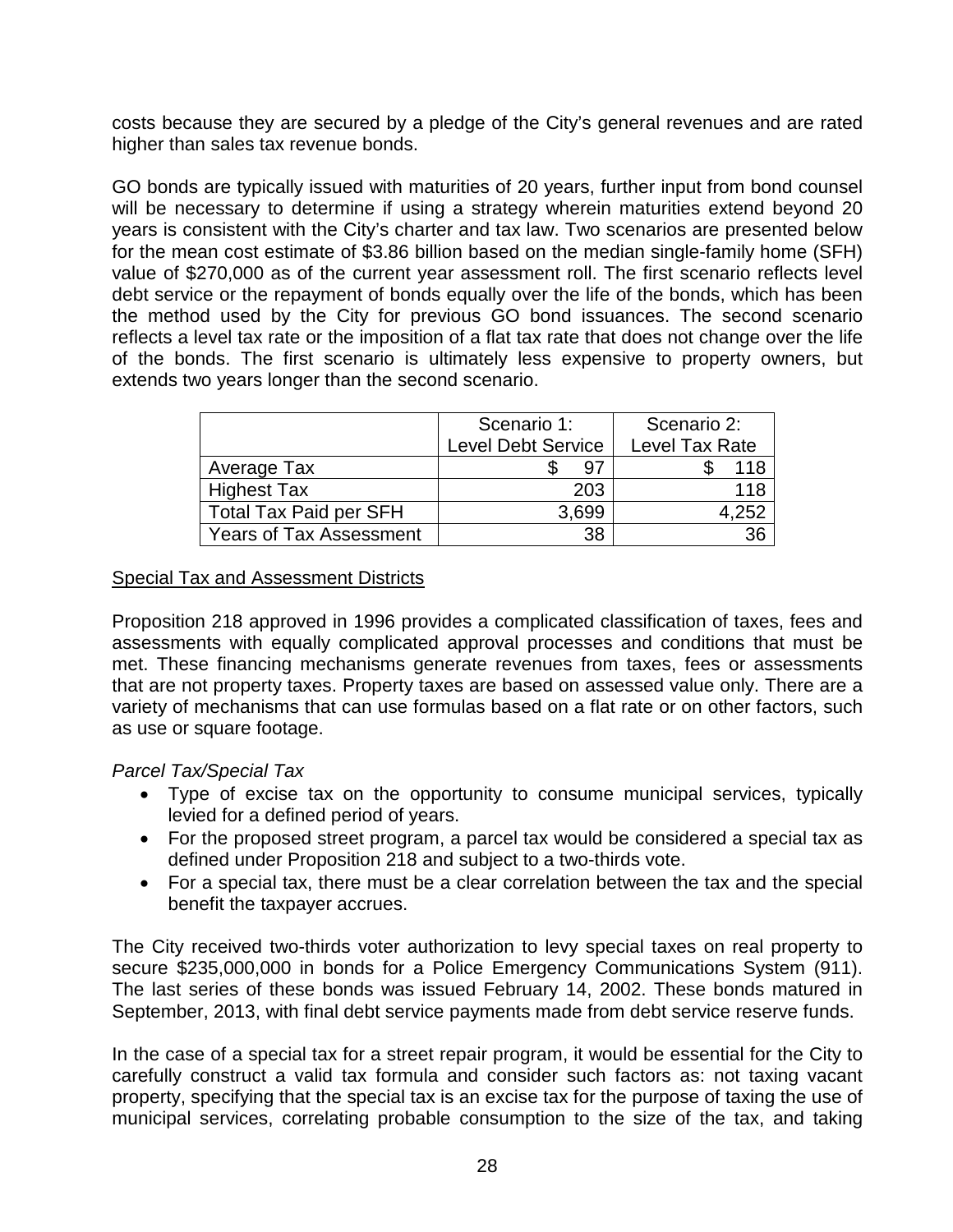costs because they are secured by a pledge of the City's general revenues and are rated higher than sales tax revenue bonds.

GO bonds are typically issued with maturities of 20 years, further input from bond counsel will be necessary to determine if using a strategy wherein maturities extend beyond 20 years is consistent with the City's charter and tax law. Two scenarios are presented below for the mean cost estimate of $3.86 billion based on the median single-family home (SFH) value of $270,000 as of the current year assessment roll. The first scenario reflects level debt service or the repayment of bonds equally over the life of the bonds, which has been the method used by the City for previous GO bond issuances. The second scenario reflects a level tax rate or the imposition of a flat tax rate that does not change over the life of the bonds. The first scenario is ultimately less expensive to property owners, but extends two years longer than the second scenario.

| | Scenario 1: Level Debt Service | Scenario 2: Level Tax Rate |
|---|---|---|
| Average Tax | $ 97 | $ 118 |
| Highest Tax | 203 | 118 |
| Total Tax Paid per SFH | 3,699 | 4,252 |
| Years of Tax Assessment | 38 | 36 |

<u>Special Tax and Assessment Districts</u>

Proposition 218 approved in 1996 provides a complicated classification of taxes, fees and assessments with equally complicated approval processes and conditions that must be met. These financing mechanisms generate revenues from taxes, fees or assessments that are not property taxes. Property taxes are based on assessed value only. There are a variety of mechanisms that can use formulas based on a flat rate or on other factors, such as use or square footage.

*Parcel Tax/Special Tax*

- Type of excise tax on the opportunity to consume municipal services, typically levied for a defined period of years.
- For the proposed street program, a parcel tax would be considered a special tax as defined under Proposition 218 and subject to a two-thirds vote.
- For a special tax, there must be a clear correlation between the tax and the special benefit the taxpayer accrues.

The City received two-thirds voter authorization to levy special taxes on real property to secure $235,000,000 in bonds for a Police Emergency Communications System (911). The last series of these bonds was issued February 14, 2002. These bonds matured in September, 2013, with final debt service payments made from debt service reserve funds.

In the case of a special tax for a street repair program, it would be essential for the City to carefully construct a valid tax formula and consider such factors as: not taxing vacant property, specifying that the special tax is an excise tax for the purpose of taxing the use of municipal services, correlating probable consumption to the size of the tax, and taking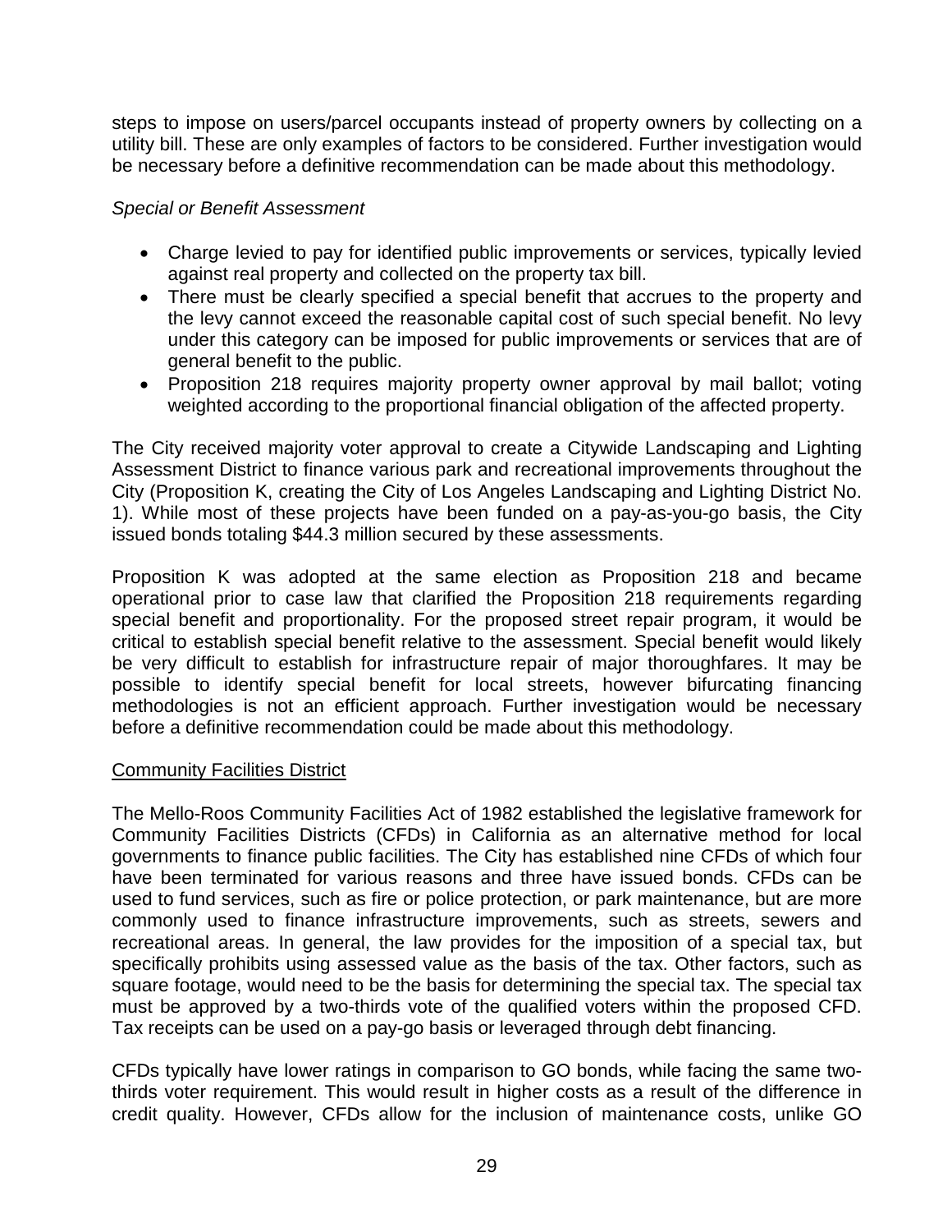steps to impose on users/parcel occupants instead of property owners by collecting on a utility bill. These are only examples of factors to be considered. Further investigation would be necessary before a definitive recommendation can be made about this methodology.

*Special or Benefit Assessment*

- Charge levied to pay for identified public improvements or services, typically levied against real property and collected on the property tax bill.
- There must be clearly specified a special benefit that accrues to the property and the levy cannot exceed the reasonable capital cost of such special benefit. No levy under this category can be imposed for public improvements or services that are of general benefit to the public.
- Proposition 218 requires majority property owner approval by mail ballot; voting weighted according to the proportional financial obligation of the affected property.

The City received majority voter approval to create a Citywide Landscaping and Lighting Assessment District to finance various park and recreational improvements throughout the City (Proposition K, creating the City of Los Angeles Landscaping and Lighting District No. 1). While most of these projects have been funded on a pay-as-you-go basis, the City issued bonds totaling $44.3 million secured by these assessments.

Proposition K was adopted at the same election as Proposition 218 and became operational prior to case law that clarified the Proposition 218 requirements regarding special benefit and proportionality. For the proposed street repair program, it would be critical to establish special benefit relative to the assessment. Special benefit would likely be very difficult to establish for infrastructure repair of major thoroughfares. It may be possible to identify special benefit for local streets, however bifurcating financing methodologies is not an efficient approach. Further investigation would be necessary before a definitive recommendation could be made about this methodology.

<u>Community Facilities District</u>

The Mello-Roos Community Facilities Act of 1982 established the legislative framework for Community Facilities Districts (CFDs) in California as an alternative method for local governments to finance public facilities. The City has established nine CFDs of which four have been terminated for various reasons and three have issued bonds. CFDs can be used to fund services, such as fire or police protection, or park maintenance, but are more commonly used to finance infrastructure improvements, such as streets, sewers and recreational areas. In general, the law provides for the imposition of a special tax, but specifically prohibits using assessed value as the basis of the tax. Other factors, such as square footage, would need to be the basis for determining the special tax. The special tax must be approved by a two-thirds vote of the qualified voters within the proposed CFD. Tax receipts can be used on a pay-go basis or leveraged through debt financing.

CFDs typically have lower ratings in comparison to GO bonds, while facing the same two-thirds voter requirement. This would result in higher costs as a result of the difference in credit quality. However, CFDs allow for the inclusion of maintenance costs, unlike GO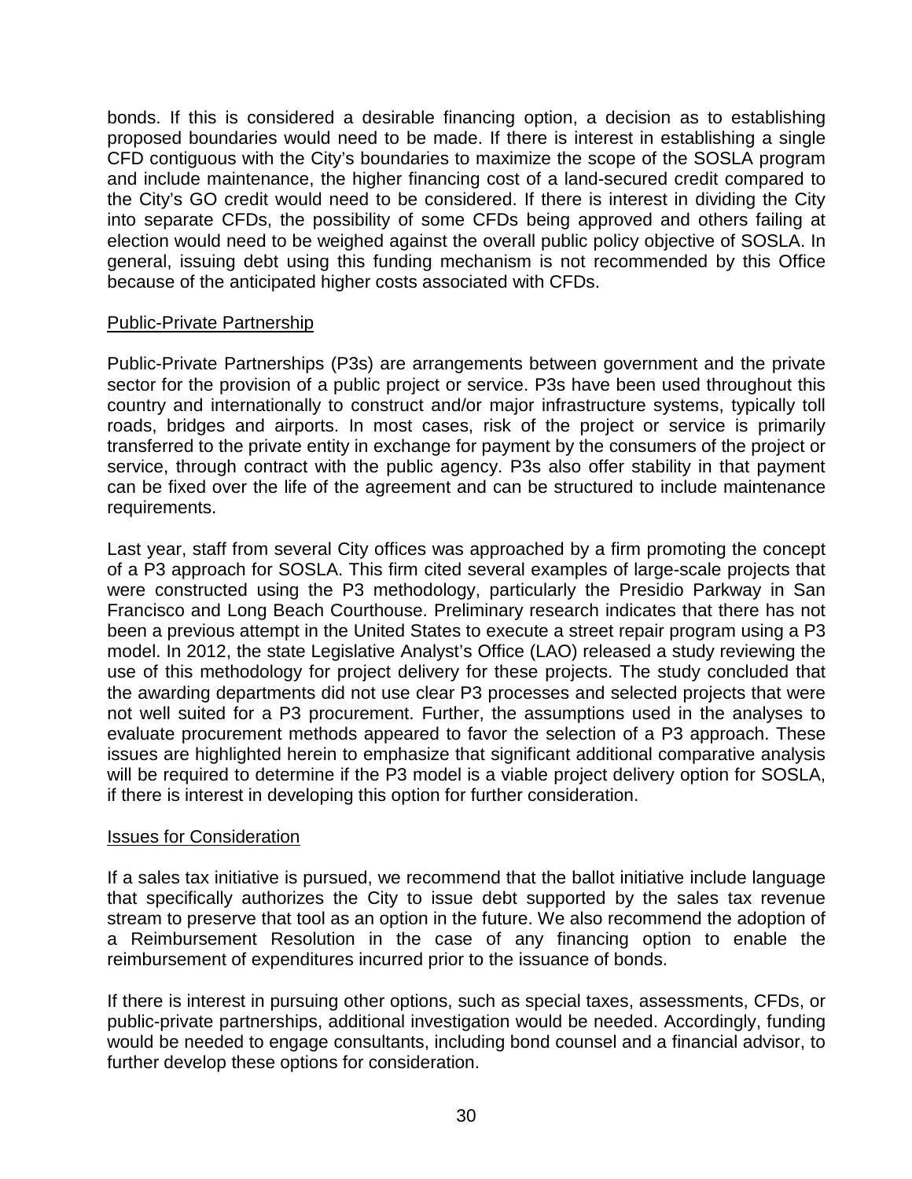bonds. If this is considered a desirable financing option, a decision as to establishing proposed boundaries would need to be made. If there is interest in establishing a single CFD contiguous with the City's boundaries to maximize the scope of the SOSLA program and include maintenance, the higher financing cost of a land-secured credit compared to the City's GO credit would need to be considered. If there is interest in dividing the City into separate CFDs, the possibility of some CFDs being approved and others failing at election would need to be weighed against the overall public policy objective of SOSLA. In general, issuing debt using this funding mechanism is not recommended by this Office because of the anticipated higher costs associated with CFDs.

## Public-Private Partnership

Public-Private Partnerships (P3s) are arrangements between government and the private sector for the provision of a public project or service. P3s have been used throughout this country and internationally to construct and/or major infrastructure systems, typically toll roads, bridges and airports. In most cases, risk of the project or service is primarily transferred to the private entity in exchange for payment by the consumers of the project or service, through contract with the public agency. P3s also offer stability in that payment can be fixed over the life of the agreement and can be structured to include maintenance requirements.

Last year, staff from several City offices was approached by a firm promoting the concept of a P3 approach for SOSLA. This firm cited several examples of large-scale projects that were constructed using the P3 methodology, particularly the Presidio Parkway in San Francisco and Long Beach Courthouse. Preliminary research indicates that there has not been a previous attempt in the United States to execute a street repair program using a P3 model. In 2012, the state Legislative Analyst's Office (LAO) released a study reviewing the use of this methodology for project delivery for these projects. The study concluded that the awarding departments did not use clear P3 processes and selected projects that were not well suited for a P3 procurement. Further, the assumptions used in the analyses to evaluate procurement methods appeared to favor the selection of a P3 approach. These issues are highlighted herein to emphasize that significant additional comparative analysis will be required to determine if the P3 model is a viable project delivery option for SOSLA, if there is interest in developing this option for further consideration.

## Issues for Consideration

If a sales tax initiative is pursued, we recommend that the ballot initiative include language that specifically authorizes the City to issue debt supported by the sales tax revenue stream to preserve that tool as an option in the future. We also recommend the adoption of a Reimbursement Resolution in the case of any financing option to enable the reimbursement of expenditures incurred prior to the issuance of bonds.

If there is interest in pursuing other options, such as special taxes, assessments, CFDs, or public-private partnerships, additional investigation would be needed. Accordingly, funding would be needed to engage consultants, including bond counsel and a financial advisor, to further develop these options for consideration.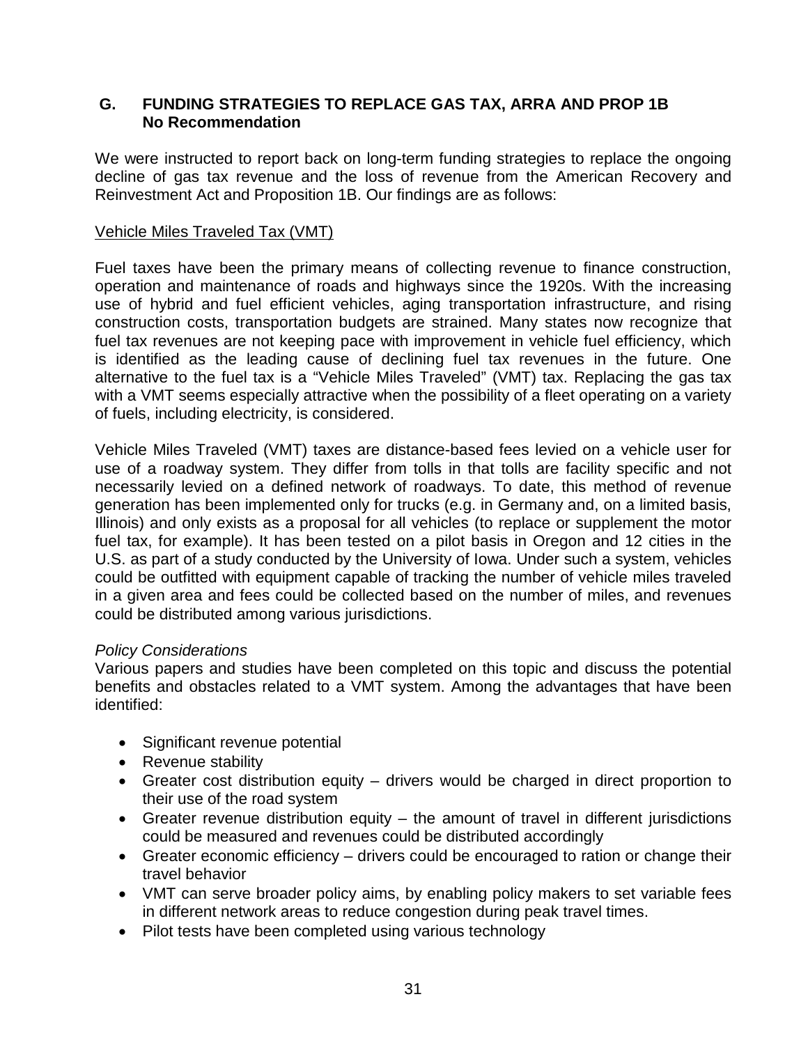## G. FUNDING STRATEGIES TO REPLACE GAS TAX, ARRA AND PROP 1B
**No Recommendation**

We were instructed to report back on long-term funding strategies to replace the ongoing decline of gas tax revenue and the loss of revenue from the American Recovery and Reinvestment Act and Proposition 1B. Our findings are as follows:

<u>Vehicle Miles Traveled Tax (VMT)</u>

Fuel taxes have been the primary means of collecting revenue to finance construction, operation and maintenance of roads and highways since the 1920s. With the increasing use of hybrid and fuel efficient vehicles, aging transportation infrastructure, and rising construction costs, transportation budgets are strained. Many states now recognize that fuel tax revenues are not keeping pace with improvement in vehicle fuel efficiency, which is identified as the leading cause of declining fuel tax revenues in the future. One alternative to the fuel tax is a "Vehicle Miles Traveled" (VMT) tax. Replacing the gas tax with a VMT seems especially attractive when the possibility of a fleet operating on a variety of fuels, including electricity, is considered.

Vehicle Miles Traveled (VMT) taxes are distance-based fees levied on a vehicle user for use of a roadway system. They differ from tolls in that tolls are facility specific and not necessarily levied on a defined network of roadways. To date, this method of revenue generation has been implemented only for trucks (e.g. in Germany and, on a limited basis, Illinois) and only exists as a proposal for all vehicles (to replace or supplement the motor fuel tax, for example). It has been tested on a pilot basis in Oregon and 12 cities in the U.S. as part of a study conducted by the University of Iowa. Under such a system, vehicles could be outfitted with equipment capable of tracking the number of vehicle miles traveled in a given area and fees could be collected based on the number of miles, and revenues could be distributed among various jurisdictions.

*Policy Considerations*
Various papers and studies have been completed on this topic and discuss the potential benefits and obstacles related to a VMT system. Among the advantages that have been identified:

- Significant revenue potential
- Revenue stability
- Greater cost distribution equity – drivers would be charged in direct proportion to their use of the road system
- Greater revenue distribution equity – the amount of travel in different jurisdictions could be measured and revenues could be distributed accordingly
- Greater economic efficiency – drivers could be encouraged to ration or change their travel behavior
- VMT can serve broader policy aims, by enabling policy makers to set variable fees in different network areas to reduce congestion during peak travel times.
- Pilot tests have been completed using various technology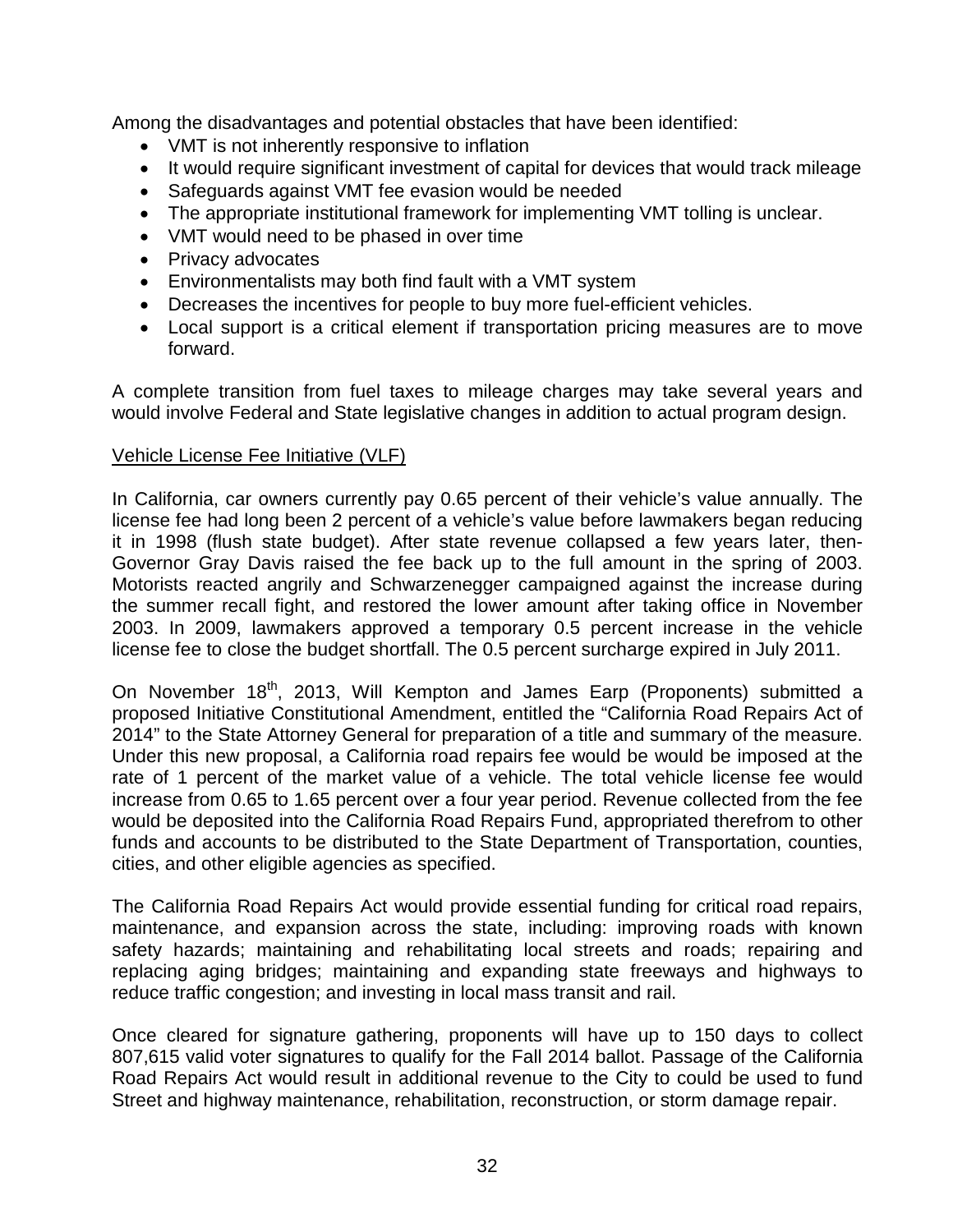Among the disadvantages and potential obstacles that have been identified:

- VMT is not inherently responsive to inflation
- It would require significant investment of capital for devices that would track mileage
- Safeguards against VMT fee evasion would be needed
- The appropriate institutional framework for implementing VMT tolling is unclear.
- VMT would need to be phased in over time
- Privacy advocates
- Environmentalists may both find fault with a VMT system
- Decreases the incentives for people to buy more fuel-efficient vehicles.
- Local support is a critical element if transportation pricing measures are to move forward.

A complete transition from fuel taxes to mileage charges may take several years and would involve Federal and State legislative changes in addition to actual program design.

<u>Vehicle License Fee Initiative (VLF)</u>

In California, car owners currently pay 0.65 percent of their vehicle's value annually. The license fee had long been 2 percent of a vehicle's value before lawmakers began reducing it in 1998 (flush state budget). After state revenue collapsed a few years later, then-Governor Gray Davis raised the fee back up to the full amount in the spring of 2003. Motorists reacted angrily and Schwarzenegger campaigned against the increase during the summer recall fight, and restored the lower amount after taking office in November 2003. In 2009, lawmakers approved a temporary 0.5 percent increase in the vehicle license fee to close the budget shortfall. The 0.5 percent surcharge expired in July 2011.

On November 18th, 2013, Will Kempton and James Earp (Proponents) submitted a proposed Initiative Constitutional Amendment, entitled the "California Road Repairs Act of 2014" to the State Attorney General for preparation of a title and summary of the measure. Under this new proposal, a California road repairs fee would be would be imposed at the rate of 1 percent of the market value of a vehicle. The total vehicle license fee would increase from 0.65 to 1.65 percent over a four year period. Revenue collected from the fee would be deposited into the California Road Repairs Fund, appropriated therefrom to other funds and accounts to be distributed to the State Department of Transportation, counties, cities, and other eligible agencies as specified.

The California Road Repairs Act would provide essential funding for critical road repairs, maintenance, and expansion across the state, including: improving roads with known safety hazards; maintaining and rehabilitating local streets and roads; repairing and replacing aging bridges; maintaining and expanding state freeways and highways to reduce traffic congestion; and investing in local mass transit and rail.

Once cleared for signature gathering, proponents will have up to 150 days to collect 807,615 valid voter signatures to qualify for the Fall 2014 ballot. Passage of the California Road Repairs Act would result in additional revenue to the City to could be used to fund Street and highway maintenance, rehabilitation, reconstruction, or storm damage repair.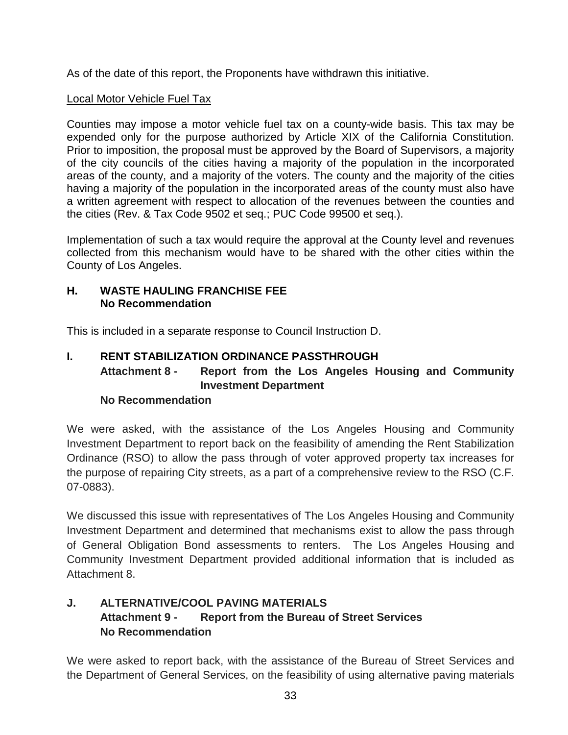As of the date of this report, the Proponents have withdrawn this initiative.

Local Motor Vehicle Fuel Tax

Counties may impose a motor vehicle fuel tax on a county-wide basis. This tax may be expended only for the purpose authorized by Article XIX of the California Constitution. Prior to imposition, the proposal must be approved by the Board of Supervisors, a majority of the city councils of the cities having a majority of the population in the incorporated areas of the county, and a majority of the voters. The county and the majority of the cities having a majority of the population in the incorporated areas of the county must also have a written agreement with respect to allocation of the revenues between the counties and the cities (Rev. & Tax Code 9502 et seq.; PUC Code 99500 et seq.).

Implementation of such a tax would require the approval at the County level and revenues collected from this mechanism would have to be shared with the other cities within the County of Los Angeles.

## H. WASTE HAULING FRANCHISE FEE
**No Recommendation**

This is included in a separate response to Council Instruction D.

## I. RENT STABILIZATION ORDINANCE PASSTHROUGH
**Attachment 8 - Report from the Los Angeles Housing and Community Investment Department**

**No Recommendation**

We were asked, with the assistance of the Los Angeles Housing and Community Investment Department to report back on the feasibility of amending the Rent Stabilization Ordinance (RSO) to allow the pass through of voter approved property tax increases for the purpose of repairing City streets, as a part of a comprehensive review to the RSO (C.F. 07-0883).

We discussed this issue with representatives of The Los Angeles Housing and Community Investment Department and determined that mechanisms exist to allow the pass through of General Obligation Bond assessments to renters. The Los Angeles Housing and Community Investment Department provided additional information that is included as Attachment 8.

## J. ALTERNATIVE/COOL PAVING MATERIALS
**Attachment 9 - Report from the Bureau of Street Services**

**No Recommendation**

We were asked to report back, with the assistance of the Bureau of Street Services and the Department of General Services, on the feasibility of using alternative paving materials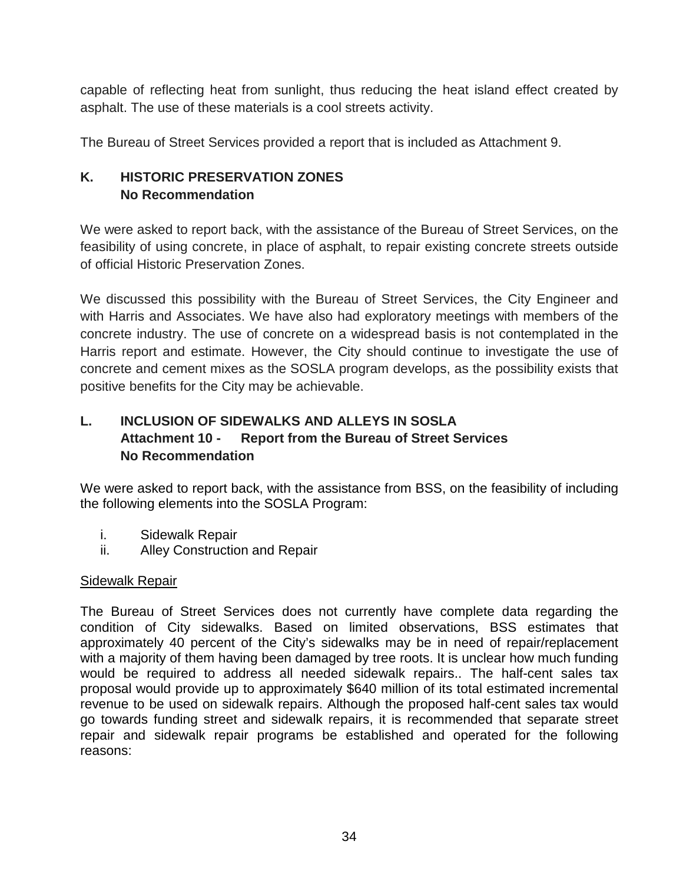capable of reflecting heat from sunlight, thus reducing the heat island effect created by asphalt. The use of these materials is a cool streets activity.

The Bureau of Street Services provided a report that is included as Attachment 9.

## K. HISTORIC PRESERVATION ZONES
**No Recommendation**

We were asked to report back, with the assistance of the Bureau of Street Services, on the feasibility of using concrete, in place of asphalt, to repair existing concrete streets outside of official Historic Preservation Zones.

We discussed this possibility with the Bureau of Street Services, the City Engineer and with Harris and Associates. We have also had exploratory meetings with members of the concrete industry. The use of concrete on a widespread basis is not contemplated in the Harris report and estimate. However, the City should continue to investigate the use of concrete and cement mixes as the SOSLA program develops, as the possibility exists that positive benefits for the City may be achievable.

## L. INCLUSION OF SIDEWALKS AND ALLEYS IN SOSLA
**Attachment 10 - Report from the Bureau of Street Services**
**No Recommendation**

We were asked to report back, with the assistance from BSS, on the feasibility of including the following elements into the SOSLA Program:

i. Sidewalk Repair
ii. Alley Construction and Repair

<u>Sidewalk Repair</u>

The Bureau of Street Services does not currently have complete data regarding the condition of City sidewalks. Based on limited observations, BSS estimates that approximately 40 percent of the City's sidewalks may be in need of repair/replacement with a majority of them having been damaged by tree roots. It is unclear how much funding would be required to address all needed sidewalk repairs.. The half-cent sales tax proposal would provide up to approximately $640 million of its total estimated incremental revenue to be used on sidewalk repairs. Although the proposed half-cent sales tax would go towards funding street and sidewalk repairs, it is recommended that separate street repair and sidewalk repair programs be established and operated for the following reasons: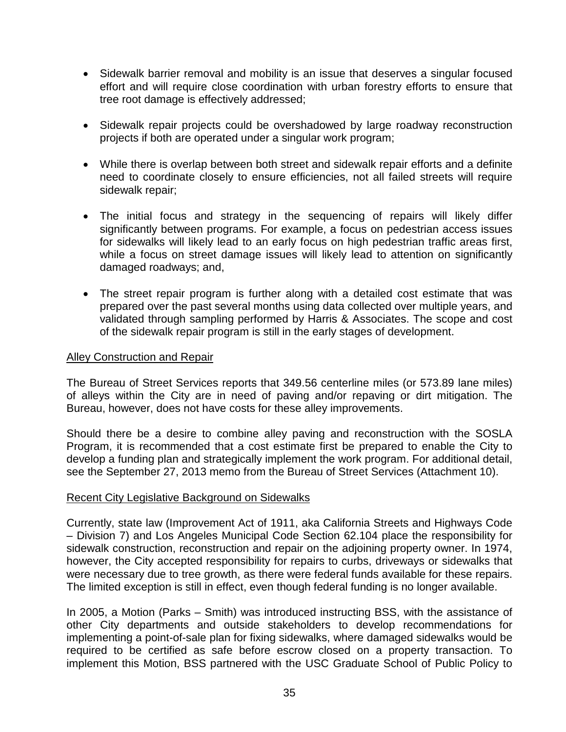- Sidewalk barrier removal and mobility is an issue that deserves a singular focused effort and will require close coordination with urban forestry efforts to ensure that tree root damage is effectively addressed;

- Sidewalk repair projects could be overshadowed by large roadway reconstruction projects if both are operated under a singular work program;

- While there is overlap between both street and sidewalk repair efforts and a definite need to coordinate closely to ensure efficiencies, not all failed streets will require sidewalk repair;

- The initial focus and strategy in the sequencing of repairs will likely differ significantly between programs. For example, a focus on pedestrian access issues for sidewalks will likely lead to an early focus on high pedestrian traffic areas first, while a focus on street damage issues will likely lead to attention on significantly damaged roadways; and,

- The street repair program is further along with a detailed cost estimate that was prepared over the past several months using data collected over multiple years, and validated through sampling performed by Harris & Associates. The scope and cost of the sidewalk repair program is still in the early stages of development.

Alley Construction and Repair

The Bureau of Street Services reports that 349.56 centerline miles (or 573.89 lane miles) of alleys within the City are in need of paving and/or repaving or dirt mitigation. The Bureau, however, does not have costs for these alley improvements.

Should there be a desire to combine alley paving and reconstruction with the SOSLA Program, it is recommended that a cost estimate first be prepared to enable the City to develop a funding plan and strategically implement the work program. For additional detail, see the September 27, 2013 memo from the Bureau of Street Services (Attachment 10).

Recent City Legislative Background on Sidewalks

Currently, state law (Improvement Act of 1911, aka California Streets and Highways Code – Division 7) and Los Angeles Municipal Code Section 62.104 place the responsibility for sidewalk construction, reconstruction and repair on the adjoining property owner. In 1974, however, the City accepted responsibility for repairs to curbs, driveways or sidewalks that were necessary due to tree growth, as there were federal funds available for these repairs. The limited exception is still in effect, even though federal funding is no longer available.

In 2005, a Motion (Parks – Smith) was introduced instructing BSS, with the assistance of other City departments and outside stakeholders to develop recommendations for implementing a point-of-sale plan for fixing sidewalks, where damaged sidewalks would be required to be certified as safe before escrow closed on a property transaction. To implement this Motion, BSS partnered with the USC Graduate School of Public Policy to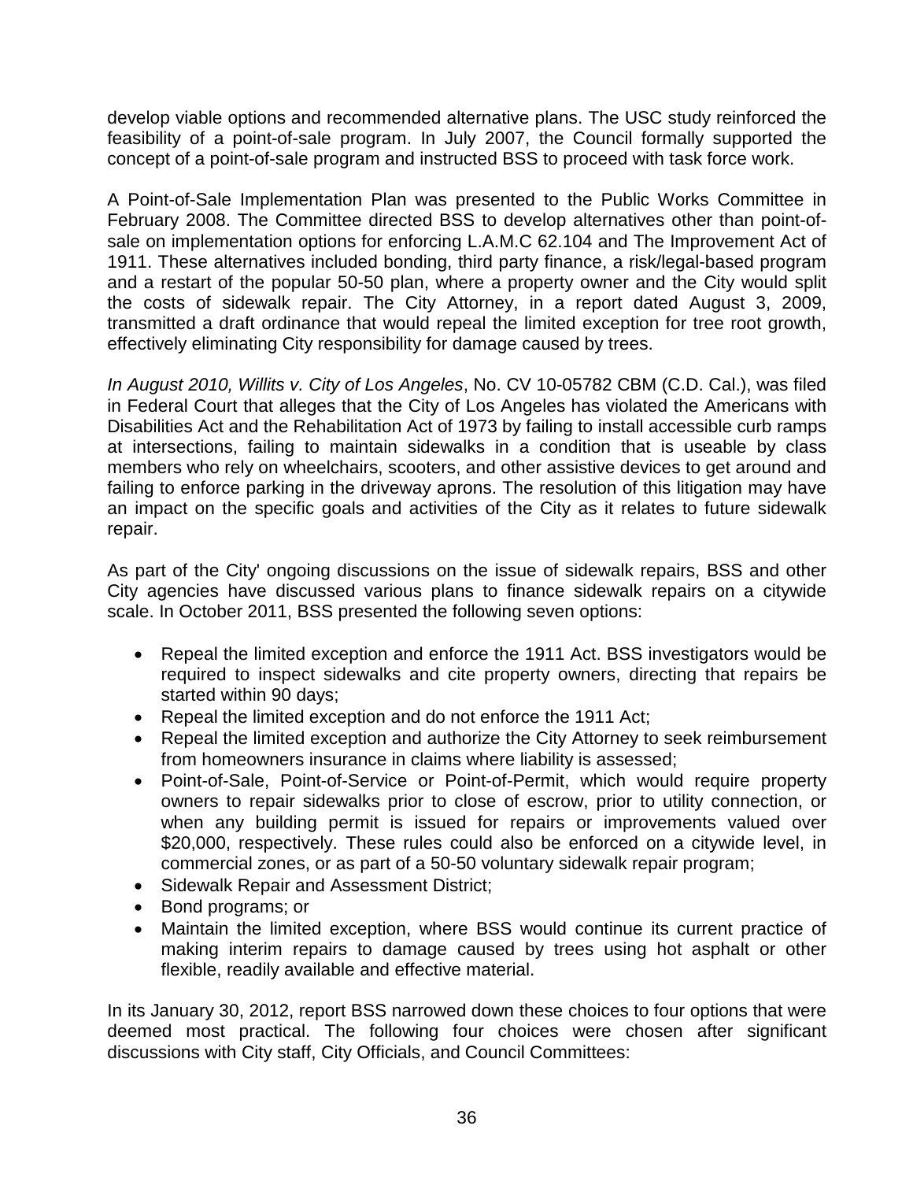develop viable options and recommended alternative plans. The USC study reinforced the feasibility of a point-of-sale program. In July 2007, the Council formally supported the concept of a point-of-sale program and instructed BSS to proceed with task force work.

A Point-of-Sale Implementation Plan was presented to the Public Works Committee in February 2008. The Committee directed BSS to develop alternatives other than point-of-sale on implementation options for enforcing L.A.M.C 62.104 and The Improvement Act of 1911. These alternatives included bonding, third party finance, a risk/legal-based program and a restart of the popular 50-50 plan, where a property owner and the City would split the costs of sidewalk repair. The City Attorney, in a report dated August 3, 2009, transmitted a draft ordinance that would repeal the limited exception for tree root growth, effectively eliminating City responsibility for damage caused by trees.

*In August 2010, Willits v. City of Los Angeles*, No. CV 10-05782 CBM (C.D. Cal.), was filed in Federal Court that alleges that the City of Los Angeles has violated the Americans with Disabilities Act and the Rehabilitation Act of 1973 by failing to install accessible curb ramps at intersections, failing to maintain sidewalks in a condition that is useable by class members who rely on wheelchairs, scooters, and other assistive devices to get around and failing to enforce parking in the driveway aprons. The resolution of this litigation may have an impact on the specific goals and activities of the City as it relates to future sidewalk repair.

As part of the City' ongoing discussions on the issue of sidewalk repairs, BSS and other City agencies have discussed various plans to finance sidewalk repairs on a citywide scale. In October 2011, BSS presented the following seven options:

- Repeal the limited exception and enforce the 1911 Act. BSS investigators would be required to inspect sidewalks and cite property owners, directing that repairs be started within 90 days;
- Repeal the limited exception and do not enforce the 1911 Act;
- Repeal the limited exception and authorize the City Attorney to seek reimbursement from homeowners insurance in claims where liability is assessed;
- Point-of-Sale, Point-of-Service or Point-of-Permit, which would require property owners to repair sidewalks prior to close of escrow, prior to utility connection, or when any building permit is issued for repairs or improvements valued over $20,000, respectively. These rules could also be enforced on a citywide level, in commercial zones, or as part of a 50-50 voluntary sidewalk repair program;
- Sidewalk Repair and Assessment District;
- Bond programs; or
- Maintain the limited exception, where BSS would continue its current practice of making interim repairs to damage caused by trees using hot asphalt or other flexible, readily available and effective material.

In its January 30, 2012, report BSS narrowed down these choices to four options that were deemed most practical. The following four choices were chosen after significant discussions with City staff, City Officials, and Council Committees: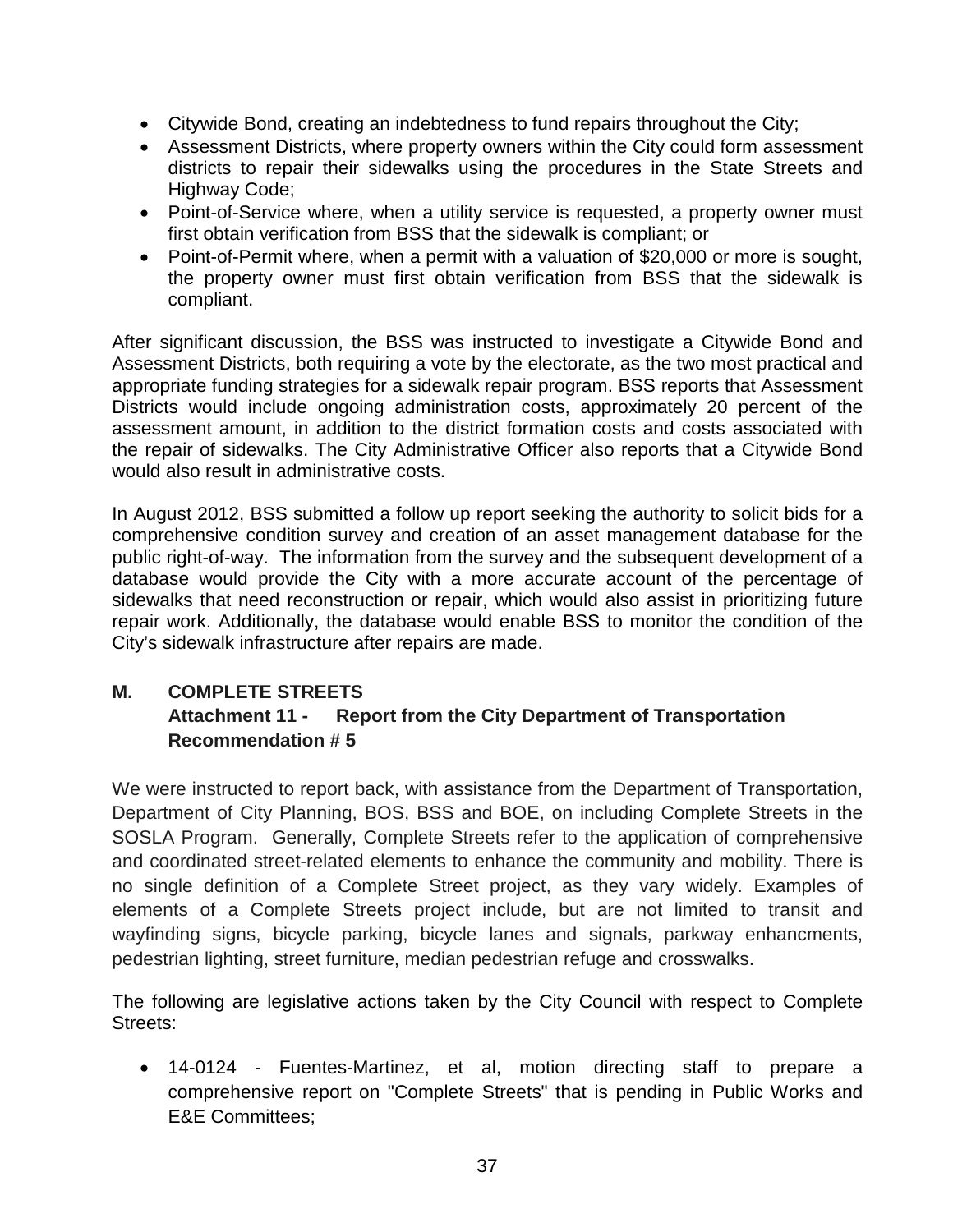- Citywide Bond, creating an indebtedness to fund repairs throughout the City;
- Assessment Districts, where property owners within the City could form assessment districts to repair their sidewalks using the procedures in the State Streets and Highway Code;
- Point-of-Service where, when a utility service is requested, a property owner must first obtain verification from BSS that the sidewalk is compliant; or
- Point-of-Permit where, when a permit with a valuation of $20,000 or more is sought, the property owner must first obtain verification from BSS that the sidewalk is compliant.

After significant discussion, the BSS was instructed to investigate a Citywide Bond and Assessment Districts, both requiring a vote by the electorate, as the two most practical and appropriate funding strategies for a sidewalk repair program. BSS reports that Assessment Districts would include ongoing administration costs, approximately 20 percent of the assessment amount, in addition to the district formation costs and costs associated with the repair of sidewalks. The City Administrative Officer also reports that a Citywide Bond would also result in administrative costs.

In August 2012, BSS submitted a follow up report seeking the authority to solicit bids for a comprehensive condition survey and creation of an asset management database for the public right-of-way. The information from the survey and the subsequent development of a database would provide the City with a more accurate account of the percentage of sidewalks that need reconstruction or repair, which would also assist in prioritizing future repair work. Additionally, the database would enable BSS to monitor the condition of the City's sidewalk infrastructure after repairs are made.

## M. COMPLETE STREETS

**Attachment 11 - Report from the City Department of Transportation**
**Recommendation # 5**

We were instructed to report back, with assistance from the Department of Transportation, Department of City Planning, BOS, BSS and BOE, on including Complete Streets in the SOSLA Program. Generally, Complete Streets refer to the application of comprehensive and coordinated street-related elements to enhance the community and mobility. There is no single definition of a Complete Street project, as they vary widely. Examples of elements of a Complete Streets project include, but are not limited to transit and wayfinding signs, bicycle parking, bicycle lanes and signals, parkway enhancments, pedestrian lighting, street furniture, median pedestrian refuge and crosswalks.

The following are legislative actions taken by the City Council with respect to Complete Streets:

- 14-0124 - Fuentes-Martinez, et al, motion directing staff to prepare a comprehensive report on "Complete Streets" that is pending in Public Works and E&E Committees;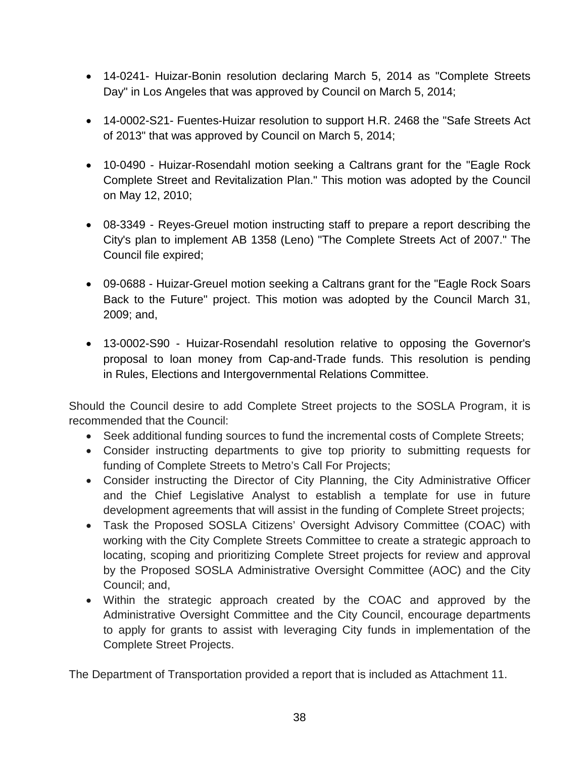- 14-0241- Huizar-Bonin resolution declaring March 5, 2014 as "Complete Streets Day" in Los Angeles that was approved by Council on March 5, 2014;

- 14-0002-S21- Fuentes-Huizar resolution to support H.R. 2468 the "Safe Streets Act of 2013" that was approved by Council on March 5, 2014;

- 10-0490 - Huizar-Rosendahl motion seeking a Caltrans grant for the "Eagle Rock Complete Street and Revitalization Plan." This motion was adopted by the Council on May 12, 2010;

- 08-3349 - Reyes-Greuel motion instructing staff to prepare a report describing the City's plan to implement AB 1358 (Leno) "The Complete Streets Act of 2007." The Council file expired;

- 09-0688 - Huizar-Greuel motion seeking a Caltrans grant for the "Eagle Rock Soars Back to the Future" project. This motion was adopted by the Council March 31, 2009; and,

- 13-0002-S90 - Huizar-Rosendahl resolution relative to opposing the Governor's proposal to loan money from Cap-and-Trade funds. This resolution is pending in Rules, Elections and Intergovernmental Relations Committee.

Should the Council desire to add Complete Street projects to the SOSLA Program, it is recommended that the Council:

- Seek additional funding sources to fund the incremental costs of Complete Streets;
- Consider instructing departments to give top priority to submitting requests for funding of Complete Streets to Metro's Call For Projects;
- Consider instructing the Director of City Planning, the City Administrative Officer and the Chief Legislative Analyst to establish a template for use in future development agreements that will assist in the funding of Complete Street projects;
- Task the Proposed SOSLA Citizens' Oversight Advisory Committee (COAC) with working with the City Complete Streets Committee to create a strategic approach to locating, scoping and prioritizing Complete Street projects for review and approval by the Proposed SOSLA Administrative Oversight Committee (AOC) and the City Council; and,
- Within the strategic approach created by the COAC and approved by the Administrative Oversight Committee and the City Council, encourage departments to apply for grants to assist with leveraging City funds in implementation of the Complete Street Projects.

The Department of Transportation provided a report that is included as Attachment 11.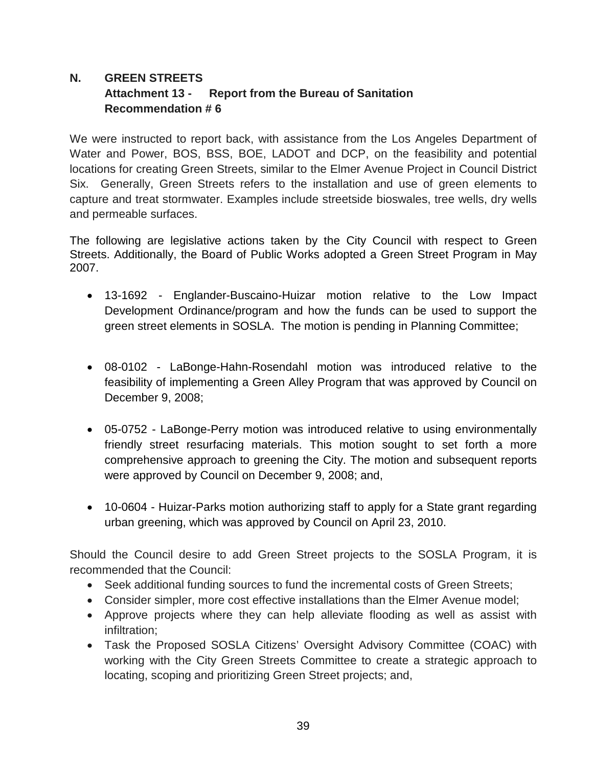## N. GREEN STREETS

**Attachment 13 - Report from the Bureau of Sanitation**
**Recommendation # 6**

We were instructed to report back, with assistance from the Los Angeles Department of Water and Power, BOS, BSS, BOE, LADOT and DCP, on the feasibility and potential locations for creating Green Streets, similar to the Elmer Avenue Project in Council District Six. Generally, Green Streets refers to the installation and use of green elements to capture and treat stormwater. Examples include streetside bioswales, tree wells, dry wells and permeable surfaces.

The following are legislative actions taken by the City Council with respect to Green Streets. Additionally, the Board of Public Works adopted a Green Street Program in May 2007.

- 13-1692 - Englander-Buscaino-Huizar motion relative to the Low Impact Development Ordinance/program and how the funds can be used to support the green street elements in SOSLA. The motion is pending in Planning Committee;

- 08-0102 - LaBonge-Hahn-Rosendahl motion was introduced relative to the feasibility of implementing a Green Alley Program that was approved by Council on December 9, 2008;

- 05-0752 - LaBonge-Perry motion was introduced relative to using environmentally friendly street resurfacing materials. This motion sought to set forth a more comprehensive approach to greening the City. The motion and subsequent reports were approved by Council on December 9, 2008; and,

- 10-0604 - Huizar-Parks motion authorizing staff to apply for a State grant regarding urban greening, which was approved by Council on April 23, 2010.

Should the Council desire to add Green Street projects to the SOSLA Program, it is recommended that the Council:

- Seek additional funding sources to fund the incremental costs of Green Streets;
- Consider simpler, more cost effective installations than the Elmer Avenue model;
- Approve projects where they can help alleviate flooding as well as assist with infiltration;
- Task the Proposed SOSLA Citizens' Oversight Advisory Committee (COAC) with working with the City Green Streets Committee to create a strategic approach to locating, scoping and prioritizing Green Street projects; and,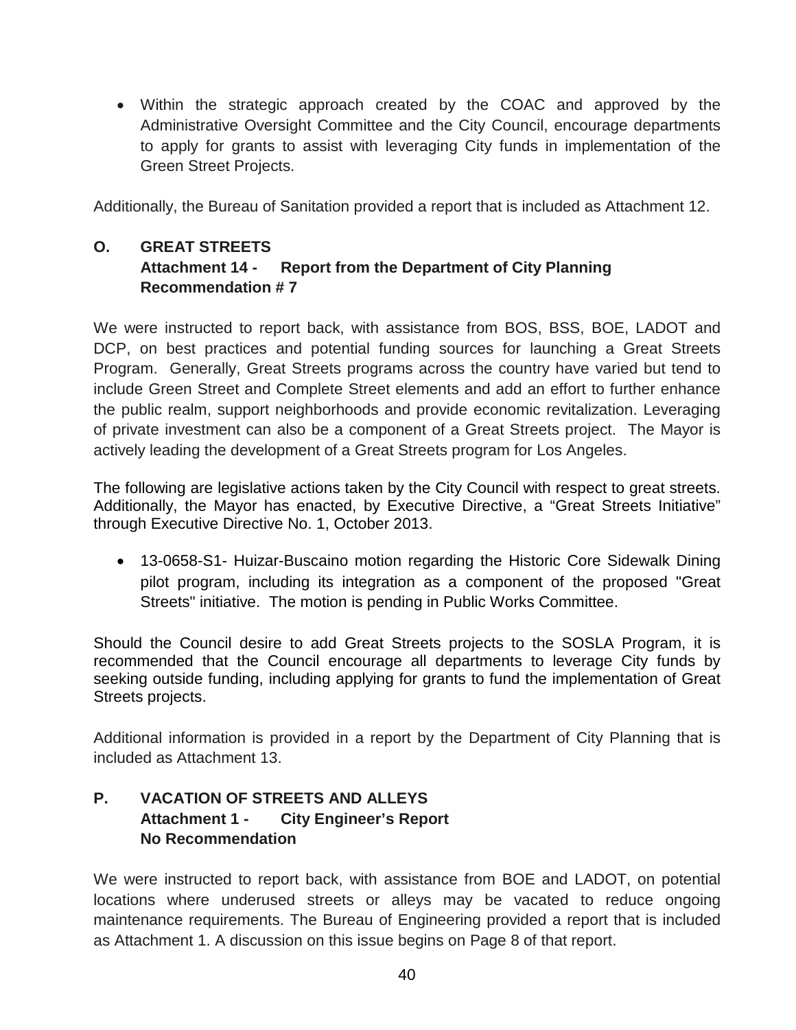- Within the strategic approach created by the COAC and approved by the Administrative Oversight Committee and the City Council, encourage departments to apply for grants to assist with leveraging City funds in implementation of the Green Street Projects.

Additionally, the Bureau of Sanitation provided a report that is included as Attachment 12.

### O. GREAT STREETS
**Attachment 14 - Report from the Department of City Planning**
**Recommendation # 7**

We were instructed to report back, with assistance from BOS, BSS, BOE, LADOT and DCP, on best practices and potential funding sources for launching a Great Streets Program. Generally, Great Streets programs across the country have varied but tend to include Green Street and Complete Street elements and add an effort to further enhance the public realm, support neighborhoods and provide economic revitalization. Leveraging of private investment can also be a component of a Great Streets project. The Mayor is actively leading the development of a Great Streets program for Los Angeles.

The following are legislative actions taken by the City Council with respect to great streets. Additionally, the Mayor has enacted, by Executive Directive, a "Great Streets Initiative" through Executive Directive No. 1, October 2013.

- 13-0658-S1- Huizar-Buscaino motion regarding the Historic Core Sidewalk Dining pilot program, including its integration as a component of the proposed "Great Streets" initiative. The motion is pending in Public Works Committee.

Should the Council desire to add Great Streets projects to the SOSLA Program, it is recommended that the Council encourage all departments to leverage City funds by seeking outside funding, including applying for grants to fund the implementation of Great Streets projects.

Additional information is provided in a report by the Department of City Planning that is included as Attachment 13.

### P. VACATION OF STREETS AND ALLEYS
**Attachment 1 - City Engineer's Report**
**No Recommendation**

We were instructed to report back, with assistance from BOE and LADOT, on potential locations where underused streets or alleys may be vacated to reduce ongoing maintenance requirements. The Bureau of Engineering provided a report that is included as Attachment 1. A discussion on this issue begins on Page 8 of that report.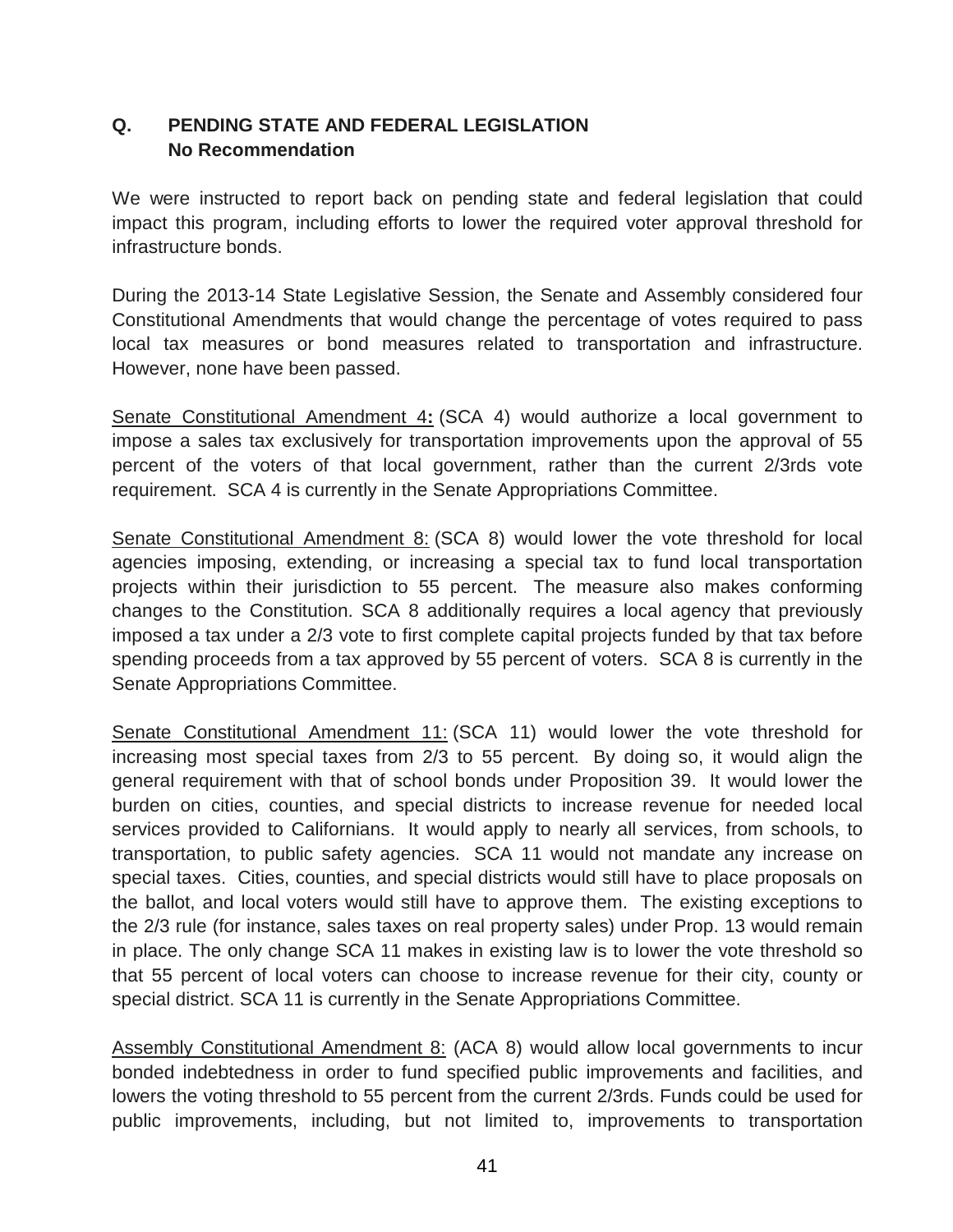## Q. PENDING STATE AND FEDERAL LEGISLATION
**No Recommendation**

We were instructed to report back on pending state and federal legislation that could impact this program, including efforts to lower the required voter approval threshold for infrastructure bonds.

During the 2013-14 State Legislative Session, the Senate and Assembly considered four Constitutional Amendments that would change the percentage of votes required to pass local tax measures or bond measures related to transportation and infrastructure. However, none have been passed.

<u>Senate Constitutional Amendment 4</u>**:** (SCA 4) would authorize a local government to impose a sales tax exclusively for transportation improvements upon the approval of 55 percent of the voters of that local government, rather than the current 2/3rds vote requirement. SCA 4 is currently in the Senate Appropriations Committee.

<u>Senate Constitutional Amendment 8:</u> (SCA 8) would lower the vote threshold for local agencies imposing, extending, or increasing a special tax to fund local transportation projects within their jurisdiction to 55 percent. The measure also makes conforming changes to the Constitution. SCA 8 additionally requires a local agency that previously imposed a tax under a 2/3 vote to first complete capital projects funded by that tax before spending proceeds from a tax approved by 55 percent of voters. SCA 8 is currently in the Senate Appropriations Committee.

<u>Senate Constitutional Amendment 11:</u> (SCA 11) would lower the vote threshold for increasing most special taxes from 2/3 to 55 percent. By doing so, it would align the general requirement with that of school bonds under Proposition 39. It would lower the burden on cities, counties, and special districts to increase revenue for needed local services provided to Californians. It would apply to nearly all services, from schools, to transportation, to public safety agencies. SCA 11 would not mandate any increase on special taxes. Cities, counties, and special districts would still have to place proposals on the ballot, and local voters would still have to approve them. The existing exceptions to the 2/3 rule (for instance, sales taxes on real property sales) under Prop. 13 would remain in place. The only change SCA 11 makes in existing law is to lower the vote threshold so that 55 percent of local voters can choose to increase revenue for their city, county or special district. SCA 11 is currently in the Senate Appropriations Committee.

<u>Assembly Constitutional Amendment 8:</u> (ACA 8) would allow local governments to incur bonded indebtedness in order to fund specified public improvements and facilities, and lowers the voting threshold to 55 percent from the current 2/3rds. Funds could be used for public improvements, including, but not limited to, improvements to transportation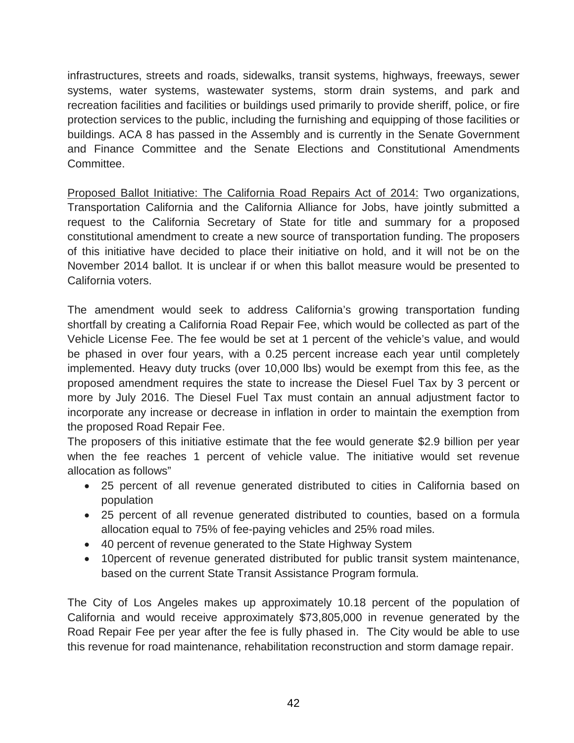infrastructures, streets and roads, sidewalks, transit systems, highways, freeways, sewer systems, water systems, wastewater systems, storm drain systems, and park and recreation facilities and facilities or buildings used primarily to provide sheriff, police, or fire protection services to the public, including the furnishing and equipping of those facilities or buildings. ACA 8 has passed in the Assembly and is currently in the Senate Government and Finance Committee and the Senate Elections and Constitutional Amendments Committee.

<u>Proposed Ballot Initiative: The California Road Repairs Act of 2014:</u> Two organizations, Transportation California and the California Alliance for Jobs, have jointly submitted a request to the California Secretary of State for title and summary for a proposed constitutional amendment to create a new source of transportation funding. The proposers of this initiative have decided to place their initiative on hold, and it will not be on the November 2014 ballot. It is unclear if or when this ballot measure would be presented to California voters.

The amendment would seek to address California's growing transportation funding shortfall by creating a California Road Repair Fee, which would be collected as part of the Vehicle License Fee. The fee would be set at 1 percent of the vehicle's value, and would be phased in over four years, with a 0.25 percent increase each year until completely implemented. Heavy duty trucks (over 10,000 lbs) would be exempt from this fee, as the proposed amendment requires the state to increase the Diesel Fuel Tax by 3 percent or more by July 2016. The Diesel Fuel Tax must contain an annual adjustment factor to incorporate any increase or decrease in inflation in order to maintain the exemption from the proposed Road Repair Fee.

The proposers of this initiative estimate that the fee would generate $2.9 billion per year when the fee reaches 1 percent of vehicle value. The initiative would set revenue allocation as follows"

- 25 percent of all revenue generated distributed to cities in California based on population
- 25 percent of all revenue generated distributed to counties, based on a formula allocation equal to 75% of fee-paying vehicles and 25% road miles.
- 40 percent of revenue generated to the State Highway System
- 10percent of revenue generated distributed for public transit system maintenance, based on the current State Transit Assistance Program formula.

The City of Los Angeles makes up approximately 10.18 percent of the population of California and would receive approximately $73,805,000 in revenue generated by the Road Repair Fee per year after the fee is fully phased in. The City would be able to use this revenue for road maintenance, rehabilitation reconstruction and storm damage repair.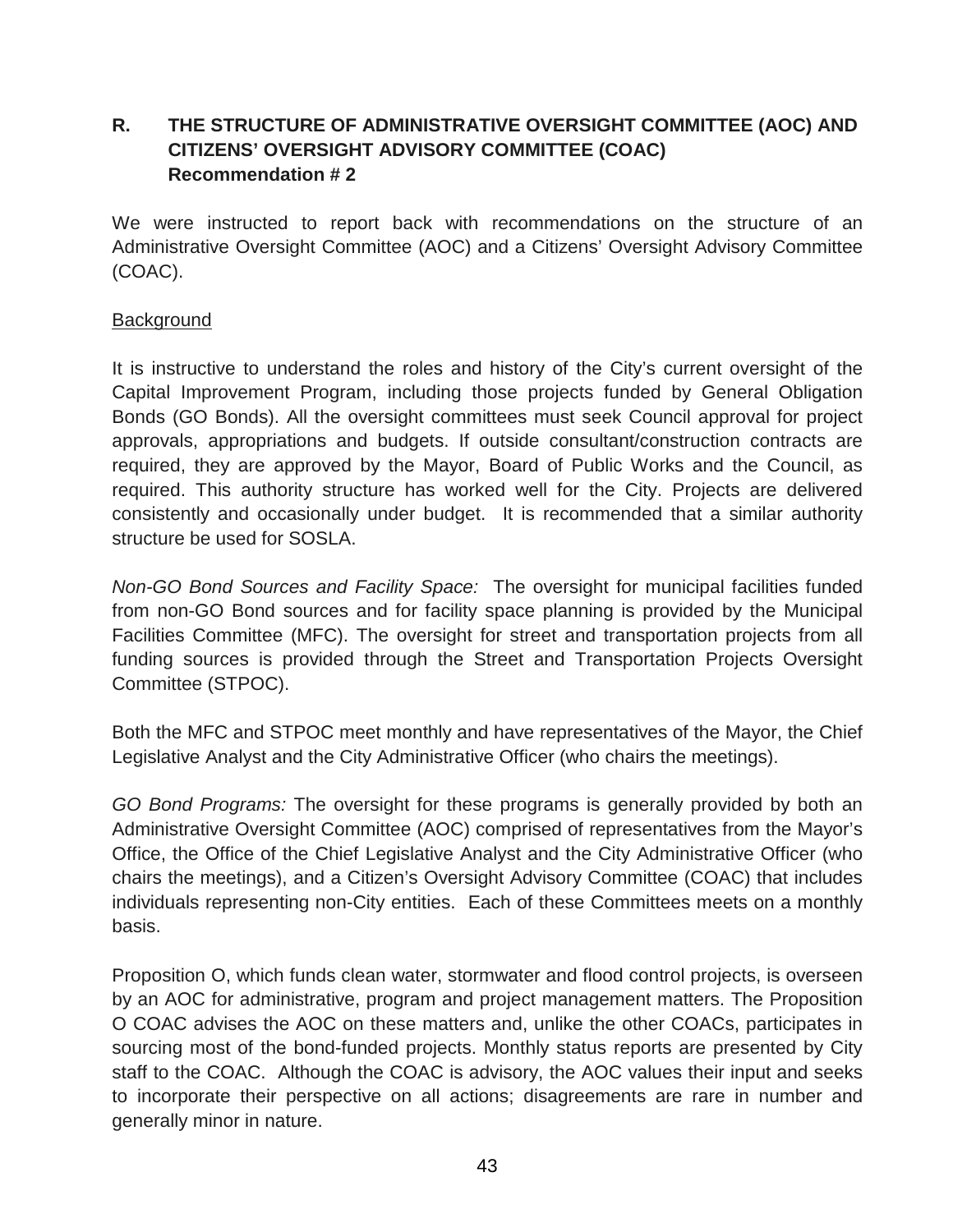## R. THE STRUCTURE OF ADMINISTRATIVE OVERSIGHT COMMITTEE (AOC) AND CITIZENS' OVERSIGHT ADVISORY COMMITTEE (COAC)

**Recommendation # 2**

We were instructed to report back with recommendations on the structure of an Administrative Oversight Committee (AOC) and a Citizens' Oversight Advisory Committee (COAC).

<u>Background</u>

It is instructive to understand the roles and history of the City's current oversight of the Capital Improvement Program, including those projects funded by General Obligation Bonds (GO Bonds). All the oversight committees must seek Council approval for project approvals, appropriations and budgets. If outside consultant/construction contracts are required, they are approved by the Mayor, Board of Public Works and the Council, as required. This authority structure has worked well for the City. Projects are delivered consistently and occasionally under budget. It is recommended that a similar authority structure be used for SOSLA.

*Non-GO Bond Sources and Facility Space:* The oversight for municipal facilities funded from non-GO Bond sources and for facility space planning is provided by the Municipal Facilities Committee (MFC). The oversight for street and transportation projects from all funding sources is provided through the Street and Transportation Projects Oversight Committee (STPOC).

Both the MFC and STPOC meet monthly and have representatives of the Mayor, the Chief Legislative Analyst and the City Administrative Officer (who chairs the meetings).

*GO Bond Programs:* The oversight for these programs is generally provided by both an Administrative Oversight Committee (AOC) comprised of representatives from the Mayor's Office, the Office of the Chief Legislative Analyst and the City Administrative Officer (who chairs the meetings), and a Citizen's Oversight Advisory Committee (COAC) that includes individuals representing non-City entities. Each of these Committees meets on a monthly basis.

Proposition O, which funds clean water, stormwater and flood control projects, is overseen by an AOC for administrative, program and project management matters. The Proposition O COAC advises the AOC on these matters and, unlike the other COACs, participates in sourcing most of the bond-funded projects. Monthly status reports are presented by City staff to the COAC. Although the COAC is advisory, the AOC values their input and seeks to incorporate their perspective on all actions; disagreements are rare in number and generally minor in nature.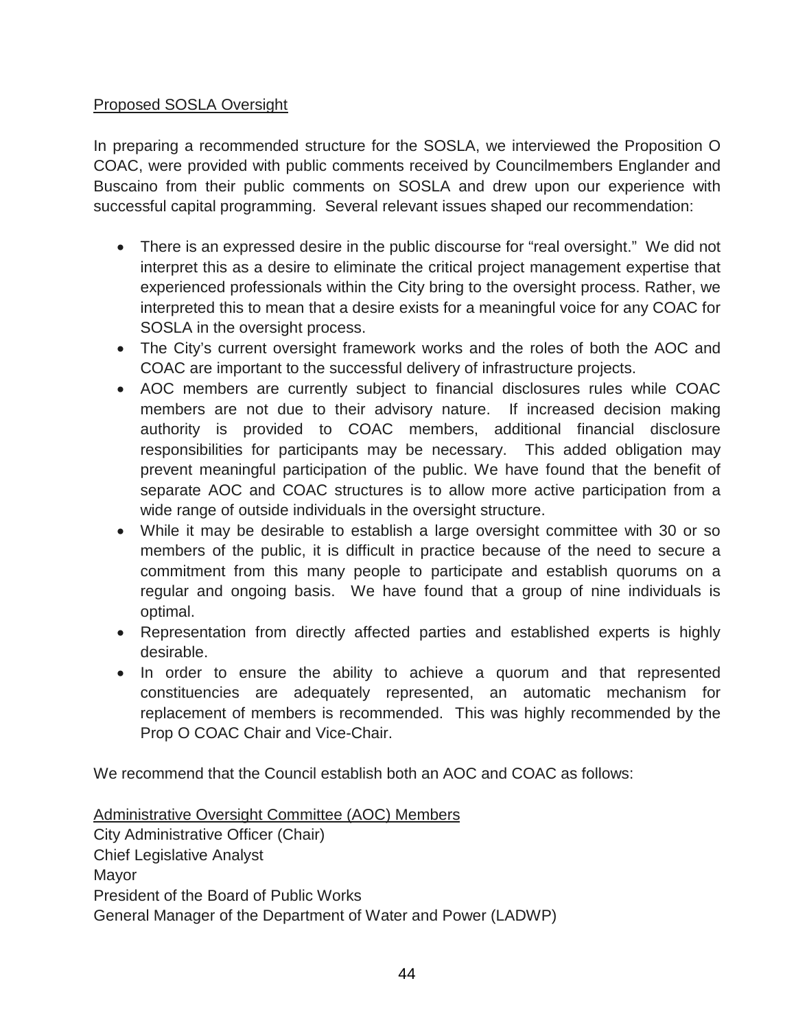Proposed SOSLA Oversight

In preparing a recommended structure for the SOSLA, we interviewed the Proposition O COAC, were provided with public comments received by Councilmembers Englander and Buscaino from their public comments on SOSLA and drew upon our experience with successful capital programming. Several relevant issues shaped our recommendation:

- There is an expressed desire in the public discourse for "real oversight." We did not interpret this as a desire to eliminate the critical project management expertise that experienced professionals within the City bring to the oversight process. Rather, we interpreted this to mean that a desire exists for a meaningful voice for any COAC for SOSLA in the oversight process.
- The City's current oversight framework works and the roles of both the AOC and COAC are important to the successful delivery of infrastructure projects.
- AOC members are currently subject to financial disclosures rules while COAC members are not due to their advisory nature. If increased decision making authority is provided to COAC members, additional financial disclosure responsibilities for participants may be necessary. This added obligation may prevent meaningful participation of the public. We have found that the benefit of separate AOC and COAC structures is to allow more active participation from a wide range of outside individuals in the oversight structure.
- While it may be desirable to establish a large oversight committee with 30 or so members of the public, it is difficult in practice because of the need to secure a commitment from this many people to participate and establish quorums on a regular and ongoing basis. We have found that a group of nine individuals is optimal.
- Representation from directly affected parties and established experts is highly desirable.
- In order to ensure the ability to achieve a quorum and that represented constituencies are adequately represented, an automatic mechanism for replacement of members is recommended. This was highly recommended by the Prop O COAC Chair and Vice-Chair.

We recommend that the Council establish both an AOC and COAC as follows:

Administrative Oversight Committee (AOC) Members
City Administrative Officer (Chair)
Chief Legislative Analyst
Mayor
President of the Board of Public Works
General Manager of the Department of Water and Power (LADWP)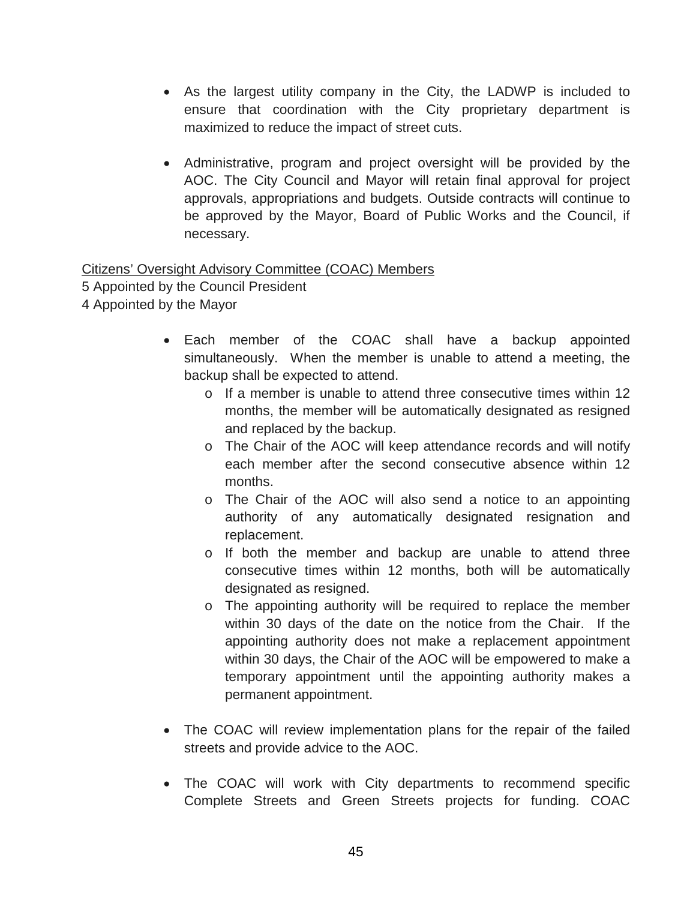- As the largest utility company in the City, the LADWP is included to ensure that coordination with the City proprietary department is maximized to reduce the impact of street cuts.

- Administrative, program and project oversight will be provided by the AOC. The City Council and Mayor will retain final approval for project approvals, appropriations and budgets. Outside contracts will continue to be approved by the Mayor, Board of Public Works and the Council, if necessary.

<u>Citizens' Oversight Advisory Committee (COAC) Members</u>

5 Appointed by the Council President
4 Appointed by the Mayor

- Each member of the COAC shall have a backup appointed simultaneously. When the member is unable to attend a meeting, the backup shall be expected to attend.
  - If a member is unable to attend three consecutive times within 12 months, the member will be automatically designated as resigned and replaced by the backup.
  - The Chair of the AOC will keep attendance records and will notify each member after the second consecutive absence within 12 months.
  - The Chair of the AOC will also send a notice to an appointing authority of any automatically designated resignation and replacement.
  - If both the member and backup are unable to attend three consecutive times within 12 months, both will be automatically designated as resigned.
  - The appointing authority will be required to replace the member within 30 days of the date on the notice from the Chair. If the appointing authority does not make a replacement appointment within 30 days, the Chair of the AOC will be empowered to make a temporary appointment until the appointing authority makes a permanent appointment.

- The COAC will review implementation plans for the repair of the failed streets and provide advice to the AOC.

- The COAC will work with City departments to recommend specific Complete Streets and Green Streets projects for funding. COAC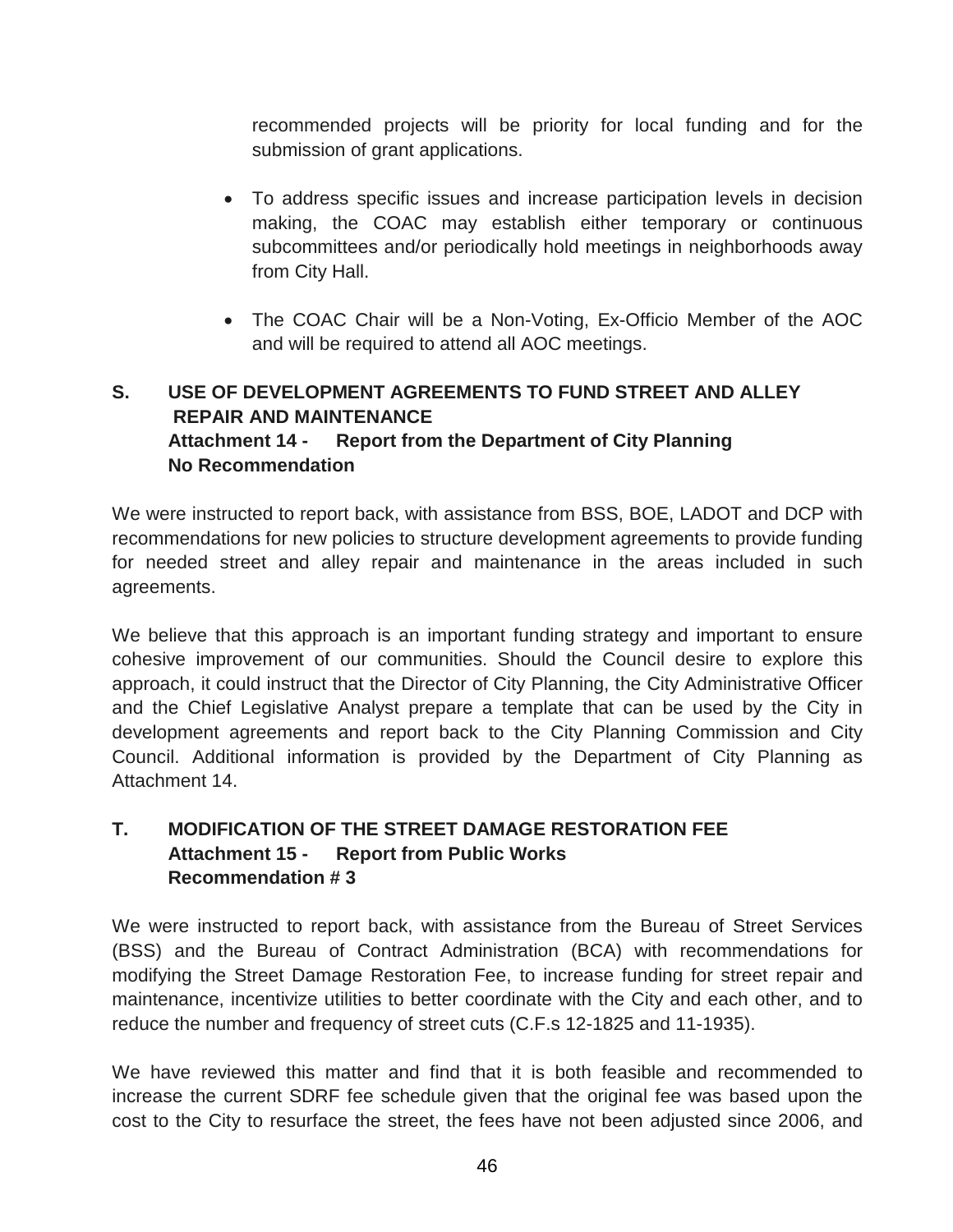recommended projects will be priority for local funding and for the submission of grant applications.

- To address specific issues and increase participation levels in decision making, the COAC may establish either temporary or continuous subcommittees and/or periodically hold meetings in neighborhoods away from City Hall.

- The COAC Chair will be a Non-Voting, Ex-Officio Member of the AOC and will be required to attend all AOC meetings.

## S. USE OF DEVELOPMENT AGREEMENTS TO FUND STREET AND ALLEY REPAIR AND MAINTENANCE

**Attachment 14 - Report from the Department of City Planning**
**No Recommendation**

We were instructed to report back, with assistance from BSS, BOE, LADOT and DCP with recommendations for new policies to structure development agreements to provide funding for needed street and alley repair and maintenance in the areas included in such agreements.

We believe that this approach is an important funding strategy and important to ensure cohesive improvement of our communities. Should the Council desire to explore this approach, it could instruct that the Director of City Planning, the City Administrative Officer and the Chief Legislative Analyst prepare a template that can be used by the City in development agreements and report back to the City Planning Commission and City Council. Additional information is provided by the Department of City Planning as Attachment 14.

## T. MODIFICATION OF THE STREET DAMAGE RESTORATION FEE

**Attachment 15 - Report from Public Works**
**Recommendation # 3**

We were instructed to report back, with assistance from the Bureau of Street Services (BSS) and the Bureau of Contract Administration (BCA) with recommendations for modifying the Street Damage Restoration Fee, to increase funding for street repair and maintenance, incentivize utilities to better coordinate with the City and each other, and to reduce the number and frequency of street cuts (C.F.s 12-1825 and 11-1935).

We have reviewed this matter and find that it is both feasible and recommended to increase the current SDRF fee schedule given that the original fee was based upon the cost to the City to resurface the street, the fees have not been adjusted since 2006, and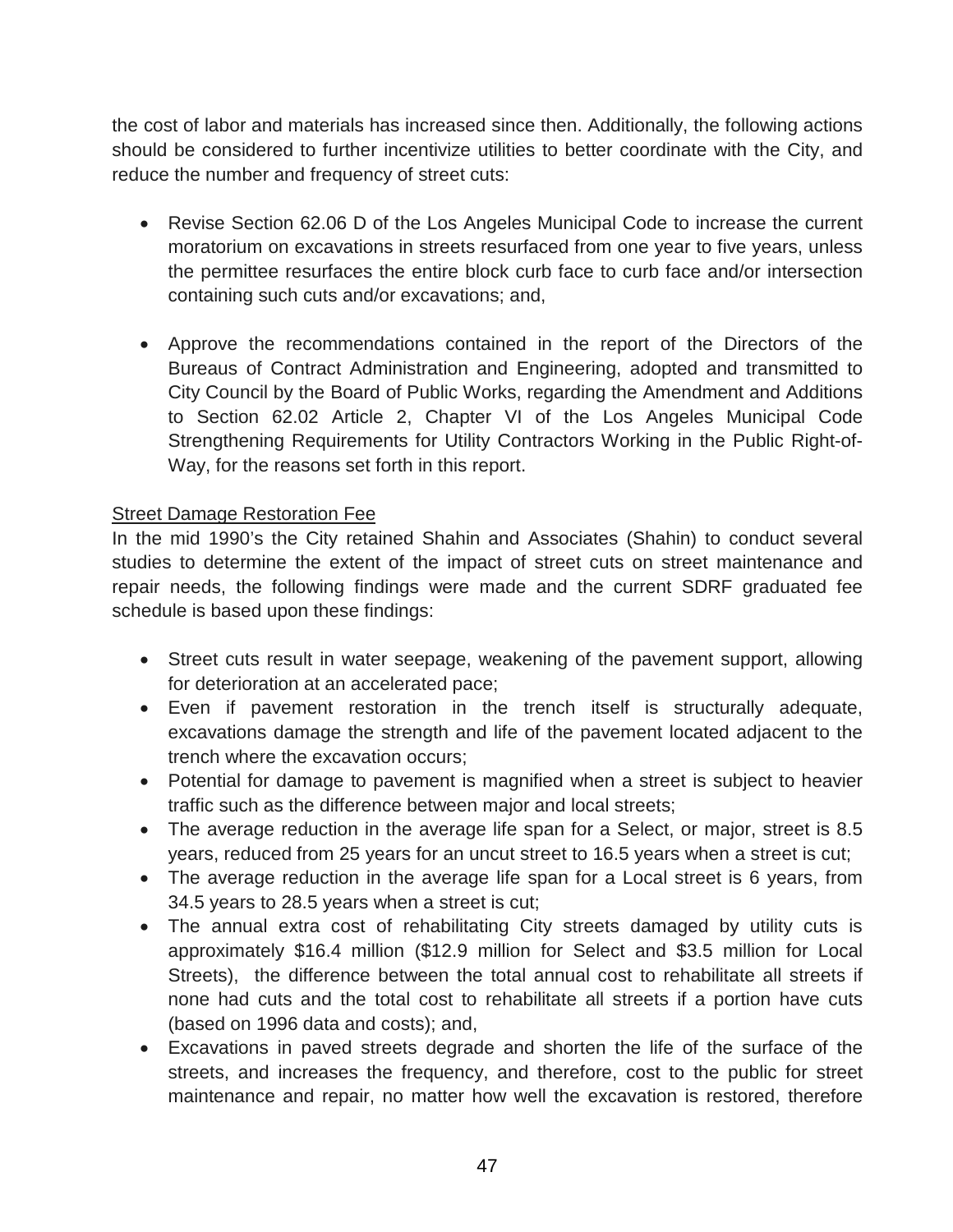the cost of labor and materials has increased since then. Additionally, the following actions should be considered to further incentivize utilities to better coordinate with the City, and reduce the number and frequency of street cuts:

- Revise Section 62.06 D of the Los Angeles Municipal Code to increase the current moratorium on excavations in streets resurfaced from one year to five years, unless the permittee resurfaces the entire block curb face to curb face and/or intersection containing such cuts and/or excavations; and,

- Approve the recommendations contained in the report of the Directors of the Bureaus of Contract Administration and Engineering, adopted and transmitted to City Council by the Board of Public Works, regarding the Amendment and Additions to Section 62.02 Article 2, Chapter VI of the Los Angeles Municipal Code Strengthening Requirements for Utility Contractors Working in the Public Right-of-Way, for the reasons set forth in this report.

<u>Street Damage Restoration Fee</u>

In the mid 1990's the City retained Shahin and Associates (Shahin) to conduct several studies to determine the extent of the impact of street cuts on street maintenance and repair needs, the following findings were made and the current SDRF graduated fee schedule is based upon these findings:

- Street cuts result in water seepage, weakening of the pavement support, allowing for deterioration at an accelerated pace;
- Even if pavement restoration in the trench itself is structurally adequate, excavations damage the strength and life of the pavement located adjacent to the trench where the excavation occurs;
- Potential for damage to pavement is magnified when a street is subject to heavier traffic such as the difference between major and local streets;
- The average reduction in the average life span for a Select, or major, street is 8.5 years, reduced from 25 years for an uncut street to 16.5 years when a street is cut;
- The average reduction in the average life span for a Local street is 6 years, from 34.5 years to 28.5 years when a street is cut;
- The annual extra cost of rehabilitating City streets damaged by utility cuts is approximately \$16.4 million (\$12.9 million for Select and \$3.5 million for Local Streets), the difference between the total annual cost to rehabilitate all streets if none had cuts and the total cost to rehabilitate all streets if a portion have cuts (based on 1996 data and costs); and,
- Excavations in paved streets degrade and shorten the life of the surface of the streets, and increases the frequency, and therefore, cost to the public for street maintenance and repair, no matter how well the excavation is restored, therefore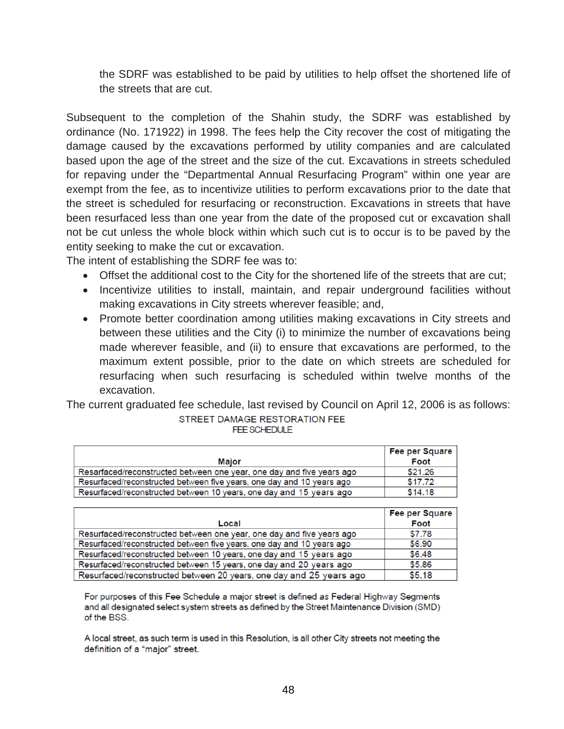the SDRF was established to be paid by utilities to help offset the shortened life of the streets that are cut.

Subsequent to the completion of the Shahin study, the SDRF was established by ordinance (No. 171922) in 1998. The fees help the City recover the cost of mitigating the damage caused by the excavations performed by utility companies and are calculated based upon the age of the street and the size of the cut. Excavations in streets scheduled for repaving under the "Departmental Annual Resurfacing Program" within one year are exempt from the fee, as to incentivize utilities to perform excavations prior to the date that the street is scheduled for resurfacing or reconstruction. Excavations in streets that have been resurfaced less than one year from the date of the proposed cut or excavation shall not be cut unless the whole block within which such cut is to occur is to be paved by the entity seeking to make the cut or excavation.

The intent of establishing the SDRF fee was to:

- Offset the additional cost to the City for the shortened life of the streets that are cut;
- Incentivize utilities to install, maintain, and repair underground facilities without making excavations in City streets wherever feasible; and,
- Promote better coordination among utilities making excavations in City streets and between these utilities and the City (i) to minimize the number of excavations being made wherever feasible, and (ii) to ensure that excavations are performed, to the maximum extent possible, prior to the date on which streets are scheduled for resurfacing when such resurfacing is scheduled within twelve months of the excavation.

The current graduated fee schedule, last revised by Council on April 12, 2006 is as follows:

STREET DAMAGE RESTORATION FEE
FEE SCHEDULE

| Major | Fee per Square Foot |
|---|---|
| Resarfaced/reconstructed between one year, one day and five years ago | $21.26 |
| Resurfaced/reconstructed between five years, one day and 10 years ago | $17.72 |
| Resurfaced/reconstructed between 10 years, one day and 15 years ago | $14.18 |

| Local | Fee per Square Foot |
|---|---|
| Resurfaced/reconstructed between one year, one day and five years ago | $7.78 |
| Resurfaced/reconstructed between five years, one day and 10 years ago | $6.90 |
| Resurfaced/reconstructed between 10 years, one day and 15 years ago | $6.48 |
| Resurfaced/reconstructed between 15 years, one day and 20 years ago | $5.86 |
| Resurfaced/reconstructed between 20 years, one day and 25 years ago | $5.18 |

For purposes of this Fee Schedule a major street is defined *as* Federal Highway Segments and all designated select system streets as defined by the Street Maintenance Division (SMD) of the BSS.

A local street, as such term is used in this Resolution, is all other City streets not meeting the definition of a "major" street.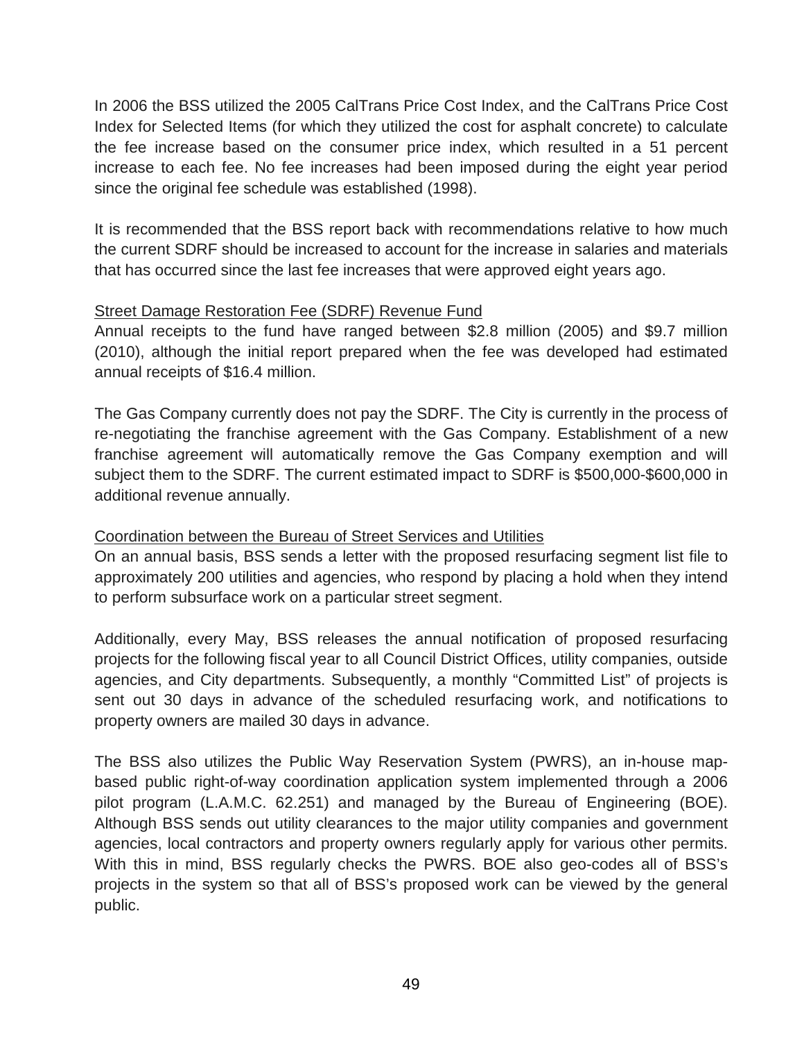In 2006 the BSS utilized the 2005 CalTrans Price Cost Index, and the CalTrans Price Cost Index for Selected Items (for which they utilized the cost for asphalt concrete) to calculate the fee increase based on the consumer price index, which resulted in a 51 percent increase to each fee. No fee increases had been imposed during the eight year period since the original fee schedule was established (1998).

It is recommended that the BSS report back with recommendations relative to how much the current SDRF should be increased to account for the increase in salaries and materials that has occurred since the last fee increases that were approved eight years ago.

Street Damage Restoration Fee (SDRF) Revenue Fund

Annual receipts to the fund have ranged between $2.8 million (2005) and $9.7 million (2010), although the initial report prepared when the fee was developed had estimated annual receipts of $16.4 million.

The Gas Company currently does not pay the SDRF. The City is currently in the process of re-negotiating the franchise agreement with the Gas Company. Establishment of a new franchise agreement will automatically remove the Gas Company exemption and will subject them to the SDRF. The current estimated impact to SDRF is $500,000-$600,000 in additional revenue annually.

Coordination between the Bureau of Street Services and Utilities

On an annual basis, BSS sends a letter with the proposed resurfacing segment list file to approximately 200 utilities and agencies, who respond by placing a hold when they intend to perform subsurface work on a particular street segment.

Additionally, every May, BSS releases the annual notification of proposed resurfacing projects for the following fiscal year to all Council District Offices, utility companies, outside agencies, and City departments. Subsequently, a monthly "Committed List" of projects is sent out 30 days in advance of the scheduled resurfacing work, and notifications to property owners are mailed 30 days in advance.

The BSS also utilizes the Public Way Reservation System (PWRS), an in-house map-based public right-of-way coordination application system implemented through a 2006 pilot program (L.A.M.C. 62.251) and managed by the Bureau of Engineering (BOE). Although BSS sends out utility clearances to the major utility companies and government agencies, local contractors and property owners regularly apply for various other permits. With this in mind, BSS regularly checks the PWRS. BOE also geo-codes all of BSS's projects in the system so that all of BSS's proposed work can be viewed by the general public.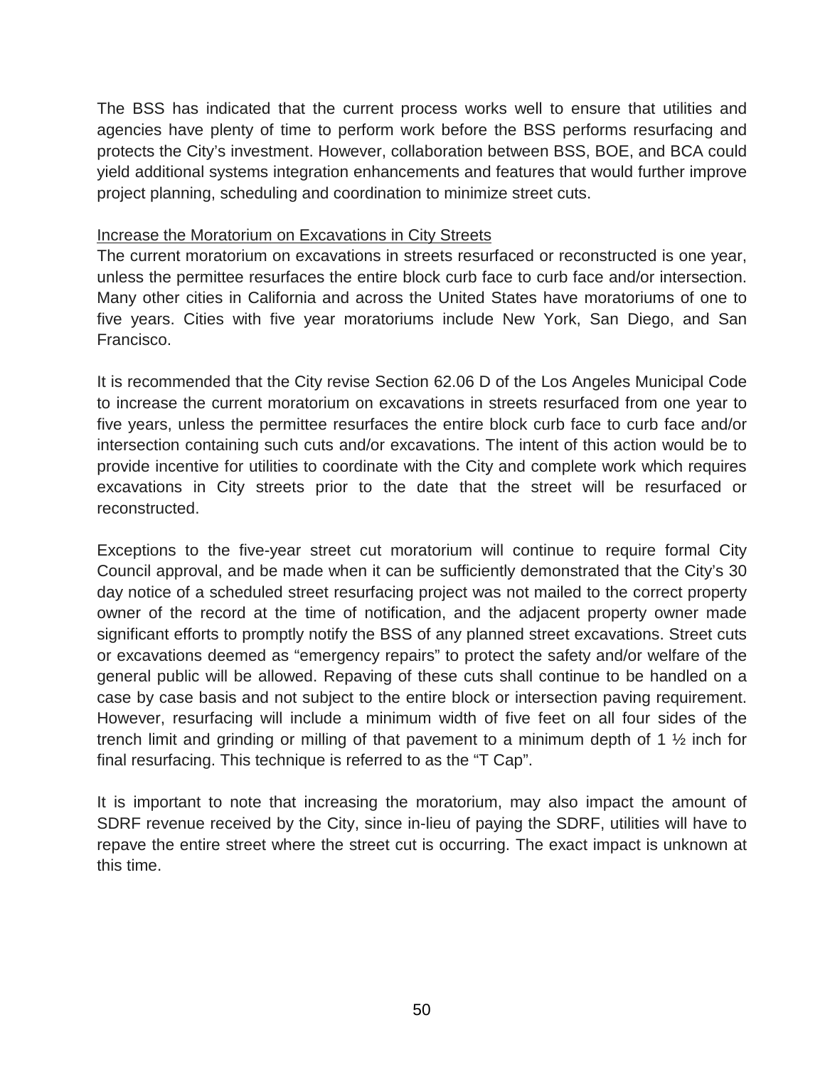The BSS has indicated that the current process works well to ensure that utilities and agencies have plenty of time to perform work before the BSS performs resurfacing and protects the City's investment. However, collaboration between BSS, BOE, and BCA could yield additional systems integration enhancements and features that would further improve project planning, scheduling and coordination to minimize street cuts.

<u>Increase the Moratorium on Excavations in City Streets</u>

The current moratorium on excavations in streets resurfaced or reconstructed is one year, unless the permittee resurfaces the entire block curb face to curb face and/or intersection. Many other cities in California and across the United States have moratoriums of one to five years. Cities with five year moratoriums include New York, San Diego, and San Francisco.

It is recommended that the City revise Section 62.06 D of the Los Angeles Municipal Code to increase the current moratorium on excavations in streets resurfaced from one year to five years, unless the permittee resurfaces the entire block curb face to curb face and/or intersection containing such cuts and/or excavations. The intent of this action would be to provide incentive for utilities to coordinate with the City and complete work which requires excavations in City streets prior to the date that the street will be resurfaced or reconstructed.

Exceptions to the five-year street cut moratorium will continue to require formal City Council approval, and be made when it can be sufficiently demonstrated that the City's 30 day notice of a scheduled street resurfacing project was not mailed to the correct property owner of the record at the time of notification, and the adjacent property owner made significant efforts to promptly notify the BSS of any planned street excavations. Street cuts or excavations deemed as "emergency repairs" to protect the safety and/or welfare of the general public will be allowed. Repaving of these cuts shall continue to be handled on a case by case basis and not subject to the entire block or intersection paving requirement. However, resurfacing will include a minimum width of five feet on all four sides of the trench limit and grinding or milling of that pavement to a minimum depth of 1 ½ inch for final resurfacing. This technique is referred to as the "T Cap".

It is important to note that increasing the moratorium, may also impact the amount of SDRF revenue received by the City, since in-lieu of paying the SDRF, utilities will have to repave the entire street where the street cut is occurring. The exact impact is unknown at this time.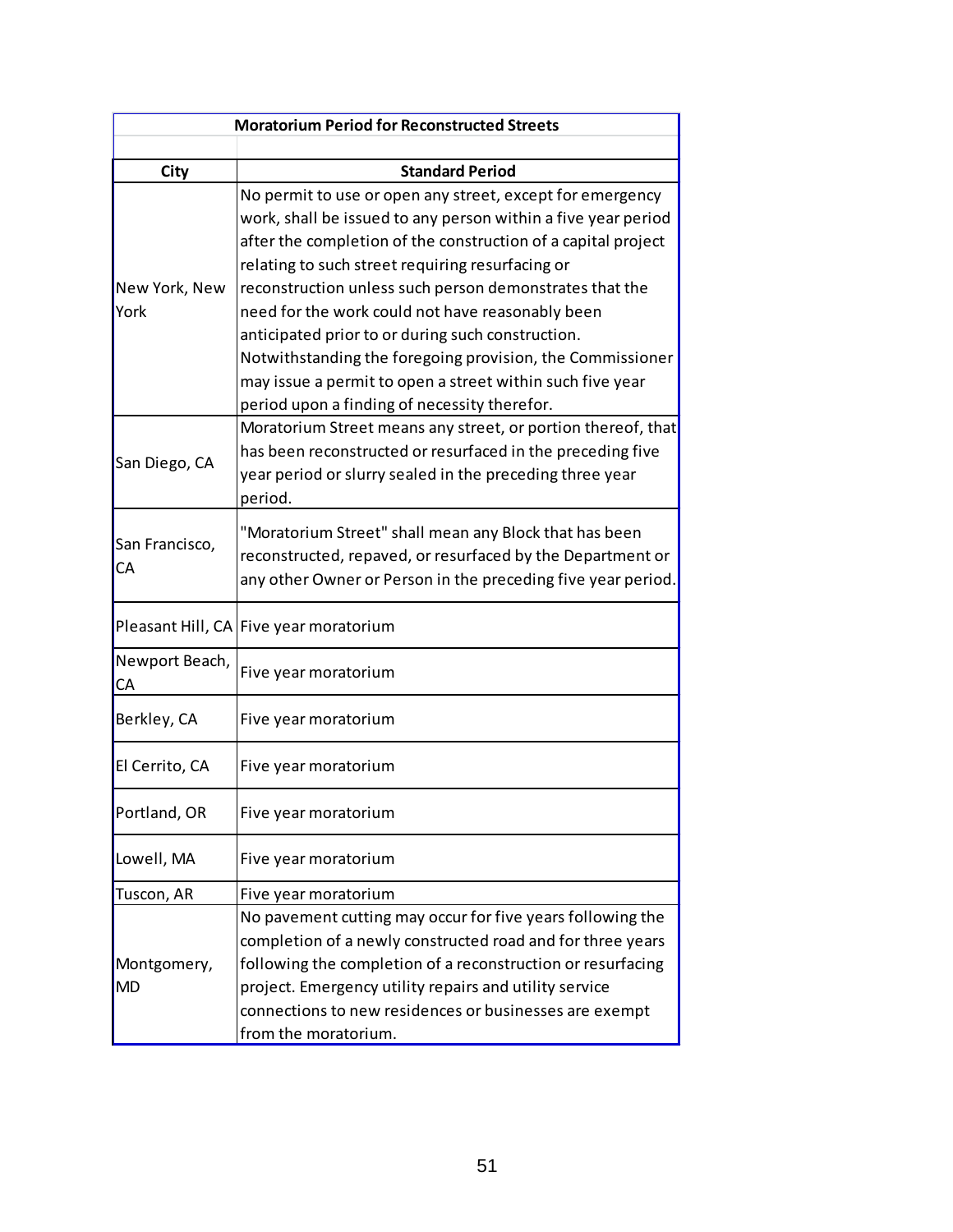| Moratorium Period for Reconstructed Streets | |
|---|---|
| **City** | **Standard Period** |
| New York, New York | No permit to use or open any street, except for emergency work, shall be issued to any person within a five year period after the completion of the construction of a capital project relating to such street requiring resurfacing or reconstruction unless such person demonstrates that the need for the work could not have reasonably been anticipated prior to or during such construction. Notwithstanding the foregoing provision, the Commissioner may issue a permit to open a street within such five year period upon a finding of necessity therefor. |
| San Diego, CA | Moratorium Street means any street, or portion thereof, that has been reconstructed or resurfaced in the preceding five year period or slurry sealed in the preceding three year period. |
| San Francisco, CA | "Moratorium Street" shall mean any Block that has been reconstructed, repaved, or resurfaced by the Department or any other Owner or Person in the preceding five year period. |
| Pleasant Hill, CA | Five year moratorium |
| Newport Beach, CA | Five year moratorium |
| Berkley, CA | Five year moratorium |
| El Cerrito, CA | Five year moratorium |
| Portland, OR | Five year moratorium |
| Lowell, MA | Five year moratorium |
| Tuscon, AR | Five year moratorium |
| Montgomery, MD | No pavement cutting may occur for five years following the completion of a newly constructed road and for three years following the completion of a reconstruction or resurfacing project. Emergency utility repairs and utility service connections to new residences or businesses are exempt from the moratorium. |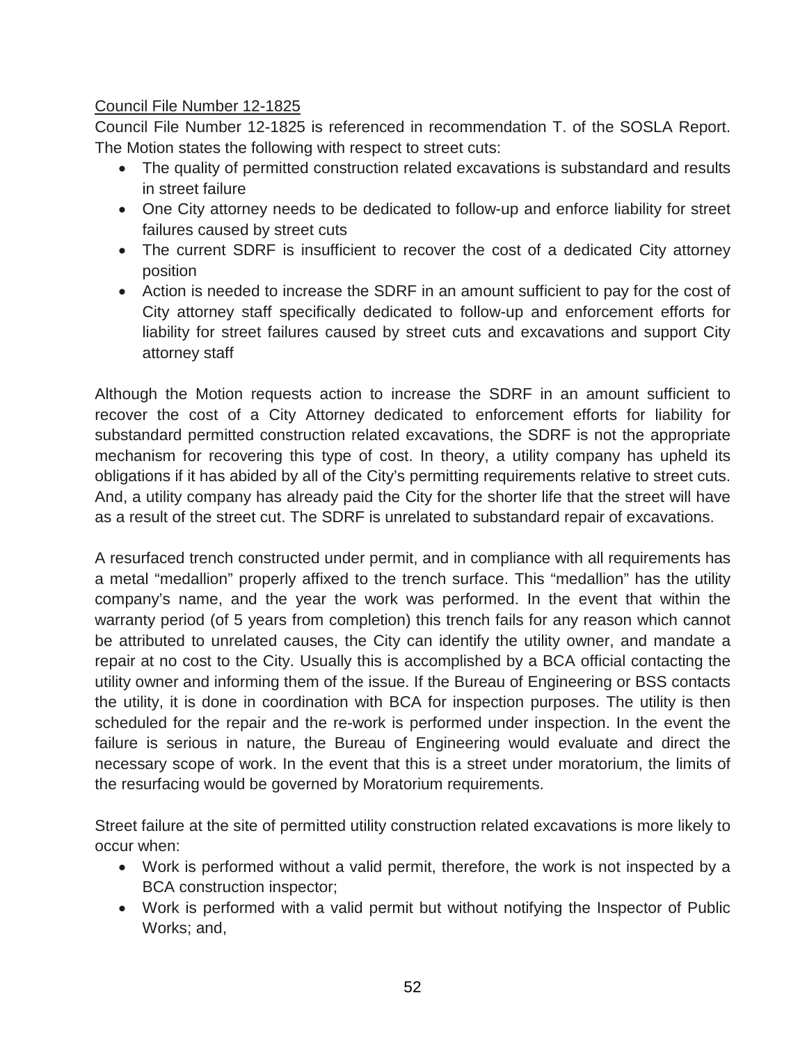Council File Number 12-1825

Council File Number 12-1825 is referenced in recommendation T. of the SOSLA Report. The Motion states the following with respect to street cuts:

- The quality of permitted construction related excavations is substandard and results in street failure
- One City attorney needs to be dedicated to follow-up and enforce liability for street failures caused by street cuts
- The current SDRF is insufficient to recover the cost of a dedicated City attorney position
- Action is needed to increase the SDRF in an amount sufficient to pay for the cost of City attorney staff specifically dedicated to follow-up and enforcement efforts for liability for street failures caused by street cuts and excavations and support City attorney staff

Although the Motion requests action to increase the SDRF in an amount sufficient to recover the cost of a City Attorney dedicated to enforcement efforts for liability for substandard permitted construction related excavations, the SDRF is not the appropriate mechanism for recovering this type of cost. In theory, a utility company has upheld its obligations if it has abided by all of the City's permitting requirements relative to street cuts. And, a utility company has already paid the City for the shorter life that the street will have as a result of the street cut. The SDRF is unrelated to substandard repair of excavations.

A resurfaced trench constructed under permit, and in compliance with all requirements has a metal "medallion" properly affixed to the trench surface. This "medallion" has the utility company's name, and the year the work was performed. In the event that within the warranty period (of 5 years from completion) this trench fails for any reason which cannot be attributed to unrelated causes, the City can identify the utility owner, and mandate a repair at no cost to the City. Usually this is accomplished by a BCA official contacting the utility owner and informing them of the issue. If the Bureau of Engineering or BSS contacts the utility, it is done in coordination with BCA for inspection purposes. The utility is then scheduled for the repair and the re-work is performed under inspection. In the event the failure is serious in nature, the Bureau of Engineering would evaluate and direct the necessary scope of work. In the event that this is a street under moratorium, the limits of the resurfacing would be governed by Moratorium requirements.

Street failure at the site of permitted utility construction related excavations is more likely to occur when:

- Work is performed without a valid permit, therefore, the work is not inspected by a BCA construction inspector;
- Work is performed with a valid permit but without notifying the Inspector of Public Works; and,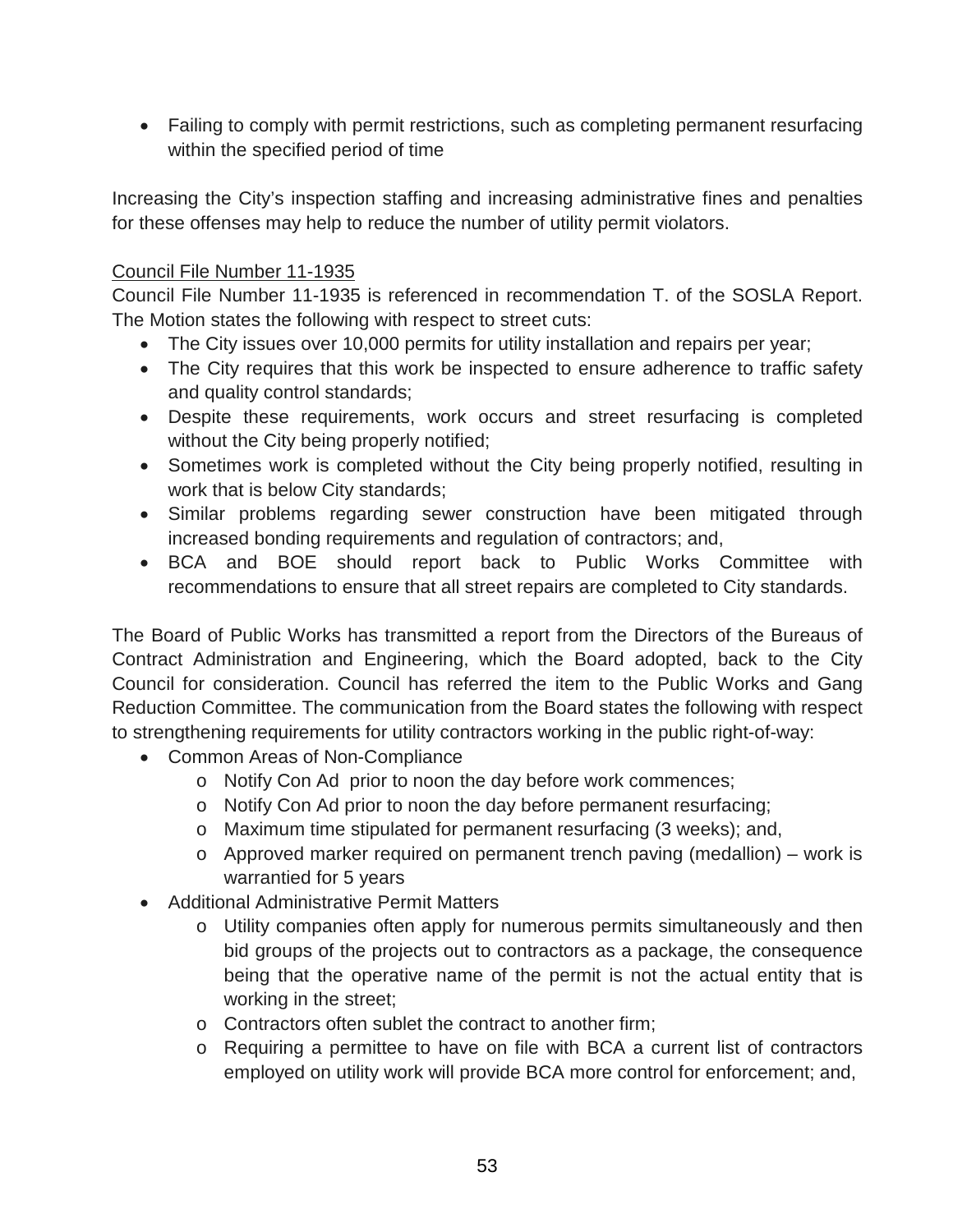- Failing to comply with permit restrictions, such as completing permanent resurfacing within the specified period of time

Increasing the City's inspection staffing and increasing administrative fines and penalties for these offenses may help to reduce the number of utility permit violators.

Council File Number 11-1935

Council File Number 11-1935 is referenced in recommendation T. of the SOSLA Report. The Motion states the following with respect to street cuts:

- The City issues over 10,000 permits for utility installation and repairs per year;
- The City requires that this work be inspected to ensure adherence to traffic safety and quality control standards;
- Despite these requirements, work occurs and street resurfacing is completed without the City being properly notified;
- Sometimes work is completed without the City being properly notified, resulting in work that is below City standards;
- Similar problems regarding sewer construction have been mitigated through increased bonding requirements and regulation of contractors; and,
- BCA and BOE should report back to Public Works Committee with recommendations to ensure that all street repairs are completed to City standards.

The Board of Public Works has transmitted a report from the Directors of the Bureaus of Contract Administration and Engineering, which the Board adopted, back to the City Council for consideration. Council has referred the item to the Public Works and Gang Reduction Committee. The communication from the Board states the following with respect to strengthening requirements for utility contractors working in the public right-of-way:

- Common Areas of Non-Compliance
  - Notify Con Ad prior to noon the day before work commences;
  - Notify Con Ad prior to noon the day before permanent resurfacing;
  - Maximum time stipulated for permanent resurfacing (3 weeks); and,
  - Approved marker required on permanent trench paving (medallion) – work is warrantied for 5 years
- Additional Administrative Permit Matters
  - Utility companies often apply for numerous permits simultaneously and then bid groups of the projects out to contractors as a package, the consequence being that the operative name of the permit is not the actual entity that is working in the street;
  - Contractors often sublet the contract to another firm;
  - Requiring a permittee to have on file with BCA a current list of contractors employed on utility work will provide BCA more control for enforcement; and,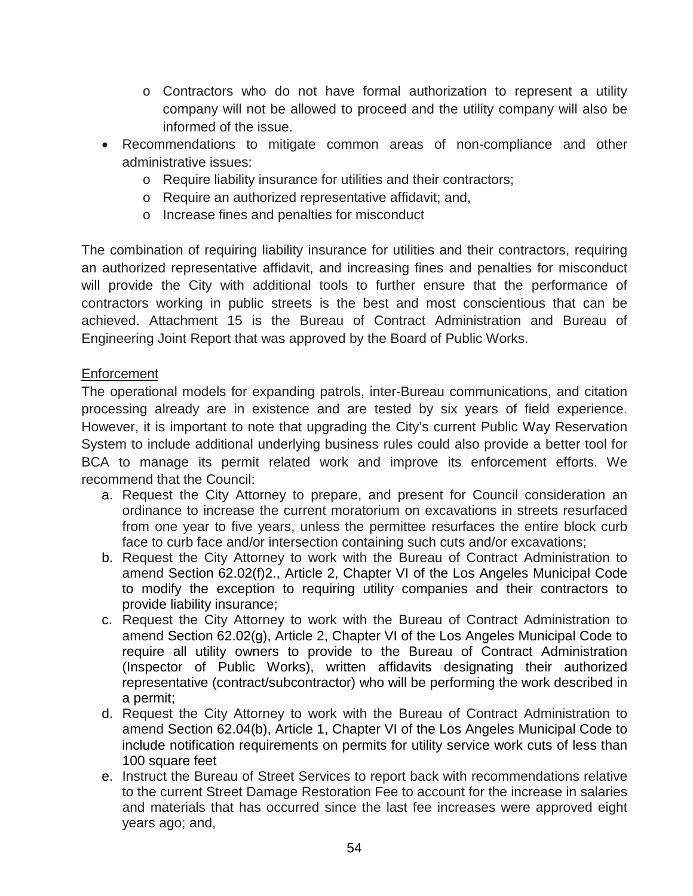- Contractors who do not have formal authorization to represent a utility company will not be allowed to proceed and the utility company will also be informed of the issue.
- Recommendations to mitigate common areas of non-compliance and other administrative issues:
    - Require liability insurance for utilities and their contractors;
    - Require an authorized representative affidavit; and,
    - Increase fines and penalties for misconduct

The combination of requiring liability insurance for utilities and their contractors, requiring an authorized representative affidavit, and increasing fines and penalties for misconduct will provide the City with additional tools to further ensure that the performance of contractors working in public streets is the best and most conscientious that can be achieved. Attachment 15 is the Bureau of Contract Administration and Bureau of Engineering Joint Report that was approved by the Board of Public Works.

<u>Enforcement</u>

The operational models for expanding patrols, inter-Bureau communications, and citation processing already are in existence and are tested by six years of field experience. However, it is important to note that upgrading the City's current Public Way Reservation System to include additional underlying business rules could also provide a better tool for BCA to manage its permit related work and improve its enforcement efforts. We recommend that the Council:

a. Request the City Attorney to prepare, and present for Council consideration an ordinance to increase the current moratorium on excavations in streets resurfaced from one year to five years, unless the permittee resurfaces the entire block curb face to curb face and/or intersection containing such cuts and/or excavations;
b. Request the City Attorney to work with the Bureau of Contract Administration to amend Section 62.02(f)2., Article 2, Chapter VI of the Los Angeles Municipal Code to modify the exception to requiring utility companies and their contractors to provide liability insurance;
c. Request the City Attorney to work with the Bureau of Contract Administration to amend Section 62.02(g), Article 2, Chapter VI of the Los Angeles Municipal Code to require all utility owners to provide to the Bureau of Contract Administration (Inspector of Public Works), written affidavits designating their authorized representative (contract/subcontractor) who will be performing the work described in a permit;
d. Request the City Attorney to work with the Bureau of Contract Administration to amend Section 62.04(b), Article 1, Chapter VI of the Los Angeles Municipal Code to include notification requirements on permits for utility service work cuts of less than 100 square feet
e. Instruct the Bureau of Street Services to report back with recommendations relative to the current Street Damage Restoration Fee to account for the increase in salaries and materials that has occurred since the last fee increases were approved eight years ago; and,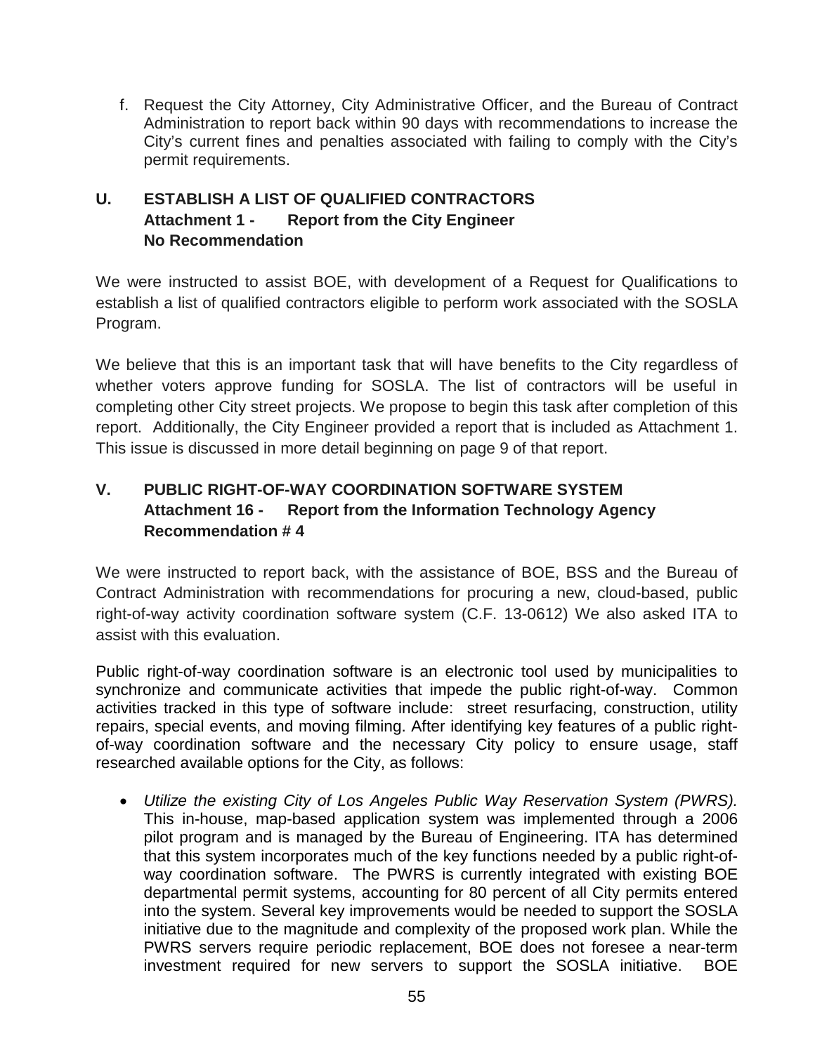f. Request the City Attorney, City Administrative Officer, and the Bureau of Contract Administration to report back within 90 days with recommendations to increase the City's current fines and penalties associated with failing to comply with the City's permit requirements.

## U. ESTABLISH A LIST OF QUALIFIED CONTRACTORS
**Attachment 1 - Report from the City Engineer**
**No Recommendation**

We were instructed to assist BOE, with development of a Request for Qualifications to establish a list of qualified contractors eligible to perform work associated with the SOSLA Program.

We believe that this is an important task that will have benefits to the City regardless of whether voters approve funding for SOSLA. The list of contractors will be useful in completing other City street projects. We propose to begin this task after completion of this report. Additionally, the City Engineer provided a report that is included as Attachment 1. This issue is discussed in more detail beginning on page 9 of that report.

## V. PUBLIC RIGHT-OF-WAY COORDINATION SOFTWARE SYSTEM
**Attachment 16 - Report from the Information Technology Agency**
**Recommendation # 4**

We were instructed to report back, with the assistance of BOE, BSS and the Bureau of Contract Administration with recommendations for procuring a new, cloud-based, public right-of-way activity coordination software system (C.F. 13-0612) We also asked ITA to assist with this evaluation.

Public right-of-way coordination software is an electronic tool used by municipalities to synchronize and communicate activities that impede the public right-of-way. Common activities tracked in this type of software include: street resurfacing, construction, utility repairs, special events, and moving filming. After identifying key features of a public right-of-way coordination software and the necessary City policy to ensure usage, staff researched available options for the City, as follows:

- *Utilize the existing City of Los Angeles Public Way Reservation System (PWRS).* This in-house, map-based application system was implemented through a 2006 pilot program and is managed by the Bureau of Engineering. ITA has determined that this system incorporates much of the key functions needed by a public right-of-way coordination software. The PWRS is currently integrated with existing BOE departmental permit systems, accounting for 80 percent of all City permits entered into the system. Several key improvements would be needed to support the SOSLA initiative due to the magnitude and complexity of the proposed work plan. While the PWRS servers require periodic replacement, BOE does not foresee a near-term investment required for new servers to support the SOSLA initiative. BOE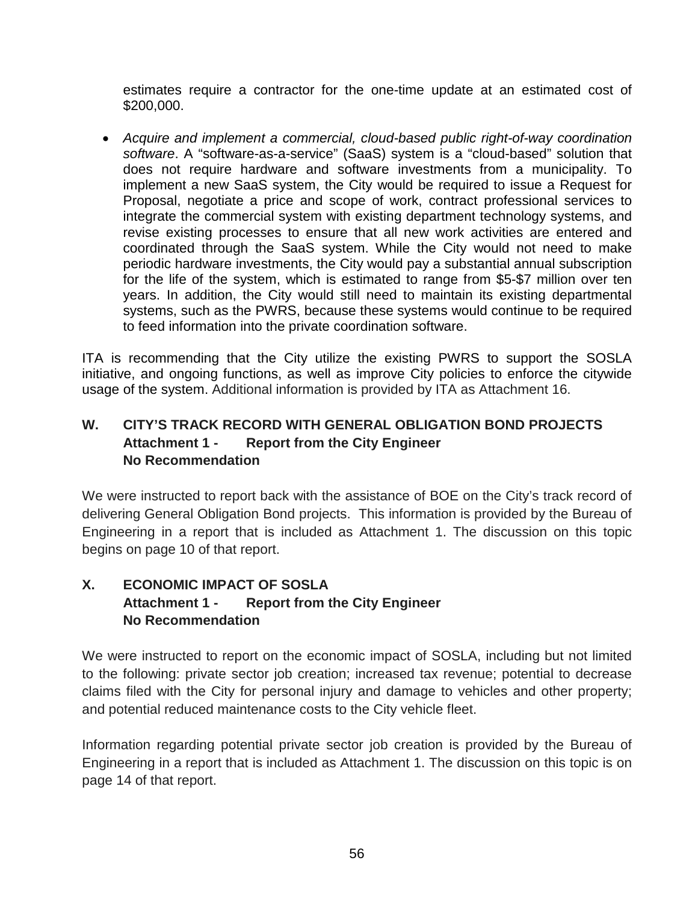estimates require a contractor for the one-time update at an estimated cost of $200,000.

- *Acquire and implement a commercial, cloud-based public right-of-way coordination software*. A "software-as-a-service" (SaaS) system is a "cloud-based" solution that does not require hardware and software investments from a municipality. To implement a new SaaS system, the City would be required to issue a Request for Proposal, negotiate a price and scope of work, contract professional services to integrate the commercial system with existing department technology systems, and revise existing processes to ensure that all new work activities are entered and coordinated through the SaaS system. While the City would not need to make periodic hardware investments, the City would pay a substantial annual subscription for the life of the system, which is estimated to range from $5-$7 million over ten years. In addition, the City would still need to maintain its existing departmental systems, such as the PWRS, because these systems would continue to be required to feed information into the private coordination software.

ITA is recommending that the City utilize the existing PWRS to support the SOSLA initiative, and ongoing functions, as well as improve City policies to enforce the citywide usage of the system. Additional information is provided by ITA as Attachment 16.

### W. CITY'S TRACK RECORD WITH GENERAL OBLIGATION BOND PROJECTS
**Attachment 1 - Report from the City Engineer**
**No Recommendation**

We were instructed to report back with the assistance of BOE on the City's track record of delivering General Obligation Bond projects. This information is provided by the Bureau of Engineering in a report that is included as Attachment 1. The discussion on this topic begins on page 10 of that report.

### X. ECONOMIC IMPACT OF SOSLA
**Attachment 1 - Report from the City Engineer**
**No Recommendation**

We were instructed to report on the economic impact of SOSLA, including but not limited to the following: private sector job creation; increased tax revenue; potential to decrease claims filed with the City for personal injury and damage to vehicles and other property; and potential reduced maintenance costs to the City vehicle fleet.

Information regarding potential private sector job creation is provided by the Bureau of Engineering in a report that is included as Attachment 1. The discussion on this topic is on page 14 of that report.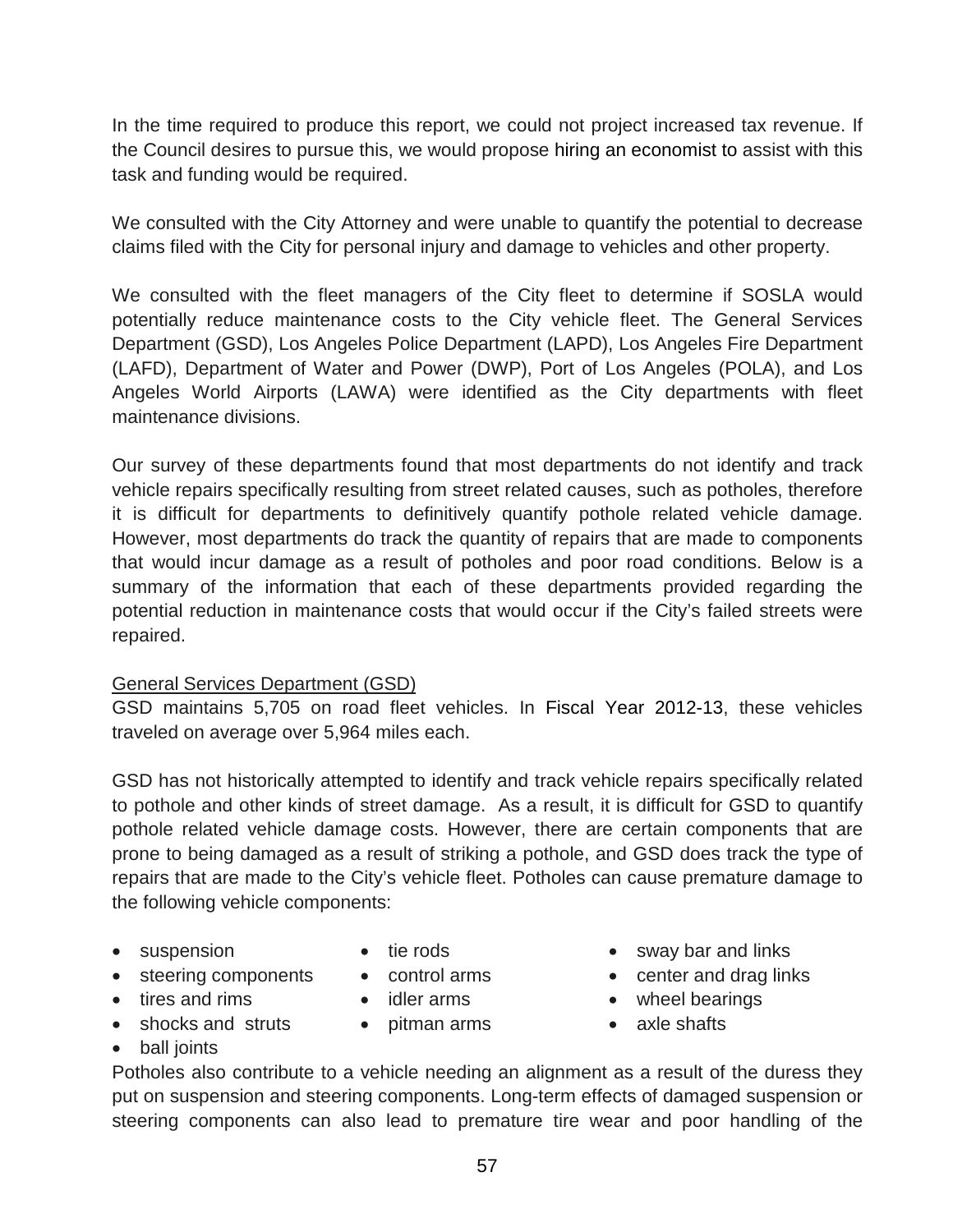In the time required to produce this report, we could not project increased tax revenue. If the Council desires to pursue this, we would propose hiring an economist to assist with this task and funding would be required.

We consulted with the City Attorney and were unable to quantify the potential to decrease claims filed with the City for personal injury and damage to vehicles and other property.

We consulted with the fleet managers of the City fleet to determine if SOSLA would potentially reduce maintenance costs to the City vehicle fleet. The General Services Department (GSD), Los Angeles Police Department (LAPD), Los Angeles Fire Department (LAFD), Department of Water and Power (DWP), Port of Los Angeles (POLA), and Los Angeles World Airports (LAWA) were identified as the City departments with fleet maintenance divisions.

Our survey of these departments found that most departments do not identify and track vehicle repairs specifically resulting from street related causes, such as potholes, therefore it is difficult for departments to definitively quantify pothole related vehicle damage. However, most departments do track the quantity of repairs that are made to components that would incur damage as a result of potholes and poor road conditions. Below is a summary of the information that each of these departments provided regarding the potential reduction in maintenance costs that would occur if the City's failed streets were repaired.

General Services Department (GSD)

GSD maintains 5,705 on road fleet vehicles. In Fiscal Year 2012-13, these vehicles traveled on average over 5,964 miles each.

GSD has not historically attempted to identify and track vehicle repairs specifically related to pothole and other kinds of street damage. As a result, it is difficult for GSD to quantify pothole related vehicle damage costs. However, there are certain components that are prone to being damaged as a result of striking a pothole, and GSD does track the type of repairs that are made to the City's vehicle fleet. Potholes can cause premature damage to the following vehicle components:

- suspension
- steering components
- tires and rims
- shocks and struts
- ball joints
- tie rods
- control arms
- idler arms
- pitman arms
- sway bar and links
- center and drag links
- wheel bearings
- axle shafts

Potholes also contribute to a vehicle needing an alignment as a result of the duress they put on suspension and steering components. Long-term effects of damaged suspension or steering components can also lead to premature tire wear and poor handling of the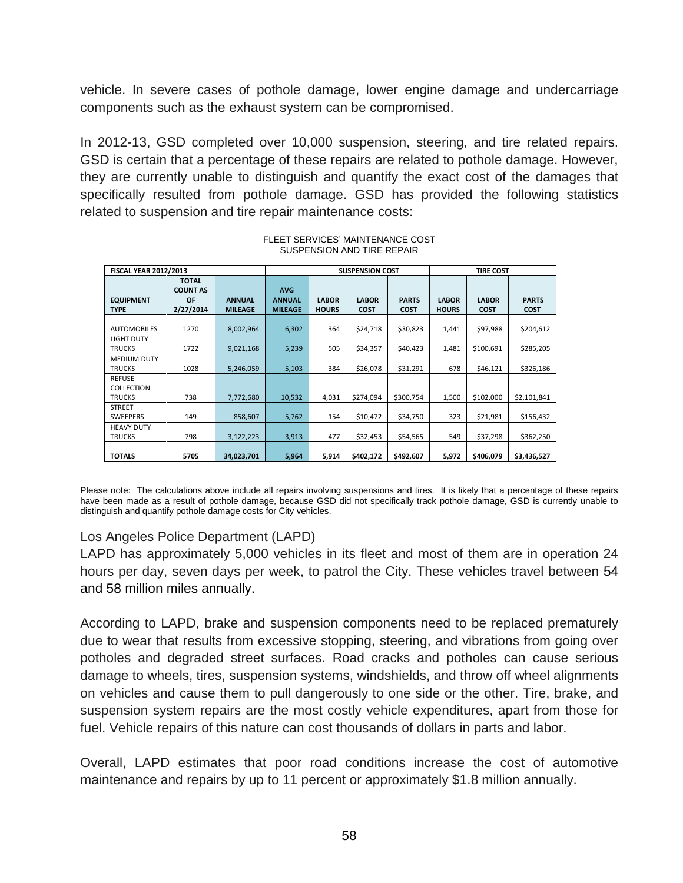vehicle. In severe cases of pothole damage, lower engine damage and undercarriage components such as the exhaust system can be compromised.

In 2012-13, GSD completed over 10,000 suspension, steering, and tire related repairs. GSD is certain that a percentage of these repairs are related to pothole damage. However, they are currently unable to distinguish and quantify the exact cost of the damages that specifically resulted from pothole damage. GSD has provided the following statistics related to suspension and tire repair maintenance costs:

FLEET SERVICES' MAINTENANCE COST
SUSPENSION AND TIRE REPAIR

| FISCAL YEAR 2012/2013 | | | | SUSPENSION COST | | | TIRE COST | | |
|---|---|---|---|---|---|---|---|---|---|
| EQUIPMENT TYPE | TOTAL COUNT AS OF 2/27/2014 | ANNUAL MILEAGE | AVG ANNUAL MILEAGE | LABOR HOURS | LABOR COST | PARTS COST | LABOR HOURS | LABOR COST | PARTS COST |
| AUTOMOBILES | 1270 | 8,002,964 | 6,302 | 364 | $24,718 | $30,823 | 1,441 | $97,988 | $204,612 |
| LIGHT DUTY TRUCKS | 1722 | 9,021,168 | 5,239 | 505 | $34,357 | $40,423 | 1,481 | $100,691 | $285,205 |
| MEDIUM DUTY TRUCKS | 1028 | 5,246,059 | 5,103 | 384 | $26,078 | $31,291 | 678 | $46,121 | $326,186 |
| REFUSE COLLECTION TRUCKS | 738 | 7,772,680 | 10,532 | 4,031 | $274,094 | $300,754 | 1,500 | $102,000 | $2,101,841 |
| STREET SWEEPERS | 149 | 858,607 | 5,762 | 154 | $10,472 | $34,750 | 323 | $21,981 | $156,432 |
| HEAVY DUTY TRUCKS | 798 | 3,122,223 | 3,913 | 477 | $32,453 | $54,565 | 549 | $37,298 | $362,250 |
| **TOTALS** | **5705** | **34,023,701** | **5,964** | **5,914** | **$402,172** | **$492,607** | **5,972** | **$406,079** | **$3,436,527** |

Please note: The calculations above include all repairs involving suspensions and tires. It is likely that a percentage of these repairs have been made as a result of pothole damage, because GSD did not specifically track pothole damage, GSD is currently unable to distinguish and quantify pothole damage costs for City vehicles.

Los Angeles Police Department (LAPD)

LAPD has approximately 5,000 vehicles in its fleet and most of them are in operation 24 hours per day, seven days per week, to patrol the City. These vehicles travel between 54 and 58 million miles annually.

According to LAPD, brake and suspension components need to be replaced prematurely due to wear that results from excessive stopping, steering, and vibrations from going over potholes and degraded street surfaces. Road cracks and potholes can cause serious damage to wheels, tires, suspension systems, windshields, and throw off wheel alignments on vehicles and cause them to pull dangerously to one side or the other. Tire, brake, and suspension system repairs are the most costly vehicle expenditures, apart from those for fuel. Vehicle repairs of this nature can cost thousands of dollars in parts and labor.

Overall, LAPD estimates that poor road conditions increase the cost of automotive maintenance and repairs by up to 11 percent or approximately $1.8 million annually.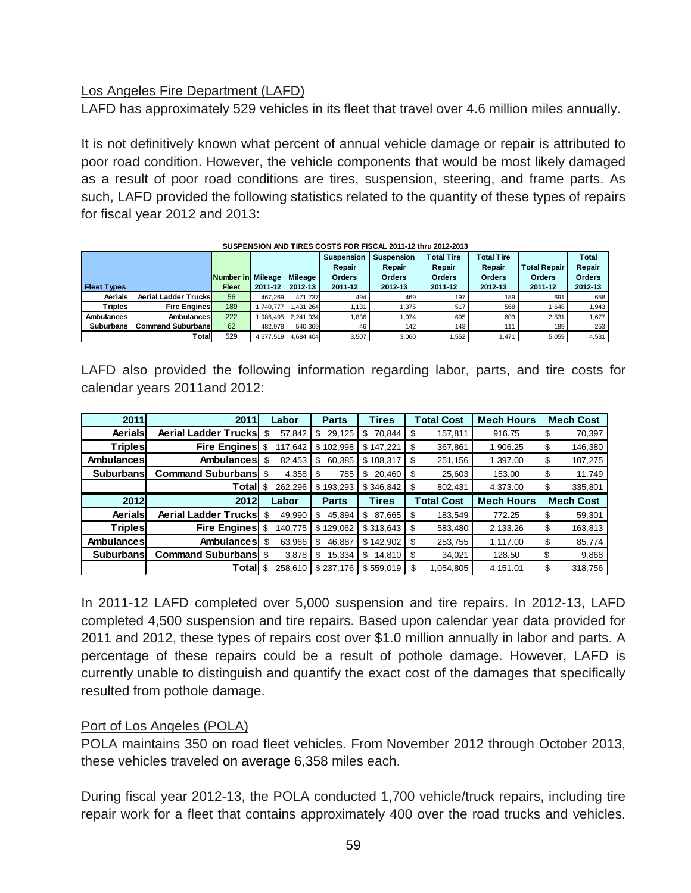Los Angeles Fire Department (LAFD)

LAFD has approximately 529 vehicles in its fleet that travel over 4.6 million miles annually.

It is not definitively known what percent of annual vehicle damage or repair is attributed to poor road condition. However, the vehicle components that would be most likely damaged as a result of poor road conditions are tires, suspension, steering, and frame parts. As such, LAFD provided the following statistics related to the quantity of these types of repairs for fiscal year 2012 and 2013:

**SUSPENSION AND TIRES COSTS FOR FISCAL 2011-12 thru 2012-13**

| Fleet Types | | Number in Fleet | Mileage 2011-12 | Mileage 2012-13 | Suspension Repair Orders 2011-12 | Suspension Repair Orders 2012-13 | Total Tire Repair Orders 2011-12 | Total Tire Repair Orders 2012-13 | Total Repair Orders 2011-12 | Total Repair Orders 2012-13 |
|---|---|---|---|---|---|---|---|---|---|---|
| Aerials | Aerial Ladder Trucks | 56 | 467,269 | 471,737 | 494 | 469 | 197 | 189 | 691 | 658 |
| Triples | Fire Engines | 189 | 1,740,777 | 1,431,264 | 1,131 | 1,375 | 517 | 568 | 1,648 | 1,943 |
| Ambulances | Ambulances | 222 | 1,986,495 | 2,241,034 | 1,836 | 1,074 | 695 | 603 | 2,531 | 1,677 |
| Suburbans | Command Suburbans | 62 | 482,978 | 540,369 | 46 | 142 | 143 | 111 | 189 | 253 |
| | Total | 529 | 4,677,519 | 4,684,404 | 3,507 | 3,060 | 1,552 | 1,471 | 5,059 | 4,531 |

LAFD also provided the following information regarding labor, parts, and tire costs for calendar years 2011and 2012:

| 2011 | 2011 | Labor | Parts | Tires | Total Cost | Mech Hours | Mech Cost |
|---|---|---|---|---|---|---|---|
| Aerials | Aerial Ladder Trucks | $ 57,842 | $ 29,125 | $ 70,844 | $ 157,811 | 916.75 | $ 70,397 |
| Triples | Fire Engines | $ 117,642 | $ 102,998 | $ 147,221 | $ 367,861 | 1,906.25 | $ 146,380 |
| Ambulances | Ambulances | $ 82,453 | $ 60,385 | $ 108,317 | $ 251,156 | 1,397.00 | $ 107,275 |
| Suburbans | Command Suburbans | $ 4,358 | $ 785 | $ 20,460 | $ 25,603 | 153.00 | $ 11,749 |
| | Total | $ 262,296 | $ 193,293 | $ 346,842 | $ 802,431 | 4,373.00 | $ 335,801 |
| **2012** | **2012** | **Labor** | **Parts** | **Tires** | **Total Cost** | **Mech Hours** | **Mech Cost** |
| Aerials | Aerial Ladder Trucks | $ 49,990 | $ 45,894 | $ 87,665 | $ 183,549 | 772.25 | $ 59,301 |
| Triples | Fire Engines | $ 140,775 | $ 129,062 | $ 313,643 | $ 583,480 | 2,133.26 | $ 163,813 |
| Ambulances | Ambulances | $ 63,966 | $ 46,887 | $ 142,902 | $ 253,755 | 1,117.00 | $ 85,774 |
| Suburbans | Command Suburbans | $ 3,878 | $ 15,334 | $ 14,810 | $ 34,021 | 128.50 | $ 9,868 |
| | Total | $ 258,610 | $ 237,176 | $ 559,019 | $ 1,054,805 | 4,151.01 | $ 318,756 |

In 2011-12 LAFD completed over 5,000 suspension and tire repairs. In 2012-13, LAFD completed 4,500 suspension and tire repairs. Based upon calendar year data provided for 2011 and 2012, these types of repairs cost over $1.0 million annually in labor and parts. A percentage of these repairs could be a result of pothole damage. However, LAFD is currently unable to distinguish and quantify the exact cost of the damages that specifically resulted from pothole damage.

Port of Los Angeles (POLA)

POLA maintains 350 on road fleet vehicles. From November 2012 through October 2013, these vehicles traveled on average 6,358 miles each.

During fiscal year 2012-13, the POLA conducted 1,700 vehicle/truck repairs, including tire repair work for a fleet that contains approximately 400 over the road trucks and vehicles.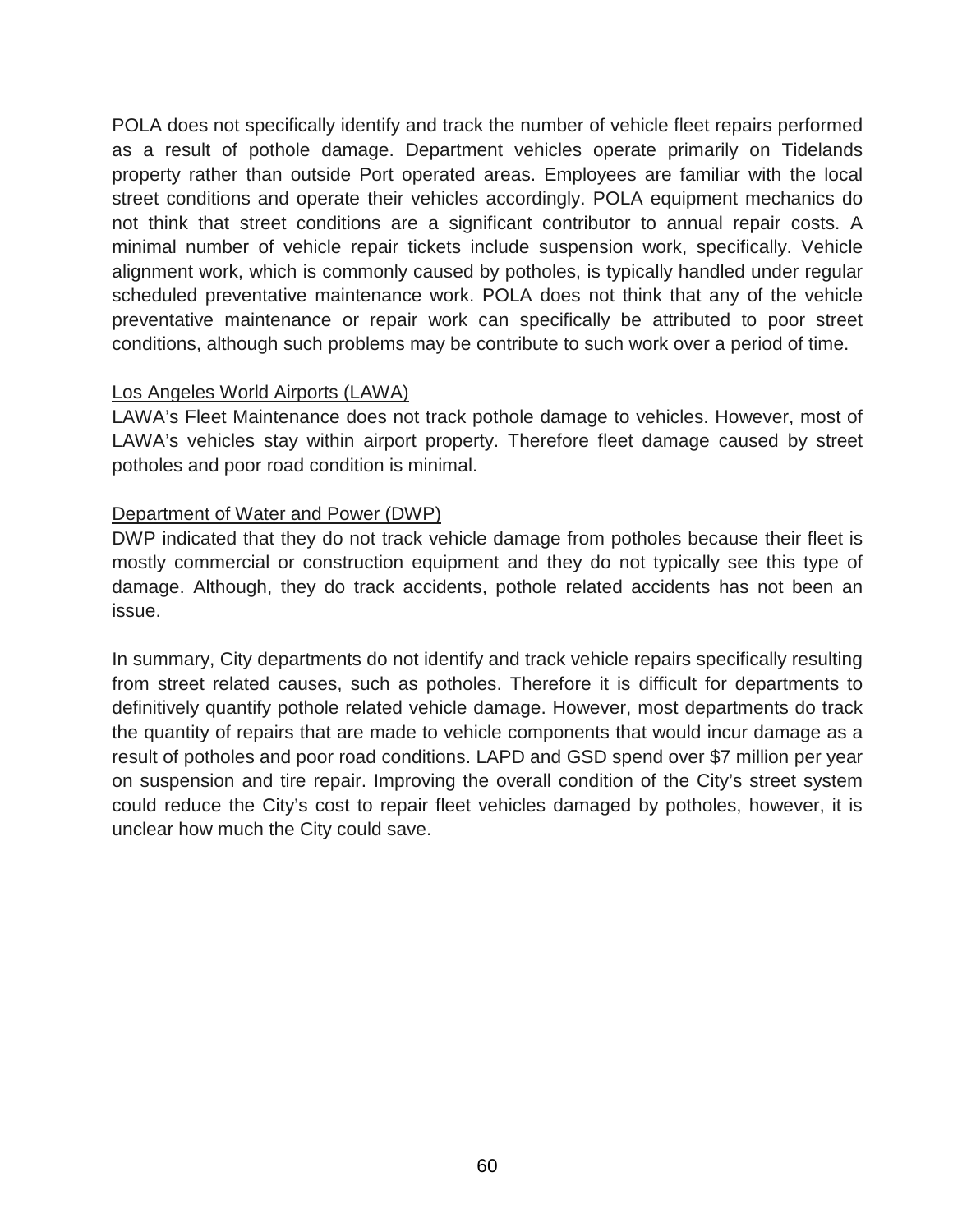POLA does not specifically identify and track the number of vehicle fleet repairs performed as a result of pothole damage. Department vehicles operate primarily on Tidelands property rather than outside Port operated areas. Employees are familiar with the local street conditions and operate their vehicles accordingly. POLA equipment mechanics do not think that street conditions are a significant contributor to annual repair costs. A minimal number of vehicle repair tickets include suspension work, specifically. Vehicle alignment work, which is commonly caused by potholes, is typically handled under regular scheduled preventative maintenance work. POLA does not think that any of the vehicle preventative maintenance or repair work can specifically be attributed to poor street conditions, although such problems may be contribute to such work over a period of time.

<u>Los Angeles World Airports (LAWA)</u>

LAWA's Fleet Maintenance does not track pothole damage to vehicles. However, most of LAWA's vehicles stay within airport property. Therefore fleet damage caused by street potholes and poor road condition is minimal.

<u>Department of Water and Power (DWP)</u>

DWP indicated that they do not track vehicle damage from potholes because their fleet is mostly commercial or construction equipment and they do not typically see this type of damage. Although, they do track accidents, pothole related accidents has not been an issue.

In summary, City departments do not identify and track vehicle repairs specifically resulting from street related causes, such as potholes. Therefore it is difficult for departments to definitively quantify pothole related vehicle damage. However, most departments do track the quantity of repairs that are made to vehicle components that would incur damage as a result of potholes and poor road conditions. LAPD and GSD spend over $7 million per year on suspension and tire repair. Improving the overall condition of the City's street system could reduce the City's cost to repair fleet vehicles damaged by potholes, however, it is unclear how much the City could save.